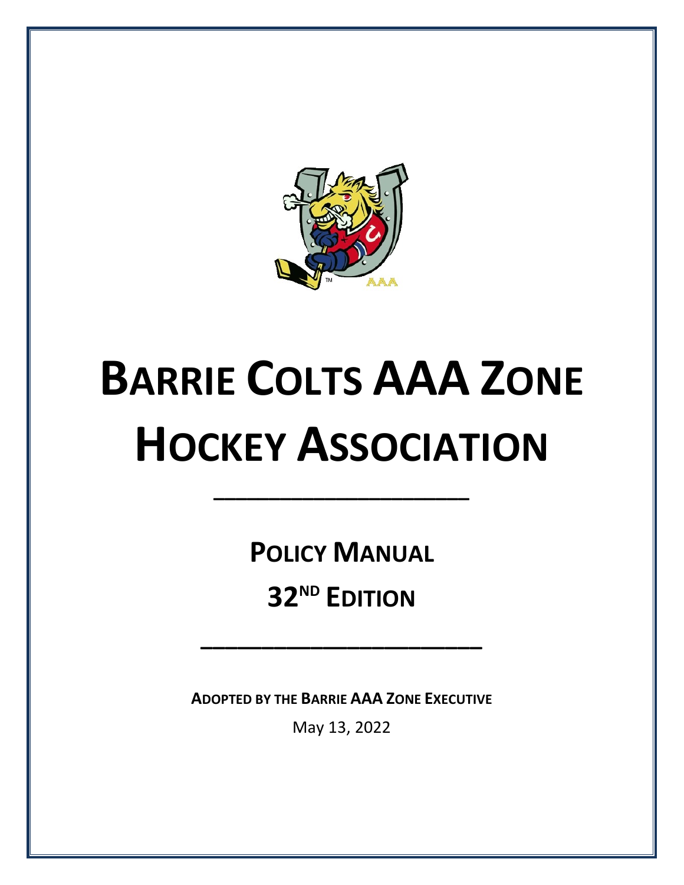# BARRIE COLTS AAA ZONE HOCKEY ASSOCIATION

---

## POLICY MANUAL

## 32ND EDITION

---

**ADOPTED BY THE BARRIE AAA ZONE EXECUTIVE**

May 13, 2022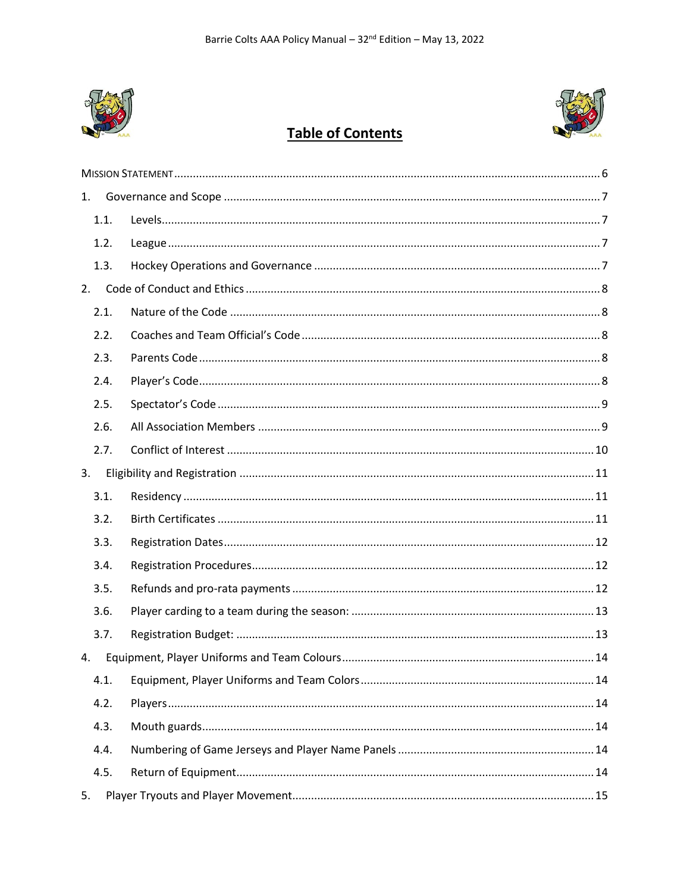# Table of Contents

MISSION STATEMENT ........ 6

1. Governance and Scope ........ 7
   - 1.1. Levels ........ 7
   - 1.2. League ........ 7
   - 1.3. Hockey Operations and Governance ........ 7
2. Code of Conduct and Ethics ........ 8
   - 2.1. Nature of the Code ........ 8
   - 2.2. Coaches and Team Official's Code ........ 8
   - 2.3. Parents Code ........ 8
   - 2.4. Player's Code ........ 8
   - 2.5. Spectator's Code ........ 9
   - 2.6. All Association Members ........ 9
   - 2.7. Conflict of Interest ........ 10
3. Eligibility and Registration ........ 11
   - 3.1. Residency ........ 11
   - 3.2. Birth Certificates ........ 11
   - 3.3. Registration Dates ........ 12
   - 3.4. Registration Procedures ........ 12
   - 3.5. Refunds and pro-rata payments ........ 12
   - 3.6. Player carding to a team during the season: ........ 13
   - 3.7. Registration Budget: ........ 13
4. Equipment, Player Uniforms and Team Colours ........ 14
   - 4.1. Equipment, Player Uniforms and Team Colors ........ 14
   - 4.2. Players ........ 14
   - 4.3. Mouth guards ........ 14
   - 4.4. Numbering of Game Jerseys and Player Name Panels ........ 14
   - 4.5. Return of Equipment ........ 14
5. Player Tryouts and Player Movement ........ 15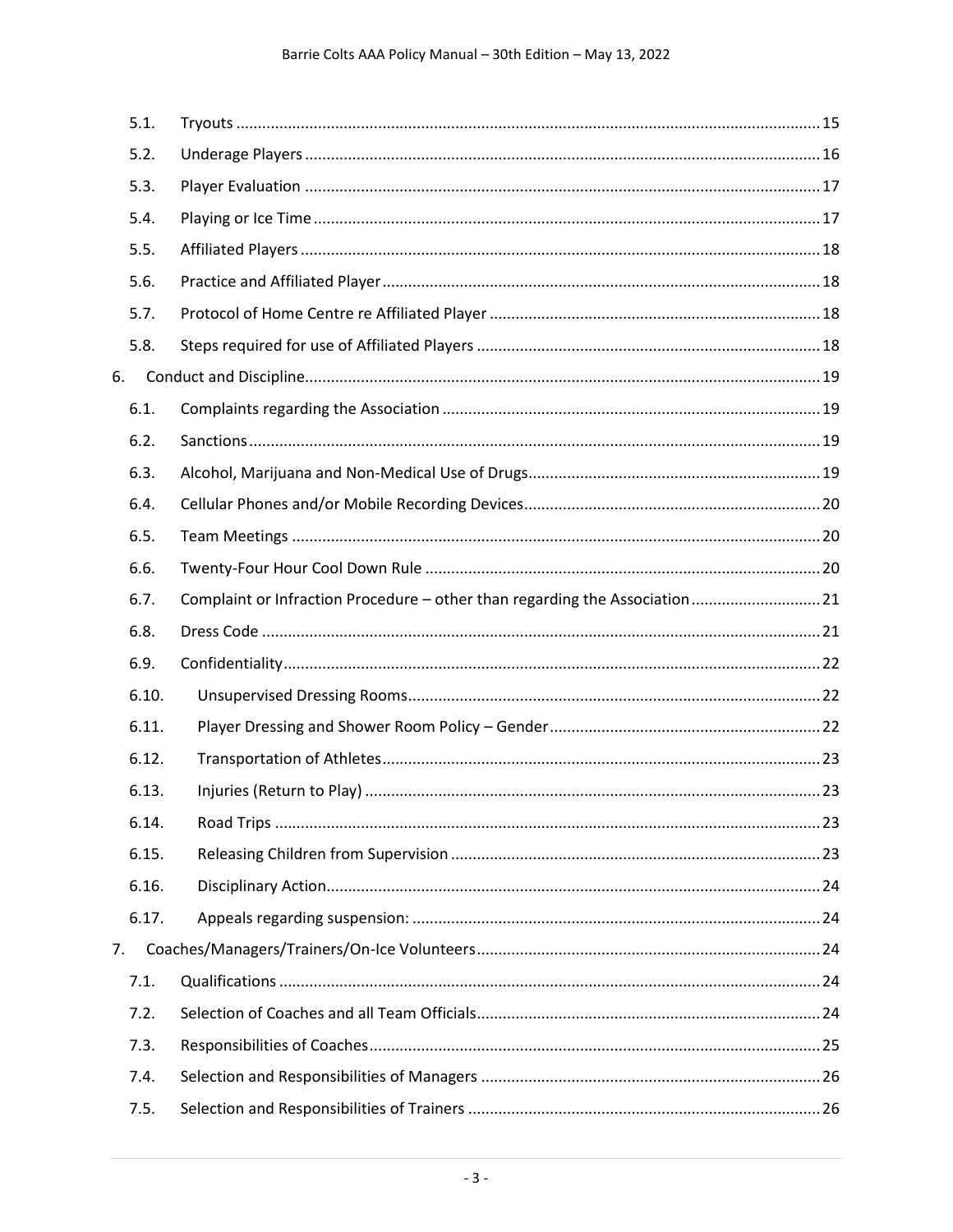| | | |
|---|---|---|
| 5.1. | Tryouts | 15 |
| 5.2. | Underage Players | 16 |
| 5.3. | Player Evaluation | 17 |
| 5.4. | Playing or Ice Time | 17 |
| 5.5. | Affiliated Players | 18 |
| 5.6. | Practice and Affiliated Player | 18 |
| 5.7. | Protocol of Home Centre re Affiliated Player | 18 |
| 5.8. | Steps required for use of Affiliated Players | 18 |
| 6. | Conduct and Discipline | 19 |
| 6.1. | Complaints regarding the Association | 19 |
| 6.2. | Sanctions | 19 |
| 6.3. | Alcohol, Marijuana and Non-Medical Use of Drugs | 19 |
| 6.4. | Cellular Phones and/or Mobile Recording Devices | 20 |
| 6.5. | Team Meetings | 20 |
| 6.6. | Twenty-Four Hour Cool Down Rule | 20 |
| 6.7. | Complaint or Infraction Procedure – other than regarding the Association | 21 |
| 6.8. | Dress Code | 21 |
| 6.9. | Confidentiality | 22 |
| 6.10. | Unsupervised Dressing Rooms | 22 |
| 6.11. | Player Dressing and Shower Room Policy – Gender | 22 |
| 6.12. | Transportation of Athletes | 23 |
| 6.13. | Injuries (Return to Play) | 23 |
| 6.14. | Road Trips | 23 |
| 6.15. | Releasing Children from Supervision | 23 |
| 6.16. | Disciplinary Action | 24 |
| 6.17. | Appeals regarding suspension: | 24 |
| 7. | Coaches/Managers/Trainers/On-Ice Volunteers | 24 |
| 7.1. | Qualifications | 24 |
| 7.2. | Selection of Coaches and all Team Officials | 24 |
| 7.3. | Responsibilities of Coaches | 25 |
| 7.4. | Selection and Responsibilities of Managers | 26 |
| 7.5. | Selection and Responsibilities of Trainers | 26 |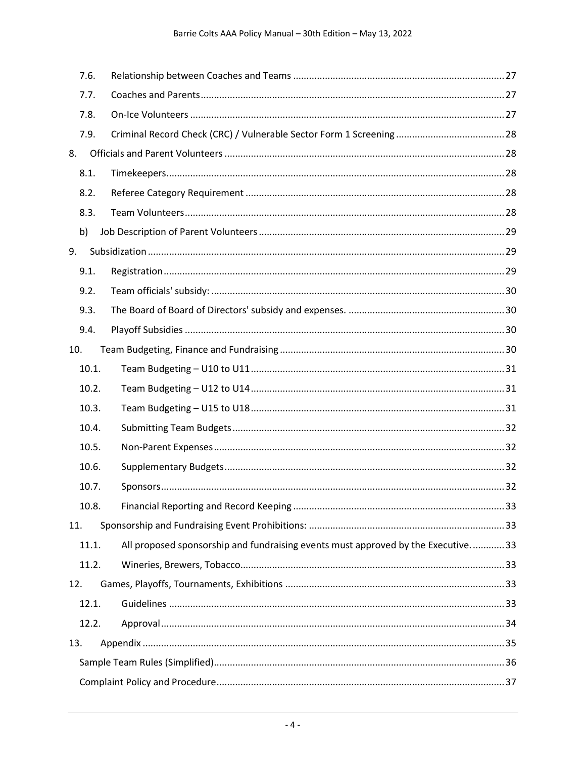| | | |
|---|---|---|
| 7.6. | Relationship between Coaches and Teams | 27 |
| 7.7. | Coaches and Parents | 27 |
| 7.8. | On-Ice Volunteers | 27 |
| 7.9. | Criminal Record Check (CRC) / Vulnerable Sector Form 1 Screening | 28 |
| 8. | Officials and Parent Volunteers | 28 |
| 8.1. | Timekeepers | 28 |
| 8.2. | Referee Category Requirement | 28 |
| 8.3. | Team Volunteers | 28 |
| b) | Job Description of Parent Volunteers | 29 |
| 9. | Subsidization | 29 |
| 9.1. | Registration | 29 |
| 9.2. | Team officials' subsidy: | 30 |
| 9.3. | The Board of Board of Directors' subsidy and expenses. | 30 |
| 9.4. | Playoff Subsidies | 30 |
| 10. | Team Budgeting, Finance and Fundraising | 30 |
| 10.1. | Team Budgeting – U10 to U11 | 31 |
| 10.2. | Team Budgeting – U12 to U14 | 31 |
| 10.3. | Team Budgeting – U15 to U18 | 31 |
| 10.4. | Submitting Team Budgets | 32 |
| 10.5. | Non-Parent Expenses | 32 |
| 10.6. | Supplementary Budgets | 32 |
| 10.7. | Sponsors | 32 |
| 10.8. | Financial Reporting and Record Keeping | 33 |
| 11. | Sponsorship and Fundraising Event Prohibitions: | 33 |
| 11.1. | All proposed sponsorship and fundraising events must approved by the Executive. | 33 |
| 11.2. | Wineries, Brewers, Tobacco | 33 |
| 12. | Games, Playoffs, Tournaments, Exhibitions | 33 |
| 12.1. | Guidelines | 33 |
| 12.2. | Approval | 34 |
| 13. | Appendix | 35 |
| | Sample Team Rules (Simplified) | 36 |
| | Complaint Policy and Procedure | 37 |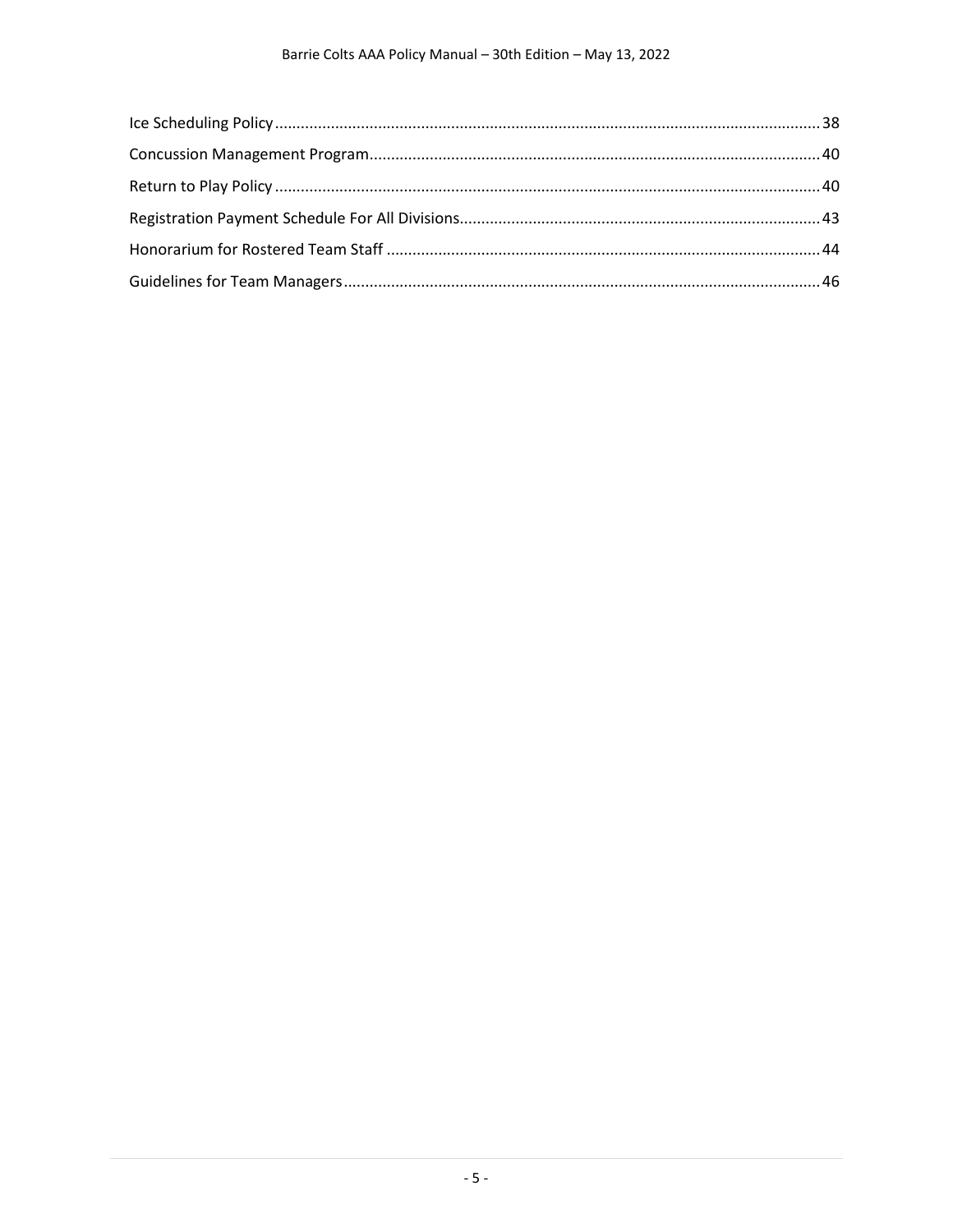Ice Scheduling Policy............................................................................................................................38

Concussion Management Program.......................................................................................................40

Return to Play Policy ............................................................................................................................40

Registration Payment Schedule For All Divisions..................................................................................43

Honorarium for Rostered Team Staff ....................................................................................................44

Guidelines for Team Managers.............................................................................................................46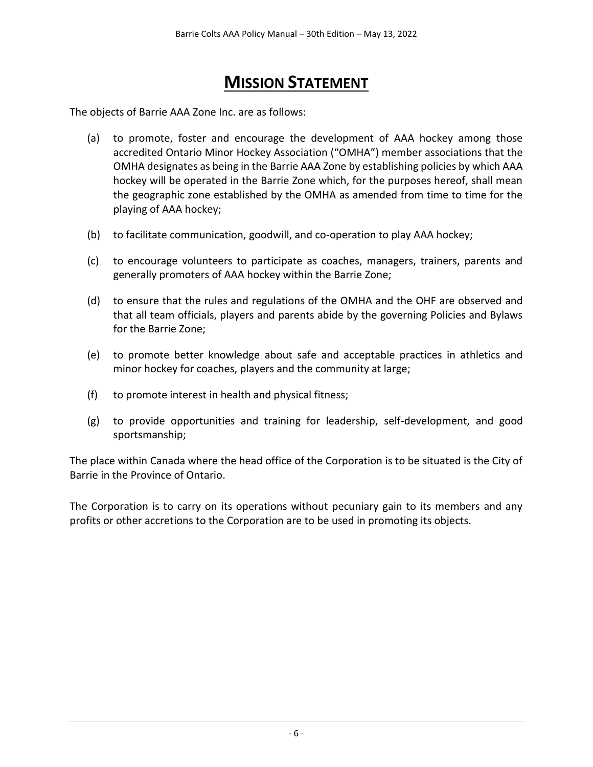# MISSION STATEMENT

The objects of Barrie AAA Zone Inc. are as follows:

(a) to promote, foster and encourage the development of AAA hockey among those accredited Ontario Minor Hockey Association ("OMHA") member associations that the OMHA designates as being in the Barrie AAA Zone by establishing policies by which AAA hockey will be operated in the Barrie Zone which, for the purposes hereof, shall mean the geographic zone established by the OMHA as amended from time to time for the playing of AAA hockey;

(b) to facilitate communication, goodwill, and co-operation to play AAA hockey;

(c) to encourage volunteers to participate as coaches, managers, trainers, parents and generally promoters of AAA hockey within the Barrie Zone;

(d) to ensure that the rules and regulations of the OMHA and the OHF are observed and that all team officials, players and parents abide by the governing Policies and Bylaws for the Barrie Zone;

(e) to promote better knowledge about safe and acceptable practices in athletics and minor hockey for coaches, players and the community at large;

(f) to promote interest in health and physical fitness;

(g) to provide opportunities and training for leadership, self-development, and good sportsmanship;

The place within Canada where the head office of the Corporation is to be situated is the City of Barrie in the Province of Ontario.

The Corporation is to carry on its operations without pecuniary gain to its members and any profits or other accretions to the Corporation are to be used in promoting its objects.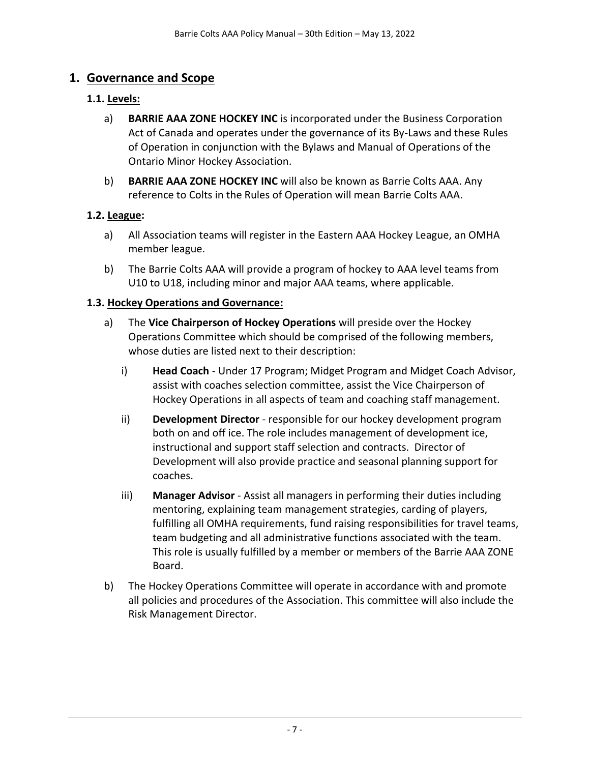# 1. Governance and Scope

## 1.1. Levels:

a) **BARRIE AAA ZONE HOCKEY INC** is incorporated under the Business Corporation Act of Canada and operates under the governance of its By-Laws and these Rules of Operation in conjunction with the Bylaws and Manual of Operations of the Ontario Minor Hockey Association.

b) **BARRIE AAA ZONE HOCKEY INC** will also be known as Barrie Colts AAA. Any reference to Colts in the Rules of Operation will mean Barrie Colts AAA.

## 1.2. League:

a) All Association teams will register in the Eastern AAA Hockey League, an OMHA member league.

b) The Barrie Colts AAA will provide a program of hockey to AAA level teams from U10 to U18, including minor and major AAA teams, where applicable.

## 1.3. Hockey Operations and Governance:

a) The **Vice Chairperson of Hockey Operations** will preside over the Hockey Operations Committee which should be comprised of the following members, whose duties are listed next to their description:

   i) **Head Coach** - Under 17 Program; Midget Program and Midget Coach Advisor, assist with coaches selection committee, assist the Vice Chairperson of Hockey Operations in all aspects of team and coaching staff management.

   ii) **Development Director** - responsible for our hockey development program both on and off ice. The role includes management of development ice, instructional and support staff selection and contracts. Director of Development will also provide practice and seasonal planning support for coaches.

   iii) **Manager Advisor** - Assist all managers in performing their duties including mentoring, explaining team management strategies, carding of players, fulfilling all OMHA requirements, fund raising responsibilities for travel teams, team budgeting and all administrative functions associated with the team. This role is usually fulfilled by a member or members of the Barrie AAA ZONE Board.

b) The Hockey Operations Committee will operate in accordance with and promote all policies and procedures of the Association. This committee will also include the Risk Management Director.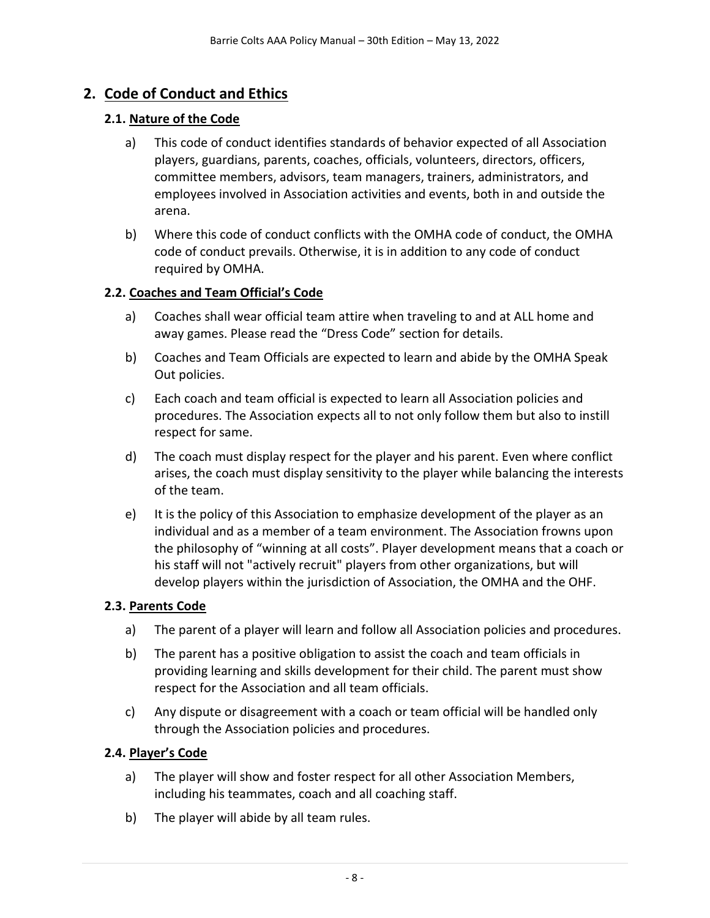## 2. Code of Conduct and Ethics

### 2.1. Nature of the Code

a) This code of conduct identifies standards of behavior expected of all Association players, guardians, parents, coaches, officials, volunteers, directors, officers, committee members, advisors, team managers, trainers, administrators, and employees involved in Association activities and events, both in and outside the arena.

b) Where this code of conduct conflicts with the OMHA code of conduct, the OMHA code of conduct prevails. Otherwise, it is in addition to any code of conduct required by OMHA.

### 2.2. Coaches and Team Official's Code

a) Coaches shall wear official team attire when traveling to and at ALL home and away games. Please read the "Dress Code" section for details.

b) Coaches and Team Officials are expected to learn and abide by the OMHA Speak Out policies.

c) Each coach and team official is expected to learn all Association policies and procedures. The Association expects all to not only follow them but also to instill respect for same.

d) The coach must display respect for the player and his parent. Even where conflict arises, the coach must display sensitivity to the player while balancing the interests of the team.

e) It is the policy of this Association to emphasize development of the player as an individual and as a member of a team environment. The Association frowns upon the philosophy of "winning at all costs". Player development means that a coach or his staff will not "actively recruit" players from other organizations, but will develop players within the jurisdiction of Association, the OMHA and the OHF.

### 2.3. Parents Code

a) The parent of a player will learn and follow all Association policies and procedures.

b) The parent has a positive obligation to assist the coach and team officials in providing learning and skills development for their child. The parent must show respect for the Association and all team officials.

c) Any dispute or disagreement with a coach or team official will be handled only through the Association policies and procedures.

### 2.4. Player's Code

a) The player will show and foster respect for all other Association Members, including his teammates, coach and all coaching staff.

b) The player will abide by all team rules.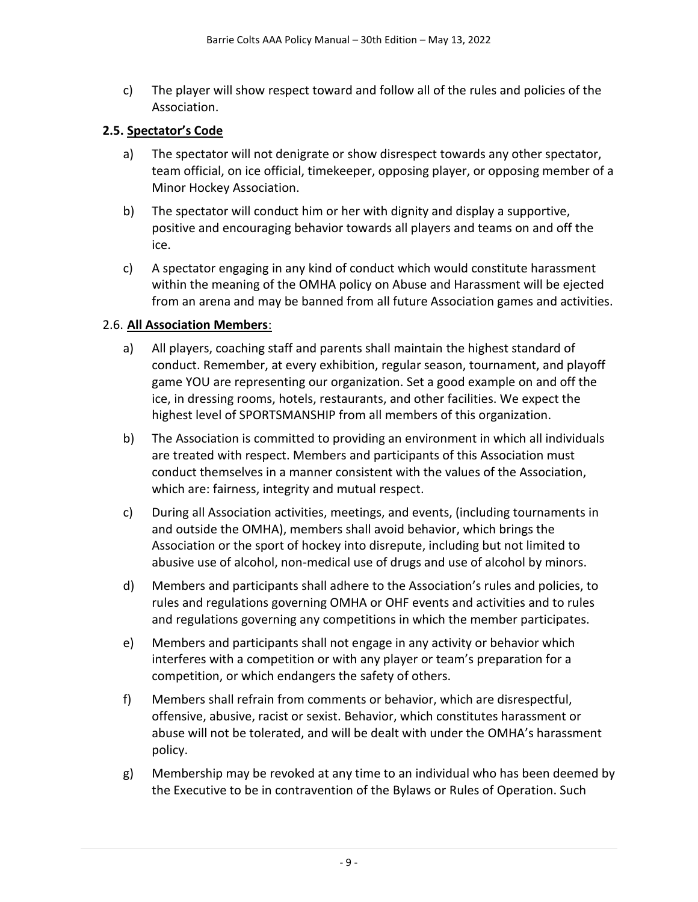c) The player will show respect toward and follow all of the rules and policies of the Association.

### 2.5. Spectator's Code

a) The spectator will not denigrate or show disrespect towards any other spectator, team official, on ice official, timekeeper, opposing player, or opposing member of a Minor Hockey Association.

b) The spectator will conduct him or her with dignity and display a supportive, positive and encouraging behavior towards all players and teams on and off the ice.

c) A spectator engaging in any kind of conduct which would constitute harassment within the meaning of the OMHA policy on Abuse and Harassment will be ejected from an arena and may be banned from all future Association games and activities.

### 2.6. All Association Members:

a) All players, coaching staff and parents shall maintain the highest standard of conduct. Remember, at every exhibition, regular season, tournament, and playoff game YOU are representing our organization. Set a good example on and off the ice, in dressing rooms, hotels, restaurants, and other facilities. We expect the highest level of SPORTSMANSHIP from all members of this organization.

b) The Association is committed to providing an environment in which all individuals are treated with respect. Members and participants of this Association must conduct themselves in a manner consistent with the values of the Association, which are: fairness, integrity and mutual respect.

c) During all Association activities, meetings, and events, (including tournaments in and outside the OMHA), members shall avoid behavior, which brings the Association or the sport of hockey into disrepute, including but not limited to abusive use of alcohol, non-medical use of drugs and use of alcohol by minors.

d) Members and participants shall adhere to the Association's rules and policies, to rules and regulations governing OMHA or OHF events and activities and to rules and regulations governing any competitions in which the member participates.

e) Members and participants shall not engage in any activity or behavior which interferes with a competition or with any player or team's preparation for a competition, or which endangers the safety of others.

f) Members shall refrain from comments or behavior, which are disrespectful, offensive, abusive, racist or sexist. Behavior, which constitutes harassment or abuse will not be tolerated, and will be dealt with under the OMHA's harassment policy.

g) Membership may be revoked at any time to an individual who has been deemed by the Executive to be in contravention of the Bylaws or Rules of Operation. Such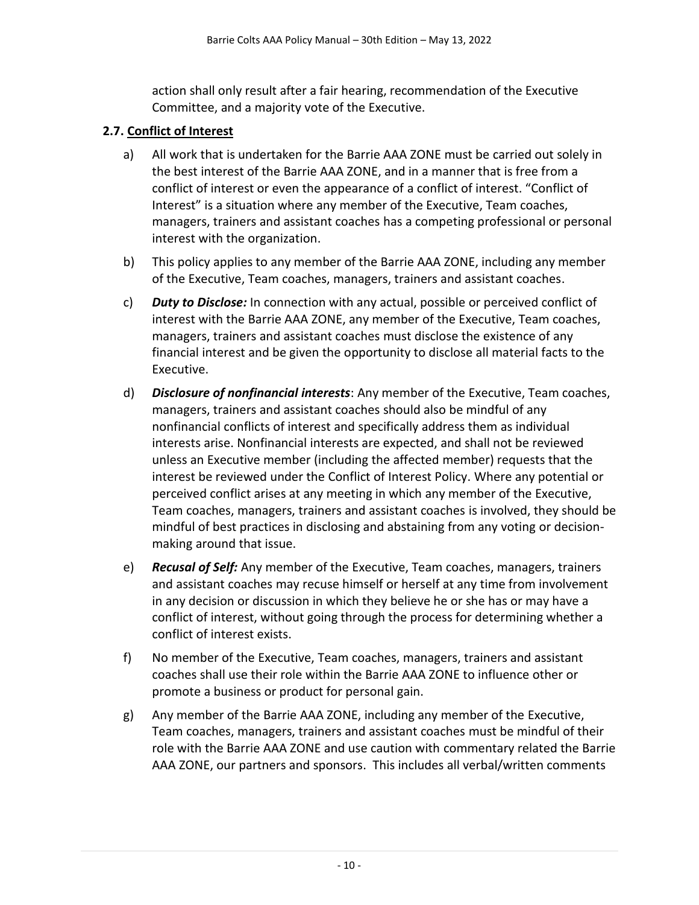action shall only result after a fair hearing, recommendation of the Executive Committee, and a majority vote of the Executive.

## 2.7. Conflict of Interest

a) All work that is undertaken for the Barrie AAA ZONE must be carried out solely in the best interest of the Barrie AAA ZONE, and in a manner that is free from a conflict of interest or even the appearance of a conflict of interest. "Conflict of Interest" is a situation where any member of the Executive, Team coaches, managers, trainers and assistant coaches has a competing professional or personal interest with the organization.

b) This policy applies to any member of the Barrie AAA ZONE, including any member of the Executive, Team coaches, managers, trainers and assistant coaches.

c) ***Duty to Disclose:*** In connection with any actual, possible or perceived conflict of interest with the Barrie AAA ZONE, any member of the Executive, Team coaches, managers, trainers and assistant coaches must disclose the existence of any financial interest and be given the opportunity to disclose all material facts to the Executive.

d) ***Disclosure of nonfinancial interests***: Any member of the Executive, Team coaches, managers, trainers and assistant coaches should also be mindful of any nonfinancial conflicts of interest and specifically address them as individual interests arise. Nonfinancial interests are expected, and shall not be reviewed unless an Executive member (including the affected member) requests that the interest be reviewed under the Conflict of Interest Policy. Where any potential or perceived conflict arises at any meeting in which any member of the Executive, Team coaches, managers, trainers and assistant coaches is involved, they should be mindful of best practices in disclosing and abstaining from any voting or decision-making around that issue.

e) ***Recusal of Self:*** Any member of the Executive, Team coaches, managers, trainers and assistant coaches may recuse himself or herself at any time from involvement in any decision or discussion in which they believe he or she has or may have a conflict of interest, without going through the process for determining whether a conflict of interest exists.

f) No member of the Executive, Team coaches, managers, trainers and assistant coaches shall use their role within the Barrie AAA ZONE to influence other or promote a business or product for personal gain.

g) Any member of the Barrie AAA ZONE, including any member of the Executive, Team coaches, managers, trainers and assistant coaches must be mindful of their role with the Barrie AAA ZONE and use caution with commentary related the Barrie AAA ZONE, our partners and sponsors. This includes all verbal/written comments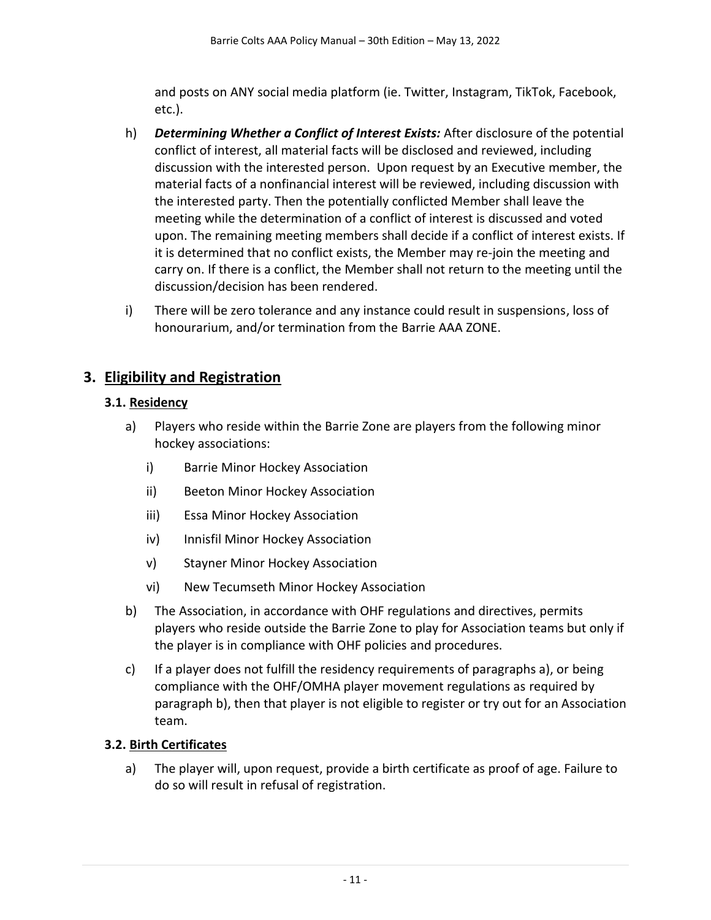and posts on ANY social media platform (ie. Twitter, Instagram, TikTok, Facebook, etc.).

h) ***Determining Whether a Conflict of Interest Exists:*** After disclosure of the potential conflict of interest, all material facts will be disclosed and reviewed, including discussion with the interested person. Upon request by an Executive member, the material facts of a nonfinancial interest will be reviewed, including discussion with the interested party. Then the potentially conflicted Member shall leave the meeting while the determination of a conflict of interest is discussed and voted upon. The remaining meeting members shall decide if a conflict of interest exists. If it is determined that no conflict exists, the Member may re-join the meeting and carry on. If there is a conflict, the Member shall not return to the meeting until the discussion/decision has been rendered.

i) There will be zero tolerance and any instance could result in suspensions, loss of honourarium, and/or termination from the Barrie AAA ZONE.

## 3. Eligibility and Registration

### 3.1. Residency

a) Players who reside within the Barrie Zone are players from the following minor hockey associations:

   i) Barrie Minor Hockey Association

   ii) Beeton Minor Hockey Association

   iii) Essa Minor Hockey Association

   iv) Innisfil Minor Hockey Association

   v) Stayner Minor Hockey Association

   vi) New Tecumseth Minor Hockey Association

b) The Association, in accordance with OHF regulations and directives, permits players who reside outside the Barrie Zone to play for Association teams but only if the player is in compliance with OHF policies and procedures.

c) If a player does not fulfill the residency requirements of paragraphs a), or being compliance with the OHF/OMHA player movement regulations as required by paragraph b), then that player is not eligible to register or try out for an Association team.

### 3.2. Birth Certificates

a) The player will, upon request, provide a birth certificate as proof of age. Failure to do so will result in refusal of registration.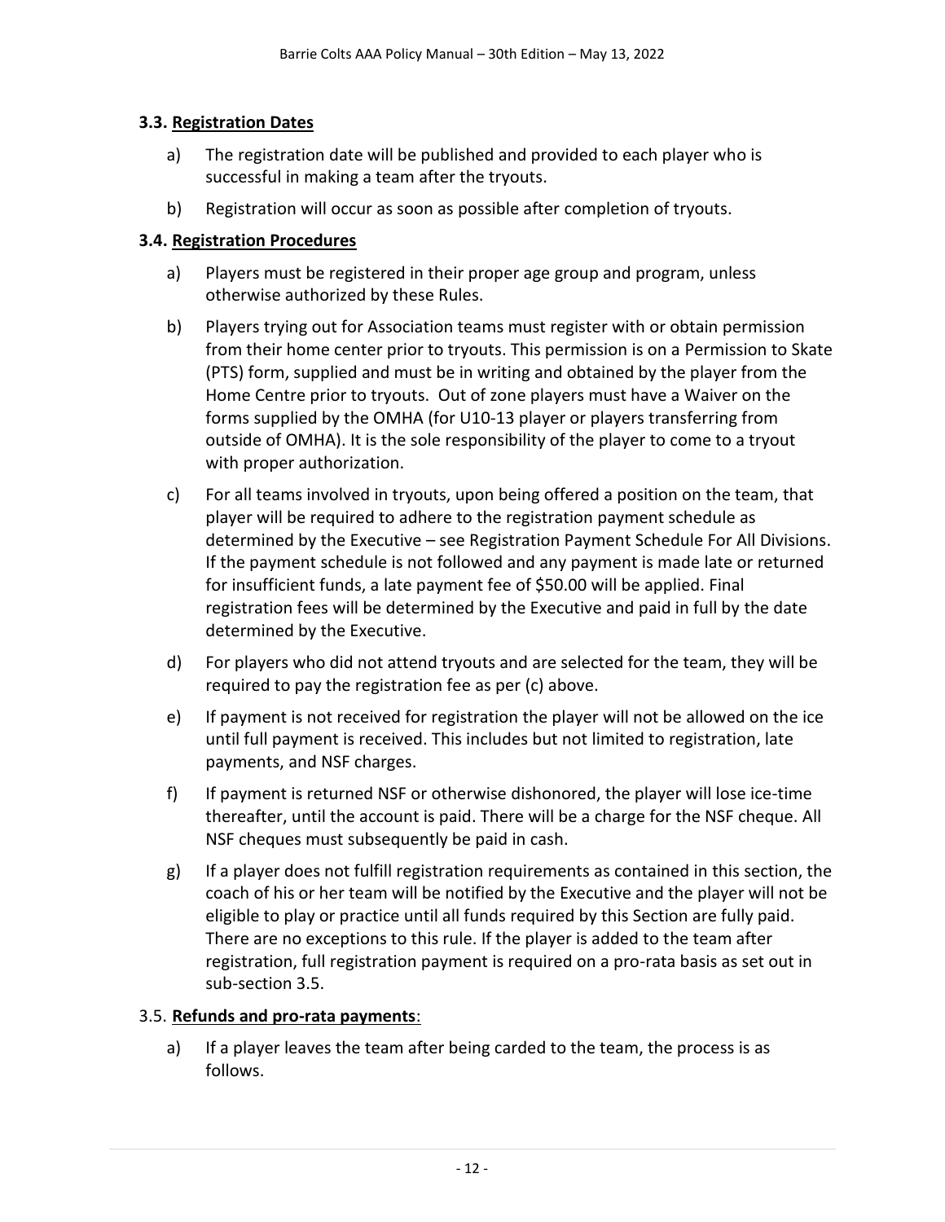### 3.3. Registration Dates

a) The registration date will be published and provided to each player who is successful in making a team after the tryouts.

b) Registration will occur as soon as possible after completion of tryouts.

### 3.4. Registration Procedures

a) Players must be registered in their proper age group and program, unless otherwise authorized by these Rules.

b) Players trying out for Association teams must register with or obtain permission from their home center prior to tryouts. This permission is on a Permission to Skate (PTS) form, supplied and must be in writing and obtained by the player from the Home Centre prior to tryouts. Out of zone players must have a Waiver on the forms supplied by the OMHA (for U10-13 player or players transferring from outside of OMHA). It is the sole responsibility of the player to come to a tryout with proper authorization.

c) For all teams involved in tryouts, upon being offered a position on the team, that player will be required to adhere to the registration payment schedule as determined by the Executive – see Registration Payment Schedule For All Divisions. If the payment schedule is not followed and any payment is made late or returned for insufficient funds, a late payment fee of $50.00 will be applied. Final registration fees will be determined by the Executive and paid in full by the date determined by the Executive.

d) For players who did not attend tryouts and are selected for the team, they will be required to pay the registration fee as per (c) above.

e) If payment is not received for registration the player will not be allowed on the ice until full payment is received. This includes but not limited to registration, late payments, and NSF charges.

f) If payment is returned NSF or otherwise dishonored, the player will lose ice-time thereafter, until the account is paid. There will be a charge for the NSF cheque. All NSF cheques must subsequently be paid in cash.

g) If a player does not fulfill registration requirements as contained in this section, the coach of his or her team will be notified by the Executive and the player will not be eligible to play or practice until all funds required by this Section are fully paid. There are no exceptions to this rule. If the player is added to the team after registration, full registration payment is required on a pro-rata basis as set out in sub-section 3.5.

### 3.5. Refunds and pro-rata payments:

a) If a player leaves the team after being carded to the team, the process is as follows.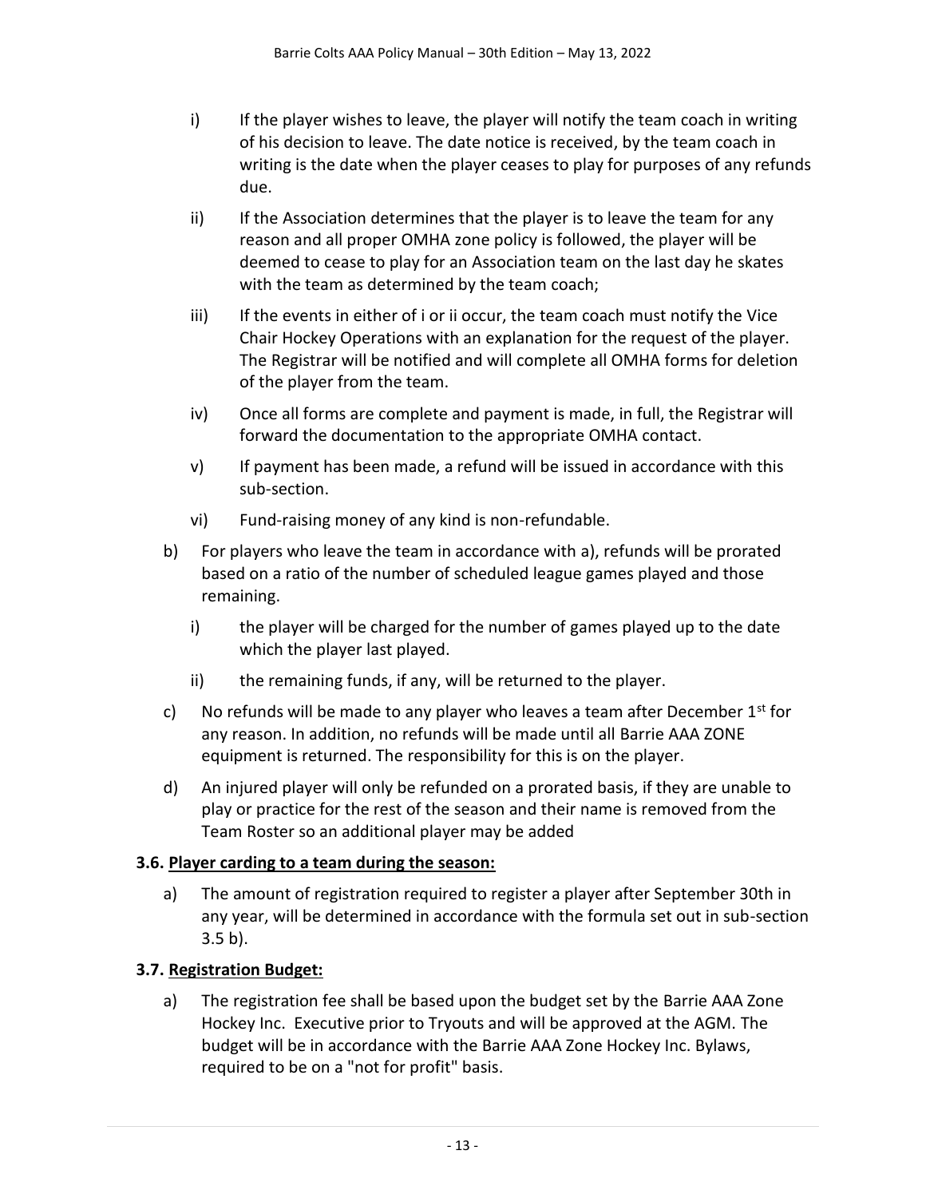i) If the player wishes to leave, the player will notify the team coach in writing of his decision to leave. The date notice is received, by the team coach in writing is the date when the player ceases to play for purposes of any refunds due.

ii) If the Association determines that the player is to leave the team for any reason and all proper OMHA zone policy is followed, the player will be deemed to cease to play for an Association team on the last day he skates with the team as determined by the team coach;

iii) If the events in either of i or ii occur, the team coach must notify the Vice Chair Hockey Operations with an explanation for the request of the player. The Registrar will be notified and will complete all OMHA forms for deletion of the player from the team.

iv) Once all forms are complete and payment is made, in full, the Registrar will forward the documentation to the appropriate OMHA contact.

v) If payment has been made, a refund will be issued in accordance with this sub-section.

vi) Fund-raising money of any kind is non-refundable.

b) For players who leave the team in accordance with a), refunds will be prorated based on a ratio of the number of scheduled league games played and those remaining.

   i) the player will be charged for the number of games played up to the date which the player last played.

   ii) the remaining funds, if any, will be returned to the player.

c) No refunds will be made to any player who leaves a team after December 1st for any reason. In addition, no refunds will be made until all Barrie AAA ZONE equipment is returned. The responsibility for this is on the player.

d) An injured player will only be refunded on a prorated basis, if they are unable to play or practice for the rest of the season and their name is removed from the Team Roster so an additional player may be added

### 3.6. Player carding to a team during the season:

a) The amount of registration required to register a player after September 30th in any year, will be determined in accordance with the formula set out in sub-section 3.5 b).

### 3.7. Registration Budget:

a) The registration fee shall be based upon the budget set by the Barrie AAA Zone Hockey Inc. Executive prior to Tryouts and will be approved at the AGM. The budget will be in accordance with the Barrie AAA Zone Hockey Inc. Bylaws, required to be on a "not for profit" basis.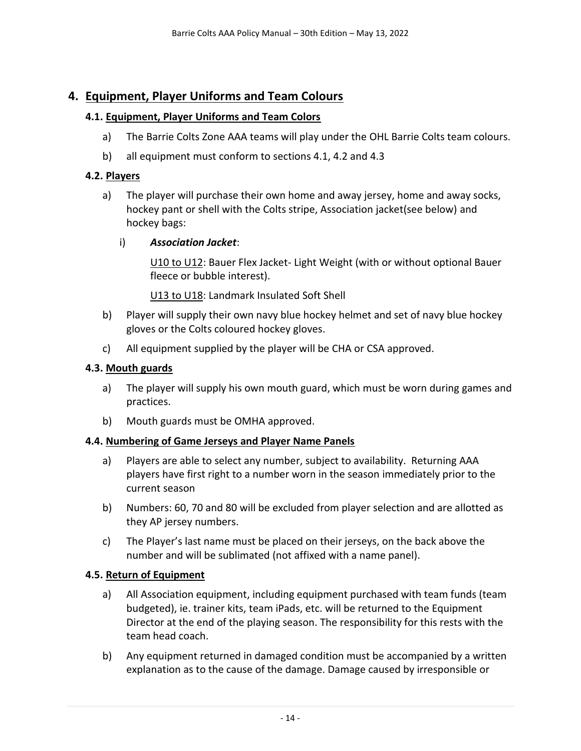## 4. Equipment, Player Uniforms and Team Colours

### 4.1. Equipment, Player Uniforms and Team Colors

a) The Barrie Colts Zone AAA teams will play under the OHL Barrie Colts team colours.

b) all equipment must conform to sections 4.1, 4.2 and 4.3

### 4.2. Players

a) The player will purchase their own home and away jersey, home and away socks, hockey pant or shell with the Colts stripe, Association jacket(see below) and hockey bags:

   i) ***Association Jacket***:

   U10 to U12: Bauer Flex Jacket- Light Weight (with or without optional Bauer fleece or bubble interest).

   U13 to U18: Landmark Insulated Soft Shell

b) Player will supply their own navy blue hockey helmet and set of navy blue hockey gloves or the Colts coloured hockey gloves.

c) All equipment supplied by the player will be CHA or CSA approved.

### 4.3. Mouth guards

a) The player will supply his own mouth guard, which must be worn during games and practices.

b) Mouth guards must be OMHA approved.

### 4.4. Numbering of Game Jerseys and Player Name Panels

a) Players are able to select any number, subject to availability. Returning AAA players have first right to a number worn in the season immediately prior to the current season

b) Numbers: 60, 70 and 80 will be excluded from player selection and are allotted as they AP jersey numbers.

c) The Player's last name must be placed on their jerseys, on the back above the number and will be sublimated (not affixed with a name panel).

### 4.5. Return of Equipment

a) All Association equipment, including equipment purchased with team funds (team budgeted), ie. trainer kits, team iPads, etc. will be returned to the Equipment Director at the end of the playing season. The responsibility for this rests with the team head coach.

b) Any equipment returned in damaged condition must be accompanied by a written explanation as to the cause of the damage. Damage caused by irresponsible or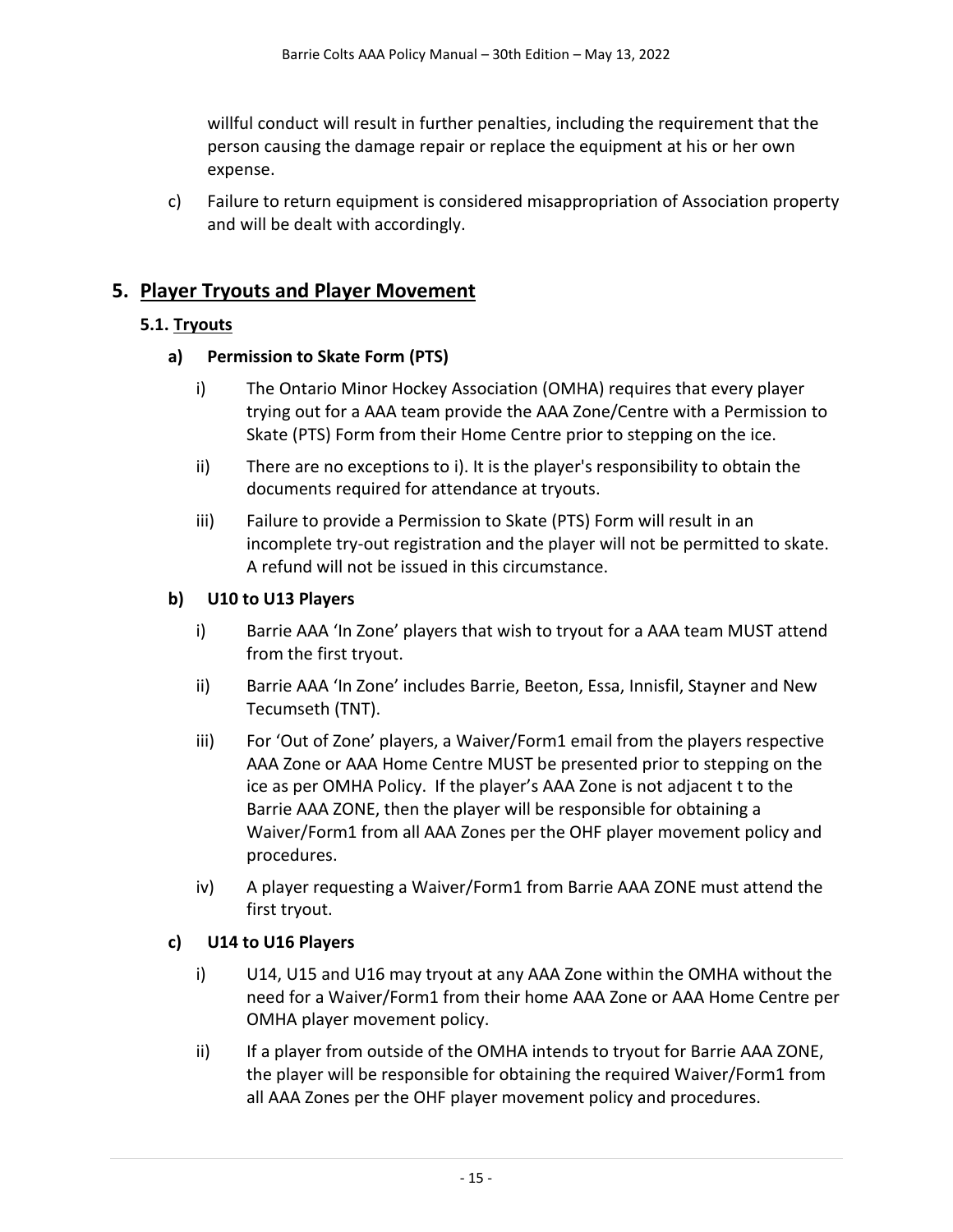willful conduct will result in further penalties, including the requirement that the person causing the damage repair or replace the equipment at his or her own expense.

c) Failure to return equipment is considered misappropriation of Association property and will be dealt with accordingly.

## 5. Player Tryouts and Player Movement

### 5.1. Tryouts

#### a) Permission to Skate Form (PTS)

i) The Ontario Minor Hockey Association (OMHA) requires that every player trying out for a AAA team provide the AAA Zone/Centre with a Permission to Skate (PTS) Form from their Home Centre prior to stepping on the ice.

ii) There are no exceptions to i). It is the player's responsibility to obtain the documents required for attendance at tryouts.

iii) Failure to provide a Permission to Skate (PTS) Form will result in an incomplete try-out registration and the player will not be permitted to skate. A refund will not be issued in this circumstance.

#### b) U10 to U13 Players

i) Barrie AAA 'In Zone' players that wish to tryout for a AAA team MUST attend from the first tryout.

ii) Barrie AAA 'In Zone' includes Barrie, Beeton, Essa, Innisfil, Stayner and New Tecumseth (TNT).

iii) For 'Out of Zone' players, a Waiver/Form1 email from the players respective AAA Zone or AAA Home Centre MUST be presented prior to stepping on the ice as per OMHA Policy. If the player's AAA Zone is not adjacent t to the Barrie AAA ZONE, then the player will be responsible for obtaining a Waiver/Form1 from all AAA Zones per the OHF player movement policy and procedures.

iv) A player requesting a Waiver/Form1 from Barrie AAA ZONE must attend the first tryout.

#### c) U14 to U16 Players

i) U14, U15 and U16 may tryout at any AAA Zone within the OMHA without the need for a Waiver/Form1 from their home AAA Zone or AAA Home Centre per OMHA player movement policy.

ii) If a player from outside of the OMHA intends to tryout for Barrie AAA ZONE, the player will be responsible for obtaining the required Waiver/Form1 from all AAA Zones per the OHF player movement policy and procedures.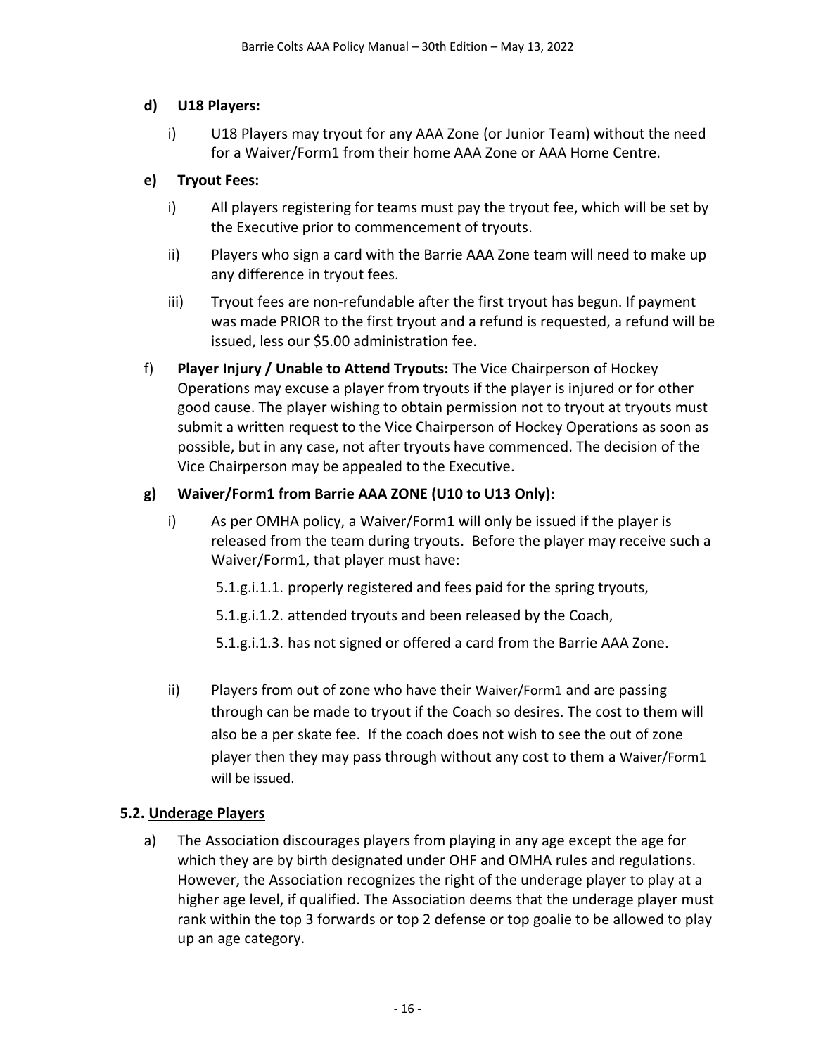**d) U18 Players:**

i) U18 Players may tryout for any AAA Zone (or Junior Team) without the need for a Waiver/Form1 from their home AAA Zone or AAA Home Centre.

**e) Tryout Fees:**

i) All players registering for teams must pay the tryout fee, which will be set by the Executive prior to commencement of tryouts.

ii) Players who sign a card with the Barrie AAA Zone team will need to make up any difference in tryout fees.

iii) Tryout fees are non-refundable after the first tryout has begun. If payment was made PRIOR to the first tryout and a refund is requested, a refund will be issued, less our $5.00 administration fee.

f) **Player Injury / Unable to Attend Tryouts:** The Vice Chairperson of Hockey Operations may excuse a player from tryouts if the player is injured or for other good cause. The player wishing to obtain permission not to tryout at tryouts must submit a written request to the Vice Chairperson of Hockey Operations as soon as possible, but in any case, not after tryouts have commenced. The decision of the Vice Chairperson may be appealed to the Executive.

**g) Waiver/Form1 from Barrie AAA ZONE (U10 to U13 Only):**

i) As per OMHA policy, a Waiver/Form1 will only be issued if the player is released from the team during tryouts. Before the player may receive such a Waiver/Form1, that player must have:

5.1.g.i.1.1. properly registered and fees paid for the spring tryouts,

5.1.g.i.1.2. attended tryouts and been released by the Coach,

5.1.g.i.1.3. has not signed or offered a card from the Barrie AAA Zone.

ii) Players from out of zone who have their Waiver/Form1 and are passing through can be made to tryout if the Coach so desires. The cost to them will also be a per skate fee. If the coach does not wish to see the out of zone player then they may pass through without any cost to them a Waiver/Form1 will be issued.

## 5.2. Underage Players

a) The Association discourages players from playing in any age except the age for which they are by birth designated under OHF and OMHA rules and regulations. However, the Association recognizes the right of the underage player to play at a higher age level, if qualified. The Association deems that the underage player must rank within the top 3 forwards or top 2 defense or top goalie to be allowed to play up an age category.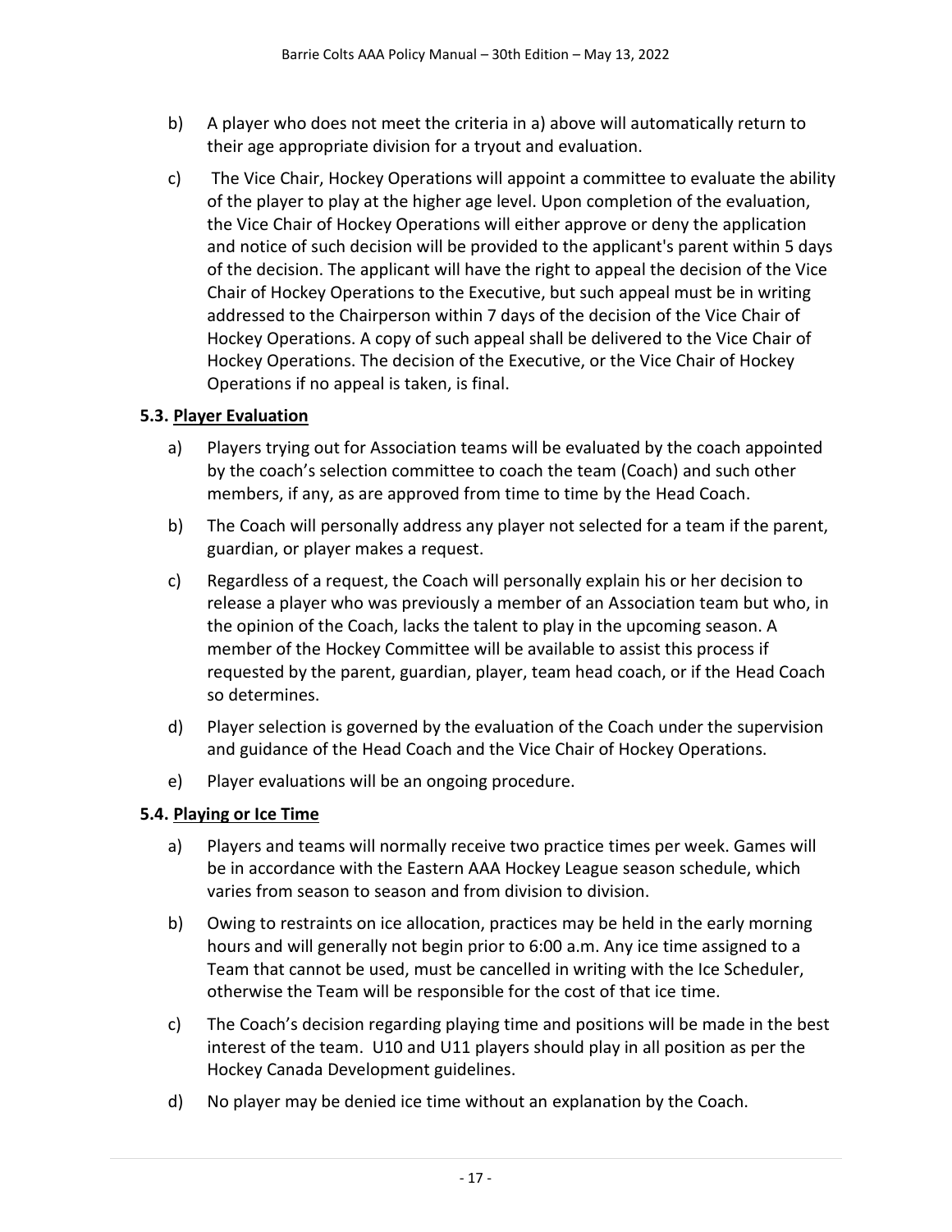b) A player who does not meet the criteria in a) above will automatically return to their age appropriate division for a tryout and evaluation.

c) The Vice Chair, Hockey Operations will appoint a committee to evaluate the ability of the player to play at the higher age level. Upon completion of the evaluation, the Vice Chair of Hockey Operations will either approve or deny the application and notice of such decision will be provided to the applicant's parent within 5 days of the decision. The applicant will have the right to appeal the decision of the Vice Chair of Hockey Operations to the Executive, but such appeal must be in writing addressed to the Chairperson within 7 days of the decision of the Vice Chair of Hockey Operations. A copy of such appeal shall be delivered to the Vice Chair of Hockey Operations. The decision of the Executive, or the Vice Chair of Hockey Operations if no appeal is taken, is final.

### 5.3. Player Evaluation

a) Players trying out for Association teams will be evaluated by the coach appointed by the coach's selection committee to coach the team (Coach) and such other members, if any, as are approved from time to time by the Head Coach.

b) The Coach will personally address any player not selected for a team if the parent, guardian, or player makes a request.

c) Regardless of a request, the Coach will personally explain his or her decision to release a player who was previously a member of an Association team but who, in the opinion of the Coach, lacks the talent to play in the upcoming season. A member of the Hockey Committee will be available to assist this process if requested by the parent, guardian, player, team head coach, or if the Head Coach so determines.

d) Player selection is governed by the evaluation of the Coach under the supervision and guidance of the Head Coach and the Vice Chair of Hockey Operations.

e) Player evaluations will be an ongoing procedure.

### 5.4. Playing or Ice Time

a) Players and teams will normally receive two practice times per week. Games will be in accordance with the Eastern AAA Hockey League season schedule, which varies from season to season and from division to division.

b) Owing to restraints on ice allocation, practices may be held in the early morning hours and will generally not begin prior to 6:00 a.m. Any ice time assigned to a Team that cannot be used, must be cancelled in writing with the Ice Scheduler, otherwise the Team will be responsible for the cost of that ice time.

c) The Coach's decision regarding playing time and positions will be made in the best interest of the team. U10 and U11 players should play in all position as per the Hockey Canada Development guidelines.

d) No player may be denied ice time without an explanation by the Coach.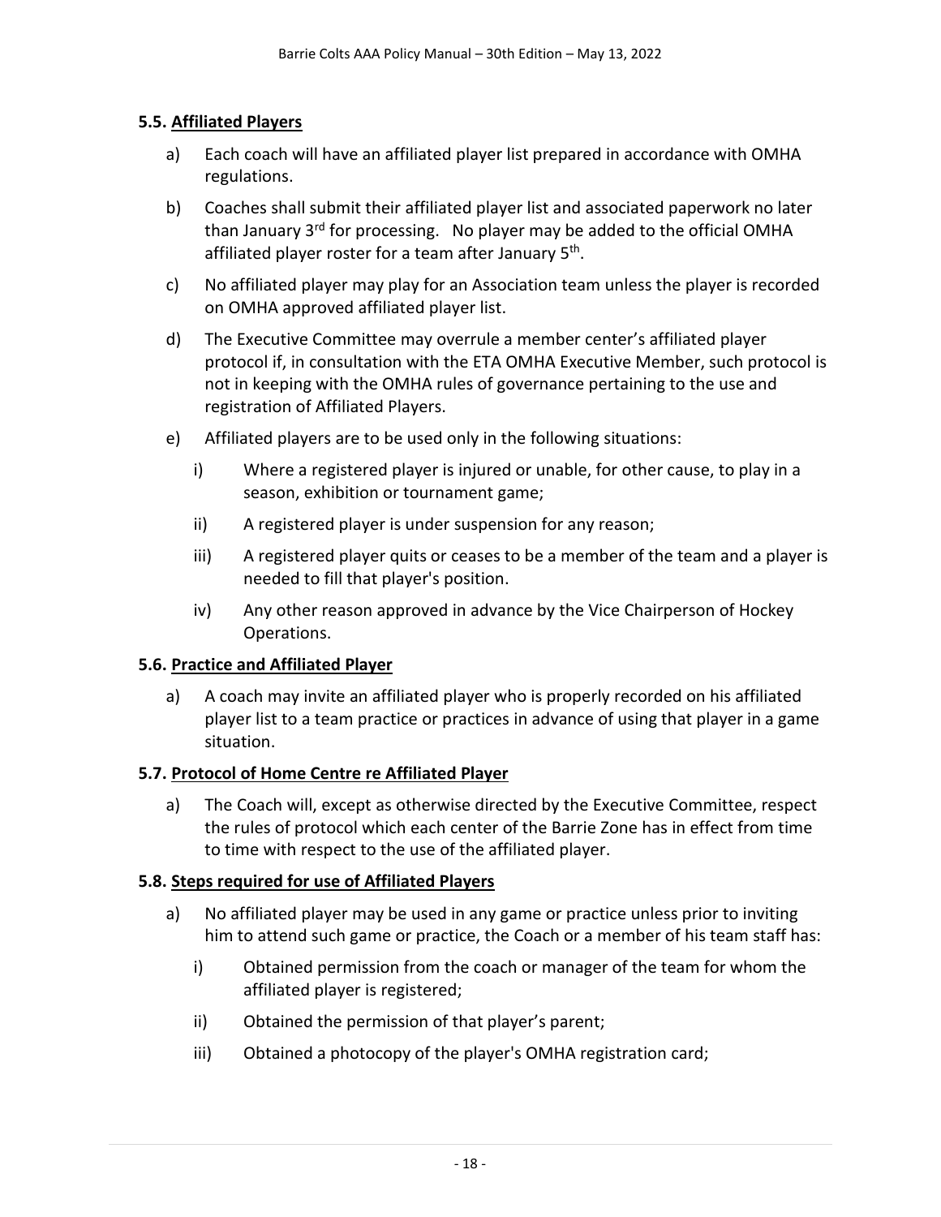### 5.5. Affiliated Players

a) Each coach will have an affiliated player list prepared in accordance with OMHA regulations.

b) Coaches shall submit their affiliated player list and associated paperwork no later than January 3rd for processing. No player may be added to the official OMHA affiliated player roster for a team after January 5th.

c) No affiliated player may play for an Association team unless the player is recorded on OMHA approved affiliated player list.

d) The Executive Committee may overrule a member center's affiliated player protocol if, in consultation with the ETA OMHA Executive Member, such protocol is not in keeping with the OMHA rules of governance pertaining to the use and registration of Affiliated Players.

e) Affiliated players are to be used only in the following situations:

   i) Where a registered player is injured or unable, for other cause, to play in a season, exhibition or tournament game;

   ii) A registered player is under suspension for any reason;

   iii) A registered player quits or ceases to be a member of the team and a player is needed to fill that player's position.

   iv) Any other reason approved in advance by the Vice Chairperson of Hockey Operations.

### 5.6. Practice and Affiliated Player

a) A coach may invite an affiliated player who is properly recorded on his affiliated player list to a team practice or practices in advance of using that player in a game situation.

### 5.7. Protocol of Home Centre re Affiliated Player

a) The Coach will, except as otherwise directed by the Executive Committee, respect the rules of protocol which each center of the Barrie Zone has in effect from time to time with respect to the use of the affiliated player.

### 5.8. Steps required for use of Affiliated Players

a) No affiliated player may be used in any game or practice unless prior to inviting him to attend such game or practice, the Coach or a member of his team staff has:

   i) Obtained permission from the coach or manager of the team for whom the affiliated player is registered;

   ii) Obtained the permission of that player's parent;

   iii) Obtained a photocopy of the player's OMHA registration card;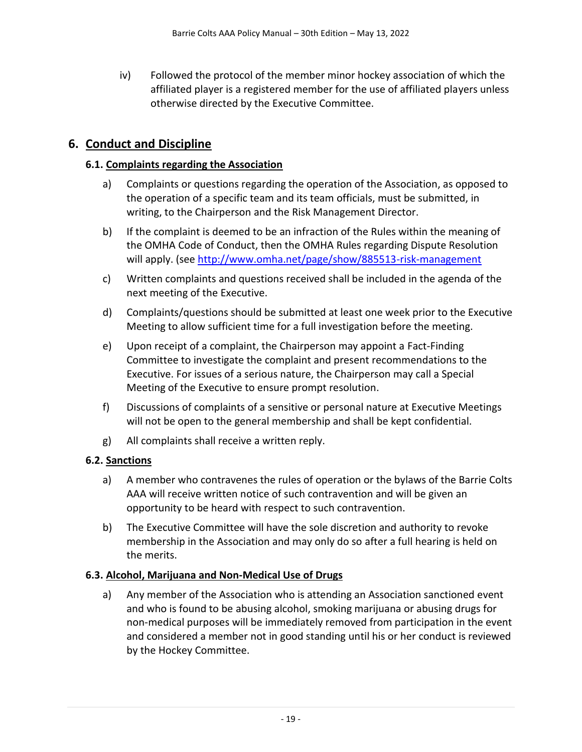iv) Followed the protocol of the member minor hockey association of which the affiliated player is a registered member for the use of affiliated players unless otherwise directed by the Executive Committee.

## 6. Conduct and Discipline

### 6.1. Complaints regarding the Association

a) Complaints or questions regarding the operation of the Association, as opposed to the operation of a specific team and its team officials, must be submitted, in writing, to the Chairperson and the Risk Management Director.

b) If the complaint is deemed to be an infraction of the Rules within the meaning of the OMHA Code of Conduct, then the OMHA Rules regarding Dispute Resolution will apply. (see http://www.omha.net/page/show/885513-risk-management

c) Written complaints and questions received shall be included in the agenda of the next meeting of the Executive.

d) Complaints/questions should be submitted at least one week prior to the Executive Meeting to allow sufficient time for a full investigation before the meeting.

e) Upon receipt of a complaint, the Chairperson may appoint a Fact-Finding Committee to investigate the complaint and present recommendations to the Executive. For issues of a serious nature, the Chairperson may call a Special Meeting of the Executive to ensure prompt resolution.

f) Discussions of complaints of a sensitive or personal nature at Executive Meetings will not be open to the general membership and shall be kept confidential.

g) All complaints shall receive a written reply.

### 6.2. Sanctions

a) A member who contravenes the rules of operation or the bylaws of the Barrie Colts AAA will receive written notice of such contravention and will be given an opportunity to be heard with respect to such contravention.

b) The Executive Committee will have the sole discretion and authority to revoke membership in the Association and may only do so after a full hearing is held on the merits.

### 6.3. Alcohol, Marijuana and Non-Medical Use of Drugs

a) Any member of the Association who is attending an Association sanctioned event and who is found to be abusing alcohol, smoking marijuana or abusing drugs for non-medical purposes will be immediately removed from participation in the event and considered a member not in good standing until his or her conduct is reviewed by the Hockey Committee.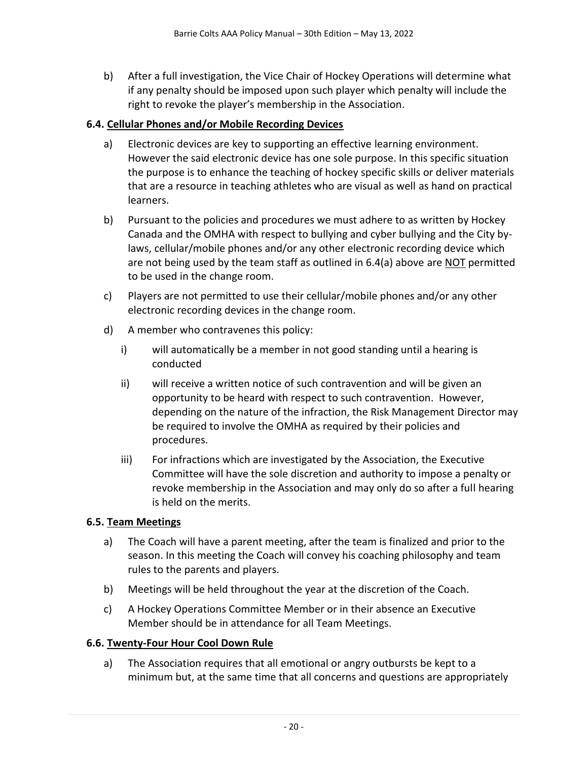b) After a full investigation, the Vice Chair of Hockey Operations will determine what if any penalty should be imposed upon such player which penalty will include the right to revoke the player's membership in the Association.

### 6.4. Cellular Phones and/or Mobile Recording Devices

a) Electronic devices are key to supporting an effective learning environment. However the said electronic device has one sole purpose. In this specific situation the purpose is to enhance the teaching of hockey specific skills or deliver materials that are a resource in teaching athletes who are visual as well as hand on practical learners.

b) Pursuant to the policies and procedures we must adhere to as written by Hockey Canada and the OMHA with respect to bullying and cyber bullying and the City by-laws, cellular/mobile phones and/or any other electronic recording device which are not being used by the team staff as outlined in 6.4(a) above are NOT permitted to be used in the change room.

c) Players are not permitted to use their cellular/mobile phones and/or any other electronic recording devices in the change room.

d) A member who contravenes this policy:

   i) will automatically be a member in not good standing until a hearing is conducted

   ii) will receive a written notice of such contravention and will be given an opportunity to be heard with respect to such contravention. However, depending on the nature of the infraction, the Risk Management Director may be required to involve the OMHA as required by their policies and procedures.

   iii) For infractions which are investigated by the Association, the Executive Committee will have the sole discretion and authority to impose a penalty or revoke membership in the Association and may only do so after a full hearing is held on the merits.

### 6.5. Team Meetings

a) The Coach will have a parent meeting, after the team is finalized and prior to the season. In this meeting the Coach will convey his coaching philosophy and team rules to the parents and players.

b) Meetings will be held throughout the year at the discretion of the Coach.

c) A Hockey Operations Committee Member or in their absence an Executive Member should be in attendance for all Team Meetings.

### 6.6. Twenty-Four Hour Cool Down Rule

a) The Association requires that all emotional or angry outbursts be kept to a minimum but, at the same time that all concerns and questions are appropriately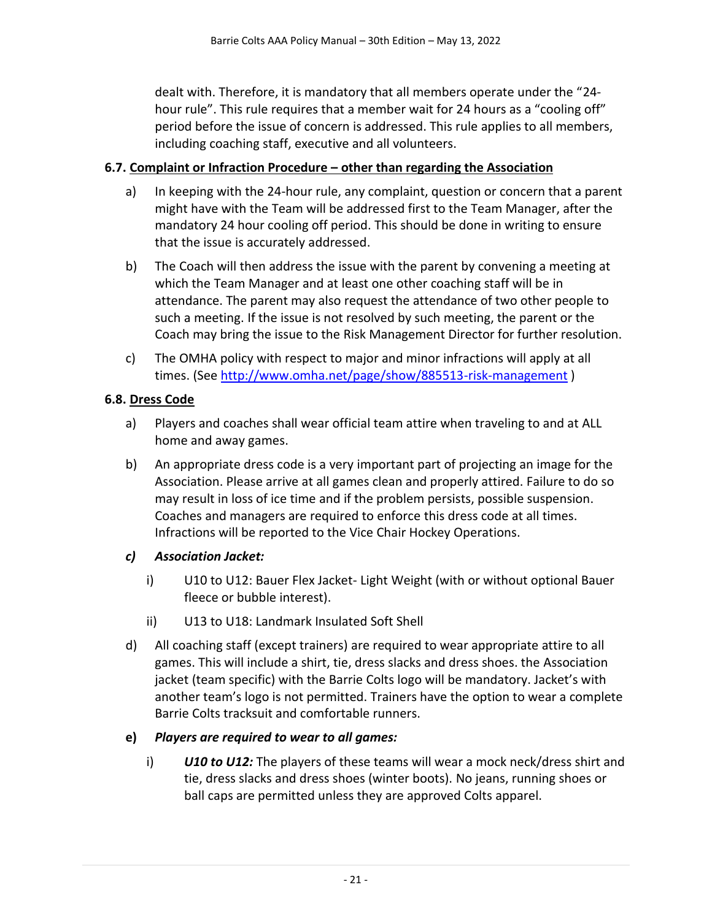dealt with. Therefore, it is mandatory that all members operate under the "24-hour rule". This rule requires that a member wait for 24 hours as a "cooling off" period before the issue of concern is addressed. This rule applies to all members, including coaching staff, executive and all volunteers.

**6.7. Complaint or Infraction Procedure – other than regarding the Association**

a) In keeping with the 24-hour rule, any complaint, question or concern that a parent might have with the Team will be addressed first to the Team Manager, after the mandatory 24 hour cooling off period. This should be done in writing to ensure that the issue is accurately addressed.

b) The Coach will then address the issue with the parent by convening a meeting at which the Team Manager and at least one other coaching staff will be in attendance. The parent may also request the attendance of two other people to such a meeting. If the issue is not resolved by such meeting, the parent or the Coach may bring the issue to the Risk Management Director for further resolution.

c) The OMHA policy with respect to major and minor infractions will apply at all times. (See http://www.omha.net/page/show/885513-risk-management )

**6.8. Dress Code**

a) Players and coaches shall wear official team attire when traveling to and at ALL home and away games.

b) An appropriate dress code is a very important part of projecting an image for the Association. Please arrive at all games clean and properly attired. Failure to do so may result in loss of ice time and if the problem persists, possible suspension. Coaches and managers are required to enforce this dress code at all times. Infractions will be reported to the Vice Chair Hockey Operations.

***c) Association Jacket:***

i) U10 to U12: Bauer Flex Jacket- Light Weight (with or without optional Bauer fleece or bubble interest).

ii) U13 to U18: Landmark Insulated Soft Shell

d) All coaching staff (except trainers) are required to wear appropriate attire to all games. This will include a shirt, tie, dress slacks and dress shoes. the Association jacket (team specific) with the Barrie Colts logo will be mandatory. Jacket's with another team's logo is not permitted. Trainers have the option to wear a complete Barrie Colts tracksuit and comfortable runners.

**e)** ***Players are required to wear to all games:***

i) ***U10 to U12:*** The players of these teams will wear a mock neck/dress shirt and tie, dress slacks and dress shoes (winter boots). No jeans, running shoes or ball caps are permitted unless they are approved Colts apparel.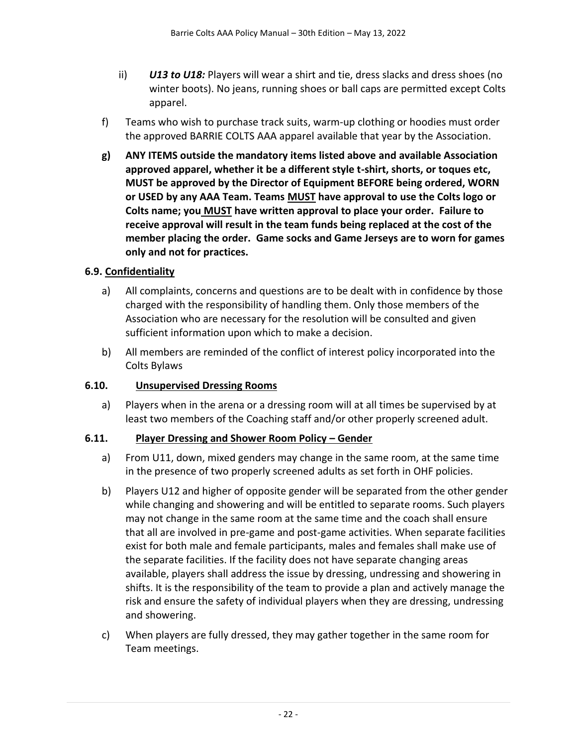ii) ***U13 to U18:*** Players will wear a shirt and tie, dress slacks and dress shoes (no winter boots). No jeans, running shoes or ball caps are permitted except Colts apparel.

f) Teams who wish to purchase track suits, warm-up clothing or hoodies must order the approved BARRIE COLTS AAA apparel available that year by the Association.

**g) ANY ITEMS outside the mandatory items listed above and available Association approved apparel, whether it be a different style t-shirt, shorts, or toques etc, MUST be approved by the Director of Equipment BEFORE being ordered, WORN or USED by any AAA Team. Teams <u>MUST</u> have approval to use the Colts logo or Colts name; you <u>MUST</u> have written approval to place your order. Failure to receive approval will result in the team funds being replaced at the cost of the member placing the order. Game socks and Game Jerseys are to worn for games only and not for practices.**

### 6.9. <u>Confidentiality</u>

a) All complaints, concerns and questions are to be dealt with in confidence by those charged with the responsibility of handling them. Only those members of the Association who are necessary for the resolution will be consulted and given sufficient information upon which to make a decision.

b) All members are reminded of the conflict of interest policy incorporated into the Colts Bylaws

### 6.10. <u>Unsupervised Dressing Rooms</u>

a) Players when in the arena or a dressing room will at all times be supervised by at least two members of the Coaching staff and/or other properly screened adult.

### 6.11. <u>Player Dressing and Shower Room Policy – Gender</u>

a) From U11, down, mixed genders may change in the same room, at the same time in the presence of two properly screened adults as set forth in OHF policies.

b) Players U12 and higher of opposite gender will be separated from the other gender while changing and showering and will be entitled to separate rooms. Such players may not change in the same room at the same time and the coach shall ensure that all are involved in pre-game and post-game activities. When separate facilities exist for both male and female participants, males and females shall make use of the separate facilities. If the facility does not have separate changing areas available, players shall address the issue by dressing, undressing and showering in shifts. It is the responsibility of the team to provide a plan and actively manage the risk and ensure the safety of individual players when they are dressing, undressing and showering.

c) When players are fully dressed, they may gather together in the same room for Team meetings.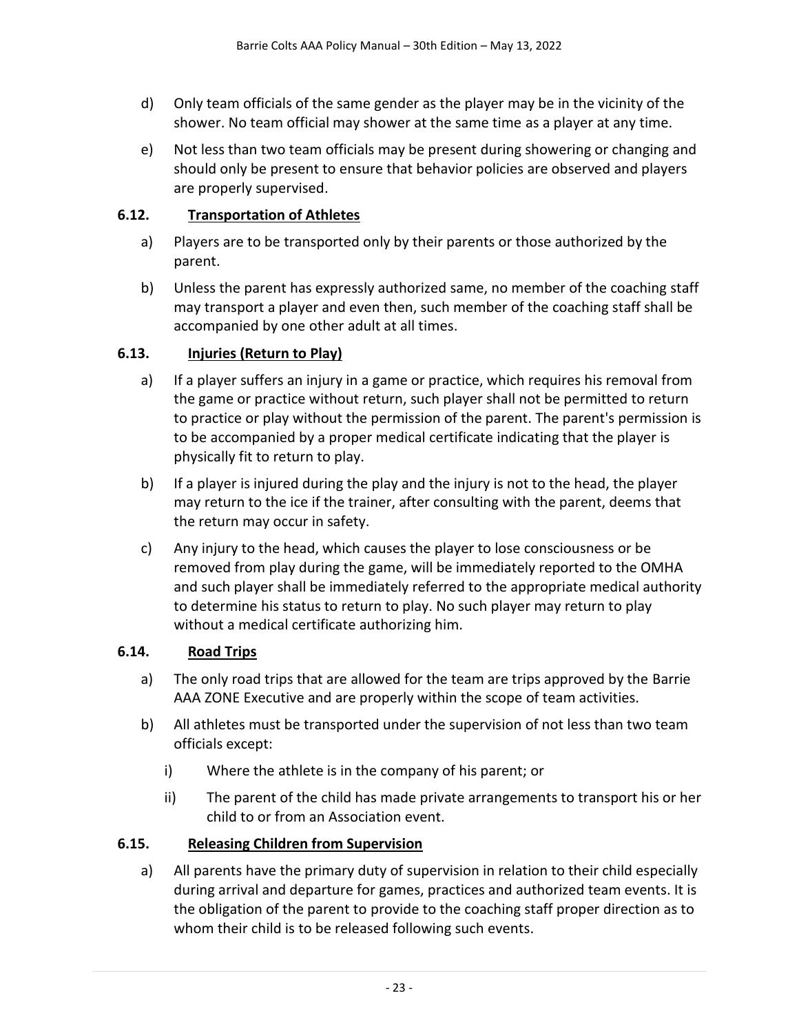d) Only team officials of the same gender as the player may be in the vicinity of the shower. No team official may shower at the same time as a player at any time.

e) Not less than two team officials may be present during showering or changing and should only be present to ensure that behavior policies are observed and players are properly supervised.

### 6.12. Transportation of Athletes

a) Players are to be transported only by their parents or those authorized by the parent.

b) Unless the parent has expressly authorized same, no member of the coaching staff may transport a player and even then, such member of the coaching staff shall be accompanied by one other adult at all times.

### 6.13. Injuries (Return to Play)

a) If a player suffers an injury in a game or practice, which requires his removal from the game or practice without return, such player shall not be permitted to return to practice or play without the permission of the parent. The parent's permission is to be accompanied by a proper medical certificate indicating that the player is physically fit to return to play.

b) If a player is injured during the play and the injury is not to the head, the player may return to the ice if the trainer, after consulting with the parent, deems that the return may occur in safety.

c) Any injury to the head, which causes the player to lose consciousness or be removed from play during the game, will be immediately reported to the OMHA and such player shall be immediately referred to the appropriate medical authority to determine his status to return to play. No such player may return to play without a medical certificate authorizing him.

### 6.14. Road Trips

a) The only road trips that are allowed for the team are trips approved by the Barrie AAA ZONE Executive and are properly within the scope of team activities.

b) All athletes must be transported under the supervision of not less than two team officials except:

   i) Where the athlete is in the company of his parent; or

   ii) The parent of the child has made private arrangements to transport his or her child to or from an Association event.

### 6.15. Releasing Children from Supervision

a) All parents have the primary duty of supervision in relation to their child especially during arrival and departure for games, practices and authorized team events. It is the obligation of the parent to provide to the coaching staff proper direction as to whom their child is to be released following such events.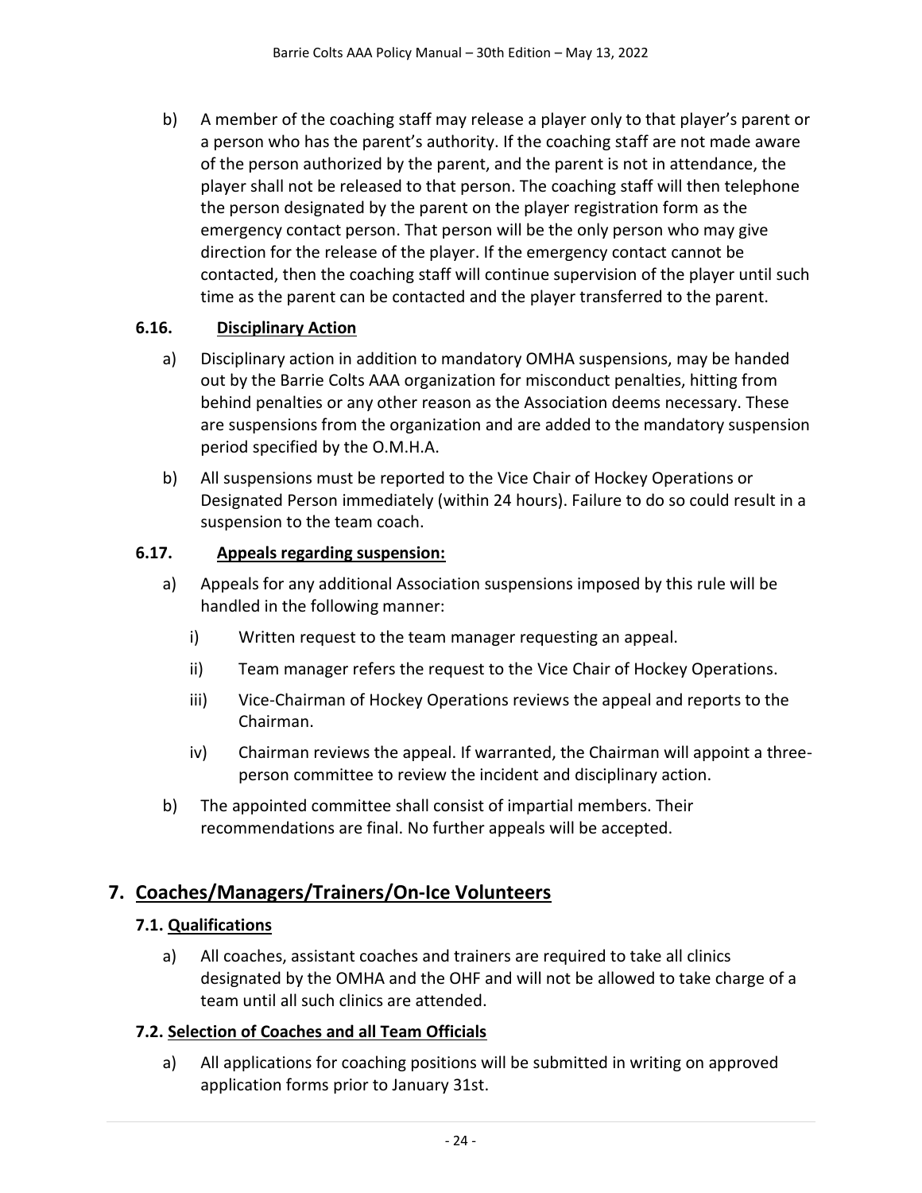b) A member of the coaching staff may release a player only to that player's parent or a person who has the parent's authority. If the coaching staff are not made aware of the person authorized by the parent, and the parent is not in attendance, the player shall not be released to that person. The coaching staff will then telephone the person designated by the parent on the player registration form as the emergency contact person. That person will be the only person who may give direction for the release of the player. If the emergency contact cannot be contacted, then the coaching staff will continue supervision of the player until such time as the parent can be contacted and the player transferred to the parent.

### 6.16. Disciplinary Action

a) Disciplinary action in addition to mandatory OMHA suspensions, may be handed out by the Barrie Colts AAA organization for misconduct penalties, hitting from behind penalties or any other reason as the Association deems necessary. These are suspensions from the organization and are added to the mandatory suspension period specified by the O.M.H.A.

b) All suspensions must be reported to the Vice Chair of Hockey Operations or Designated Person immediately (within 24 hours). Failure to do so could result in a suspension to the team coach.

### 6.17. Appeals regarding suspension:

a) Appeals for any additional Association suspensions imposed by this rule will be handled in the following manner:

   i) Written request to the team manager requesting an appeal.

   ii) Team manager refers the request to the Vice Chair of Hockey Operations.

   iii) Vice-Chairman of Hockey Operations reviews the appeal and reports to the Chairman.

   iv) Chairman reviews the appeal. If warranted, the Chairman will appoint a three-person committee to review the incident and disciplinary action.

b) The appointed committee shall consist of impartial members. Their recommendations are final. No further appeals will be accepted.

## 7. Coaches/Managers/Trainers/On-Ice Volunteers

### 7.1. Qualifications

a) All coaches, assistant coaches and trainers are required to take all clinics designated by the OMHA and the OHF and will not be allowed to take charge of a team until all such clinics are attended.

### 7.2. Selection of Coaches and all Team Officials

a) All applications for coaching positions will be submitted in writing on approved application forms prior to January 31st.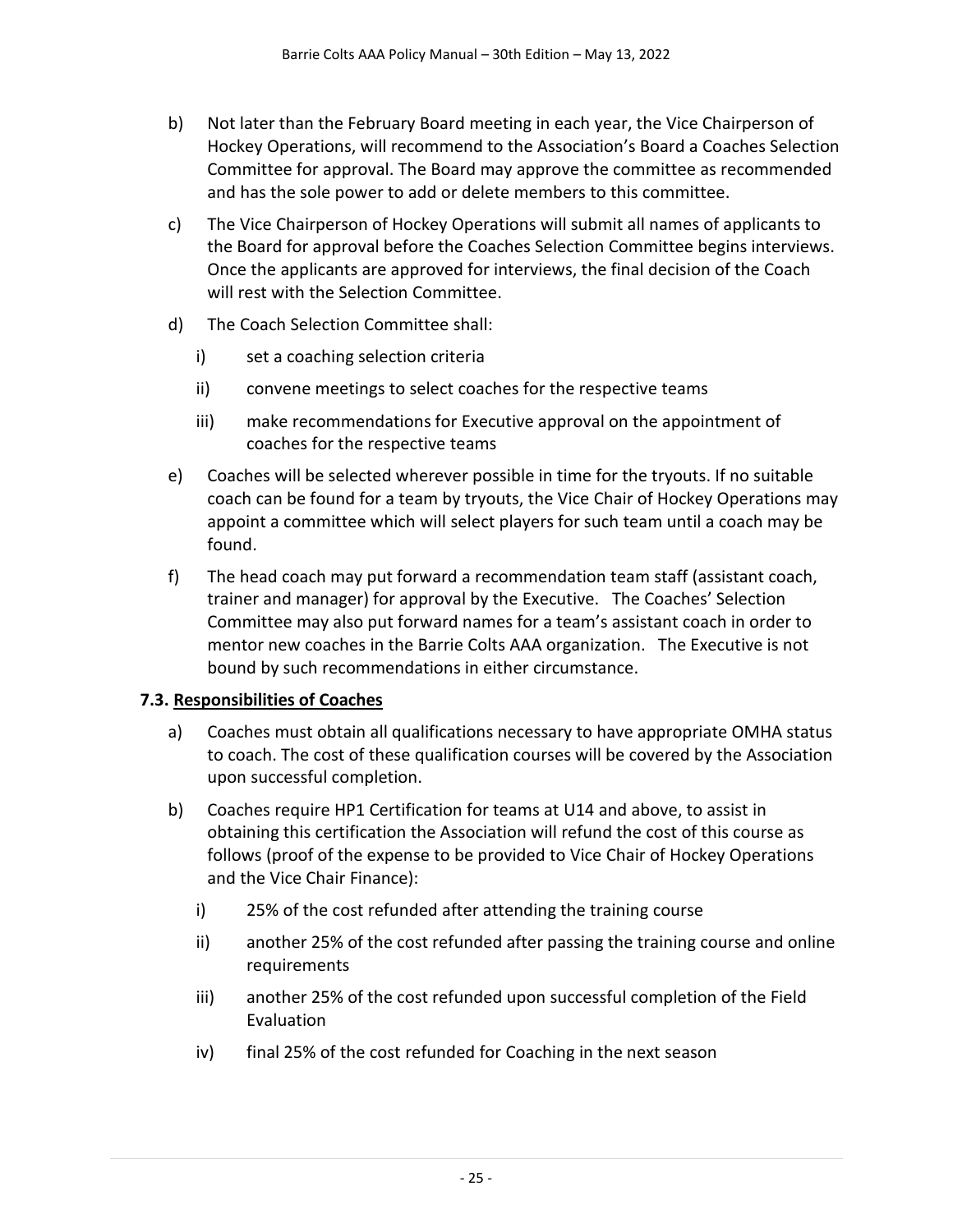b) Not later than the February Board meeting in each year, the Vice Chairperson of Hockey Operations, will recommend to the Association's Board a Coaches Selection Committee for approval. The Board may approve the committee as recommended and has the sole power to add or delete members to this committee.

c) The Vice Chairperson of Hockey Operations will submit all names of applicants to the Board for approval before the Coaches Selection Committee begins interviews. Once the applicants are approved for interviews, the final decision of the Coach will rest with the Selection Committee.

d) The Coach Selection Committee shall:

   i) set a coaching selection criteria

   ii) convene meetings to select coaches for the respective teams

   iii) make recommendations for Executive approval on the appointment of coaches for the respective teams

e) Coaches will be selected wherever possible in time for the tryouts. If no suitable coach can be found for a team by tryouts, the Vice Chair of Hockey Operations may appoint a committee which will select players for such team until a coach may be found.

f) The head coach may put forward a recommendation team staff (assistant coach, trainer and manager) for approval by the Executive. The Coaches' Selection Committee may also put forward names for a team's assistant coach in order to mentor new coaches in the Barrie Colts AAA organization. The Executive is not bound by such recommendations in either circumstance.

### 7.3. Responsibilities of Coaches

a) Coaches must obtain all qualifications necessary to have appropriate OMHA status to coach. The cost of these qualification courses will be covered by the Association upon successful completion.

b) Coaches require HP1 Certification for teams at U14 and above, to assist in obtaining this certification the Association will refund the cost of this course as follows (proof of the expense to be provided to Vice Chair of Hockey Operations and the Vice Chair Finance):

   i) 25% of the cost refunded after attending the training course

   ii) another 25% of the cost refunded after passing the training course and online requirements

   iii) another 25% of the cost refunded upon successful completion of the Field Evaluation

   iv) final 25% of the cost refunded for Coaching in the next season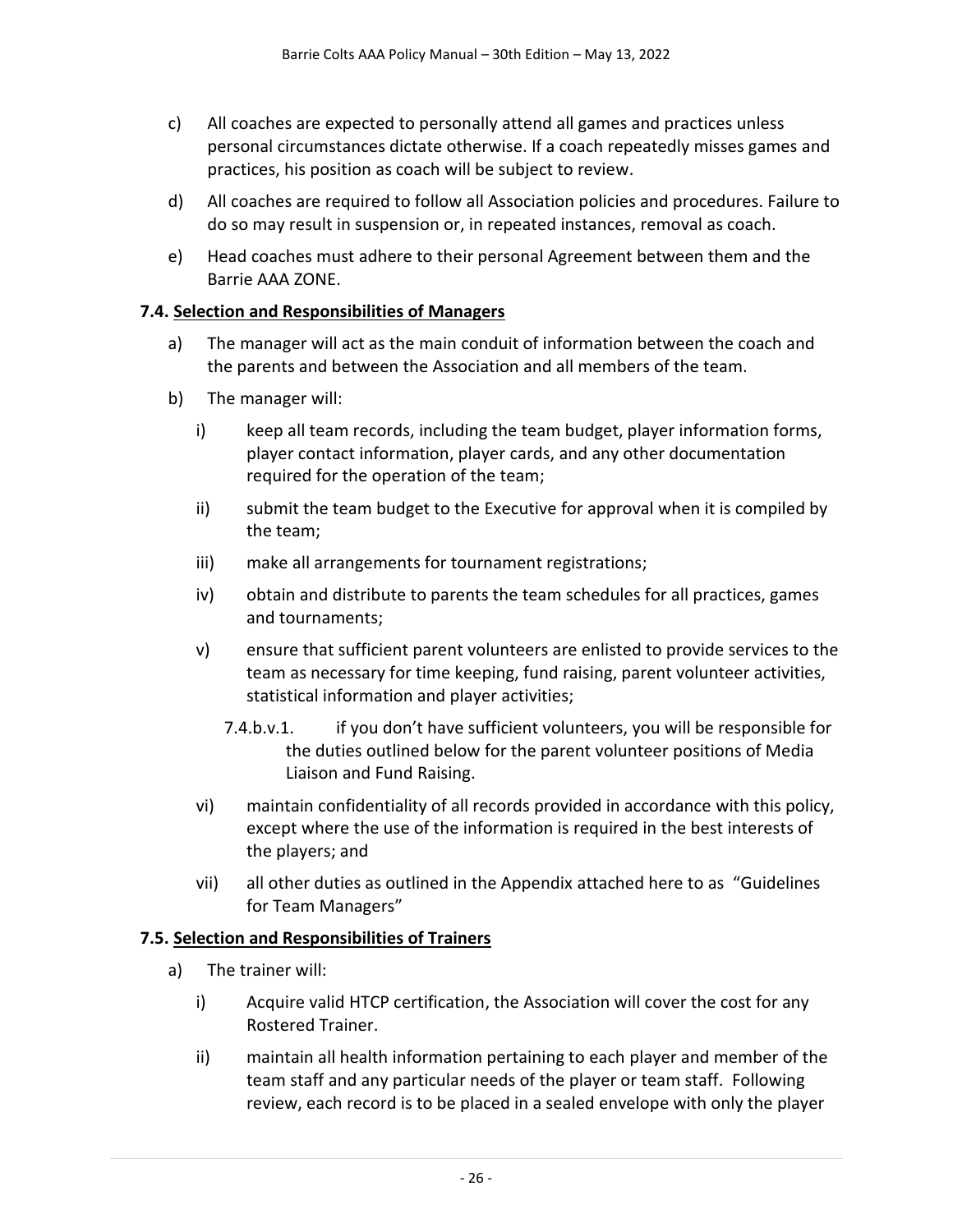c) All coaches are expected to personally attend all games and practices unless personal circumstances dictate otherwise. If a coach repeatedly misses games and practices, his position as coach will be subject to review.

d) All coaches are required to follow all Association policies and procedures. Failure to do so may result in suspension or, in repeated instances, removal as coach.

e) Head coaches must adhere to their personal Agreement between them and the Barrie AAA ZONE.

### 7.4. Selection and Responsibilities of Managers

a) The manager will act as the main conduit of information between the coach and the parents and between the Association and all members of the team.

b) The manager will:

i) keep all team records, including the team budget, player information forms, player contact information, player cards, and any other documentation required for the operation of the team;

ii) submit the team budget to the Executive for approval when it is compiled by the team;

iii) make all arrangements for tournament registrations;

iv) obtain and distribute to parents the team schedules for all practices, games and tournaments;

v) ensure that sufficient parent volunteers are enlisted to provide services to the team as necessary for time keeping, fund raising, parent volunteer activities, statistical information and player activities;

7.4.b.v.1. if you don't have sufficient volunteers, you will be responsible for the duties outlined below for the parent volunteer positions of Media Liaison and Fund Raising.

vi) maintain confidentiality of all records provided in accordance with this policy, except where the use of the information is required in the best interests of the players; and

vii) all other duties as outlined in the Appendix attached here to as "Guidelines for Team Managers"

### 7.5. Selection and Responsibilities of Trainers

a) The trainer will:

i) Acquire valid HTCP certification, the Association will cover the cost for any Rostered Trainer.

ii) maintain all health information pertaining to each player and member of the team staff and any particular needs of the player or team staff. Following review, each record is to be placed in a sealed envelope with only the player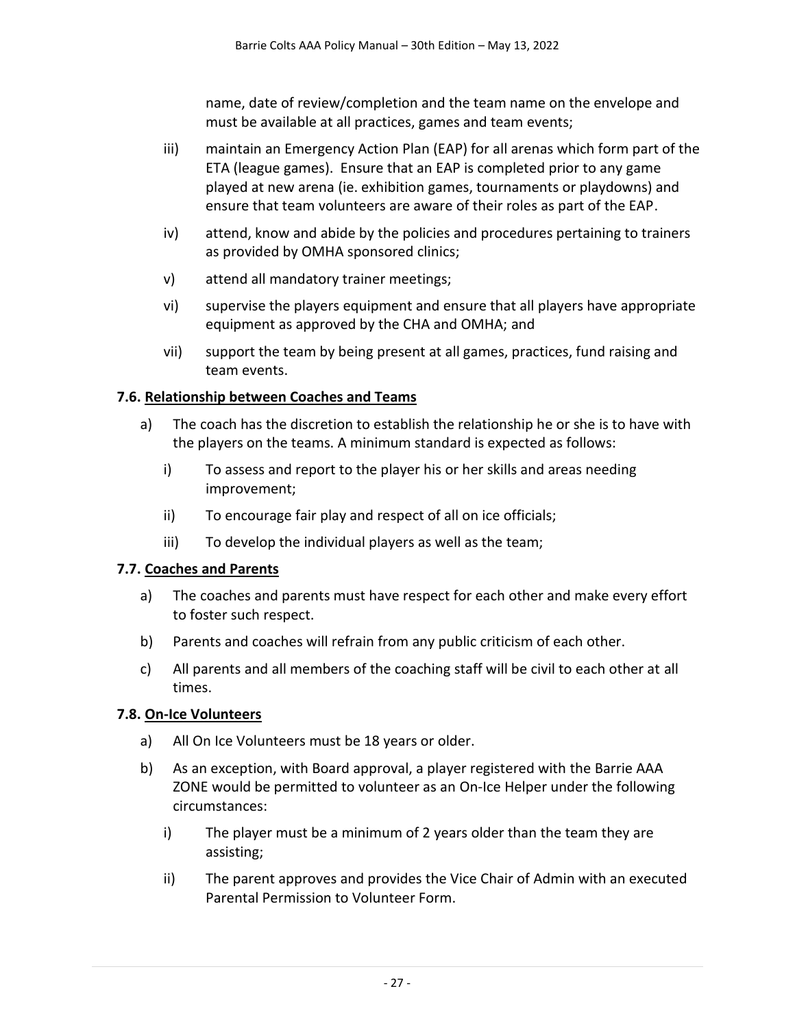name, date of review/completion and the team name on the envelope and must be available at all practices, games and team events;

iii) maintain an Emergency Action Plan (EAP) for all arenas which form part of the ETA (league games). Ensure that an EAP is completed prior to any game played at new arena (ie. exhibition games, tournaments or playdowns) and ensure that team volunteers are aware of their roles as part of the EAP.

iv) attend, know and abide by the policies and procedures pertaining to trainers as provided by OMHA sponsored clinics;

v) attend all mandatory trainer meetings;

vi) supervise the players equipment and ensure that all players have appropriate equipment as approved by the CHA and OMHA; and

vii) support the team by being present at all games, practices, fund raising and team events.

### 7.6. Relationship between Coaches and Teams

a) The coach has the discretion to establish the relationship he or she is to have with the players on the teams. A minimum standard is expected as follows:

   i) To assess and report to the player his or her skills and areas needing improvement;

   ii) To encourage fair play and respect of all on ice officials;

   iii) To develop the individual players as well as the team;

### 7.7. Coaches and Parents

a) The coaches and parents must have respect for each other and make every effort to foster such respect.

b) Parents and coaches will refrain from any public criticism of each other.

c) All parents and all members of the coaching staff will be civil to each other at all times.

### 7.8. On-Ice Volunteers

a) All On Ice Volunteers must be 18 years or older.

b) As an exception, with Board approval, a player registered with the Barrie AAA ZONE would be permitted to volunteer as an On-Ice Helper under the following circumstances:

   i) The player must be a minimum of 2 years older than the team they are assisting;

   ii) The parent approves and provides the Vice Chair of Admin with an executed Parental Permission to Volunteer Form.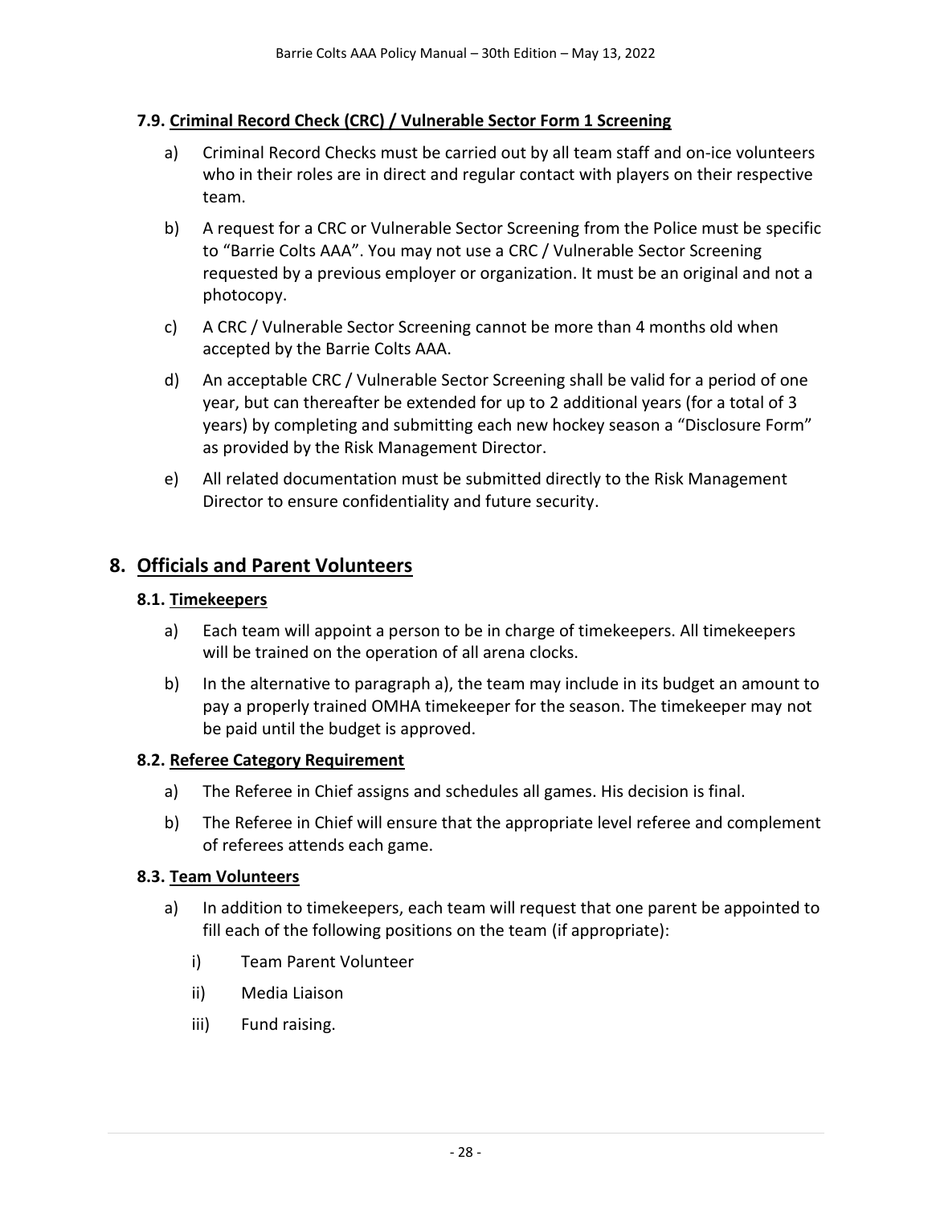### 7.9. Criminal Record Check (CRC) / Vulnerable Sector Form 1 Screening

a) Criminal Record Checks must be carried out by all team staff and on-ice volunteers who in their roles are in direct and regular contact with players on their respective team.

b) A request for a CRC or Vulnerable Sector Screening from the Police must be specific to "Barrie Colts AAA". You may not use a CRC / Vulnerable Sector Screening requested by a previous employer or organization. It must be an original and not a photocopy.

c) A CRC / Vulnerable Sector Screening cannot be more than 4 months old when accepted by the Barrie Colts AAA.

d) An acceptable CRC / Vulnerable Sector Screening shall be valid for a period of one year, but can thereafter be extended for up to 2 additional years (for a total of 3 years) by completing and submitting each new hockey season a "Disclosure Form" as provided by the Risk Management Director.

e) All related documentation must be submitted directly to the Risk Management Director to ensure confidentiality and future security.

## 8. Officials and Parent Volunteers

### 8.1. Timekeepers

a) Each team will appoint a person to be in charge of timekeepers. All timekeepers will be trained on the operation of all arena clocks.

b) In the alternative to paragraph a), the team may include in its budget an amount to pay a properly trained OMHA timekeeper for the season. The timekeeper may not be paid until the budget is approved.

### 8.2. Referee Category Requirement

a) The Referee in Chief assigns and schedules all games. His decision is final.

b) The Referee in Chief will ensure that the appropriate level referee and complement of referees attends each game.

### 8.3. Team Volunteers

a) In addition to timekeepers, each team will request that one parent be appointed to fill each of the following positions on the team (if appropriate):

   i) Team Parent Volunteer

   ii) Media Liaison

   iii) Fund raising.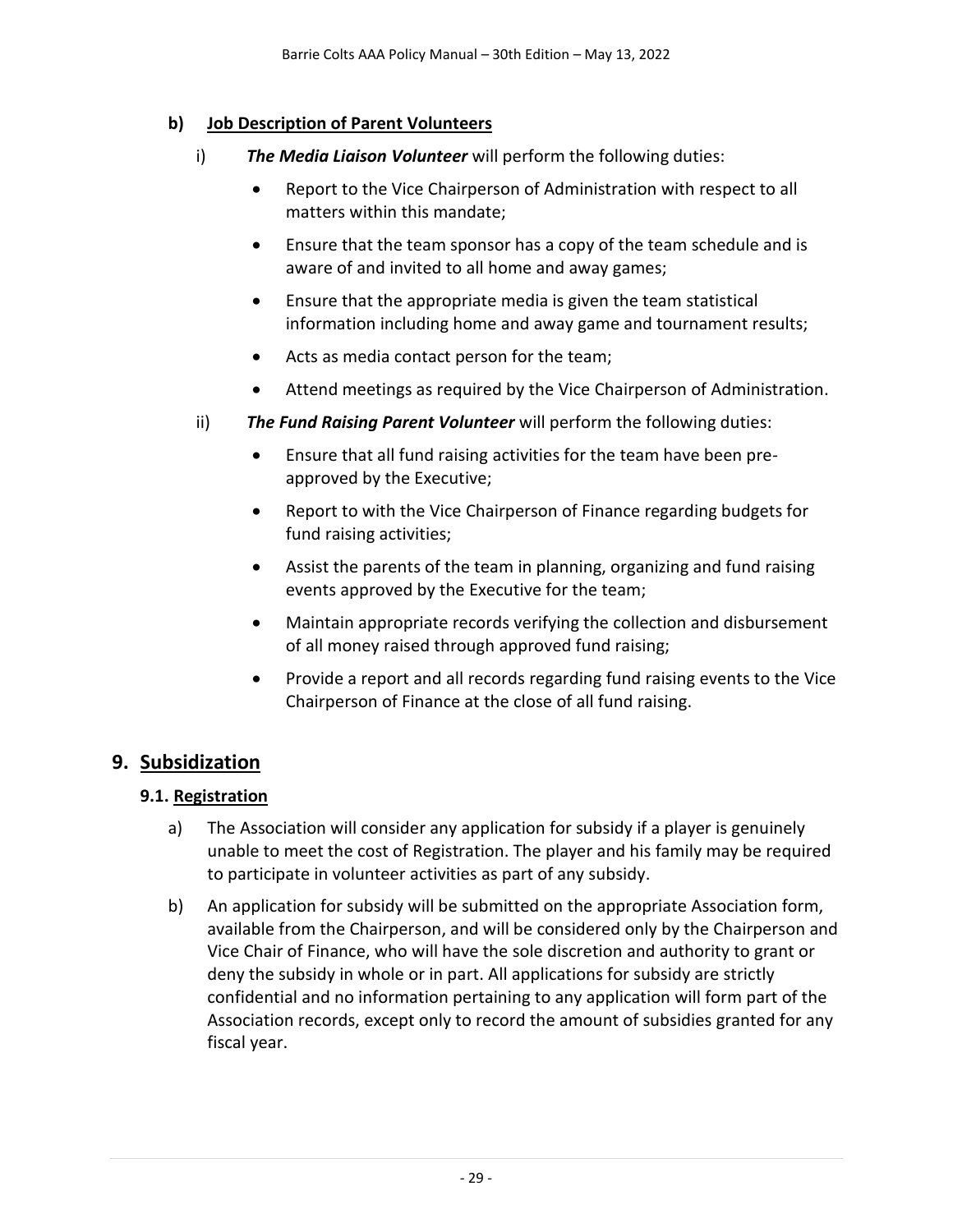### b) Job Description of Parent Volunteers

i) ***The Media Liaison Volunteer*** will perform the following duties:

- Report to the Vice Chairperson of Administration with respect to all matters within this mandate;
- Ensure that the team sponsor has a copy of the team schedule and is aware of and invited to all home and away games;
- Ensure that the appropriate media is given the team statistical information including home and away game and tournament results;
- Acts as media contact person for the team;
- Attend meetings as required by the Vice Chairperson of Administration.

ii) ***The Fund Raising Parent Volunteer*** will perform the following duties:

- Ensure that all fund raising activities for the team have been pre-approved by the Executive;
- Report to with the Vice Chairperson of Finance regarding budgets for fund raising activities;
- Assist the parents of the team in planning, organizing and fund raising events approved by the Executive for the team;
- Maintain appropriate records verifying the collection and disbursement of all money raised through approved fund raising;
- Provide a report and all records regarding fund raising events to the Vice Chairperson of Finance at the close of all fund raising.

## 9. Subsidization

### 9.1. Registration

a) The Association will consider any application for subsidy if a player is genuinely unable to meet the cost of Registration. The player and his family may be required to participate in volunteer activities as part of any subsidy.

b) An application for subsidy will be submitted on the appropriate Association form, available from the Chairperson, and will be considered only by the Chairperson and Vice Chair of Finance, who will have the sole discretion and authority to grant or deny the subsidy in whole or in part. All applications for subsidy are strictly confidential and no information pertaining to any application will form part of the Association records, except only to record the amount of subsidies granted for any fiscal year.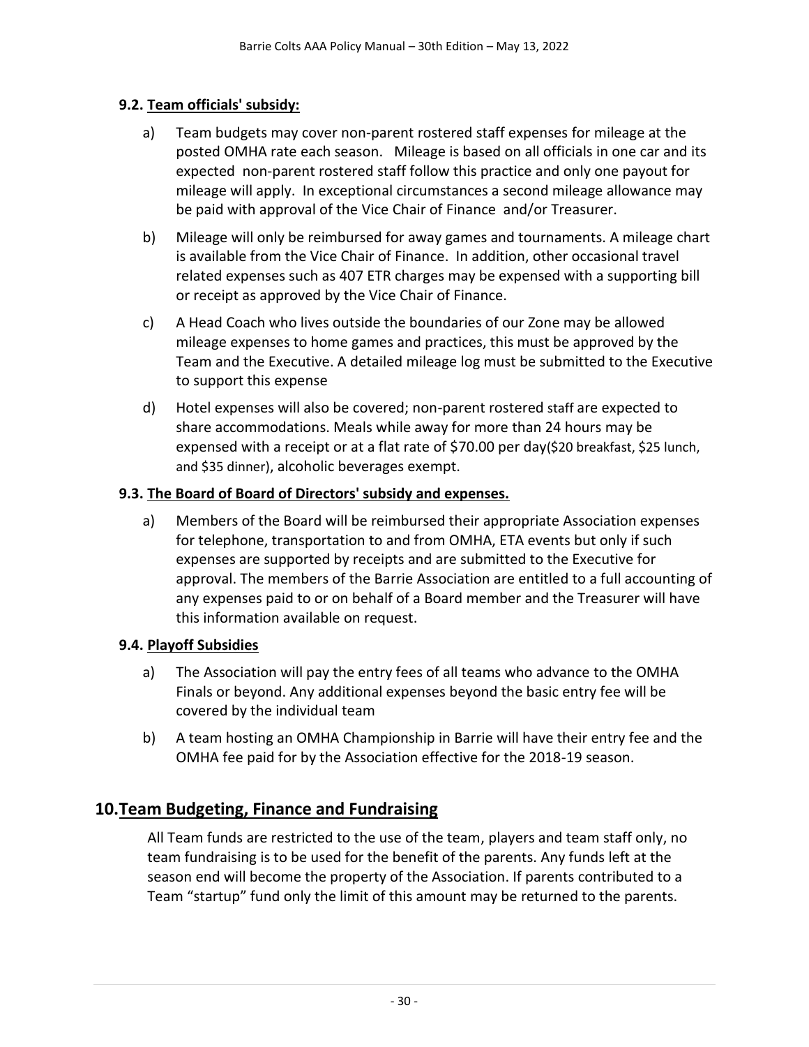### 9.2. <u>Team officials' subsidy:</u>

a) Team budgets may cover non-parent rostered staff expenses for mileage at the posted OMHA rate each season. Mileage is based on all officials in one car and its expected non-parent rostered staff follow this practice and only one payout for mileage will apply. In exceptional circumstances a second mileage allowance may be paid with approval of the Vice Chair of Finance and/or Treasurer.

b) Mileage will only be reimbursed for away games and tournaments. A mileage chart is available from the Vice Chair of Finance. In addition, other occasional travel related expenses such as 407 ETR charges may be expensed with a supporting bill or receipt as approved by the Vice Chair of Finance.

c) A Head Coach who lives outside the boundaries of our Zone may be allowed mileage expenses to home games and practices, this must be approved by the Team and the Executive. A detailed mileage log must be submitted to the Executive to support this expense

d) Hotel expenses will also be covered; non-parent rostered staff are expected to share accommodations. Meals while away for more than 24 hours may be expensed with a receipt or at a flat rate of $70.00 per day($20 breakfast, $25 lunch, and $35 dinner), alcoholic beverages exempt.

### 9.3. <u>The Board of Board of Directors' subsidy and expenses.</u>

a) Members of the Board will be reimbursed their appropriate Association expenses for telephone, transportation to and from OMHA, ETA events but only if such expenses are supported by receipts and are submitted to the Executive for approval. The members of the Barrie Association are entitled to a full accounting of any expenses paid to or on behalf of a Board member and the Treasurer will have this information available on request.

### 9.4. <u>Playoff Subsidies</u>

a) The Association will pay the entry fees of all teams who advance to the OMHA Finals or beyond. Any additional expenses beyond the basic entry fee will be covered by the individual team

b) A team hosting an OMHA Championship in Barrie will have their entry fee and the OMHA fee paid for by the Association effective for the 2018-19 season.

## 10. <u>Team Budgeting, Finance and Fundraising</u>

All Team funds are restricted to the use of the team, players and team staff only, no team fundraising is to be used for the benefit of the parents. Any funds left at the season end will become the property of the Association. If parents contributed to a Team "startup" fund only the limit of this amount may be returned to the parents.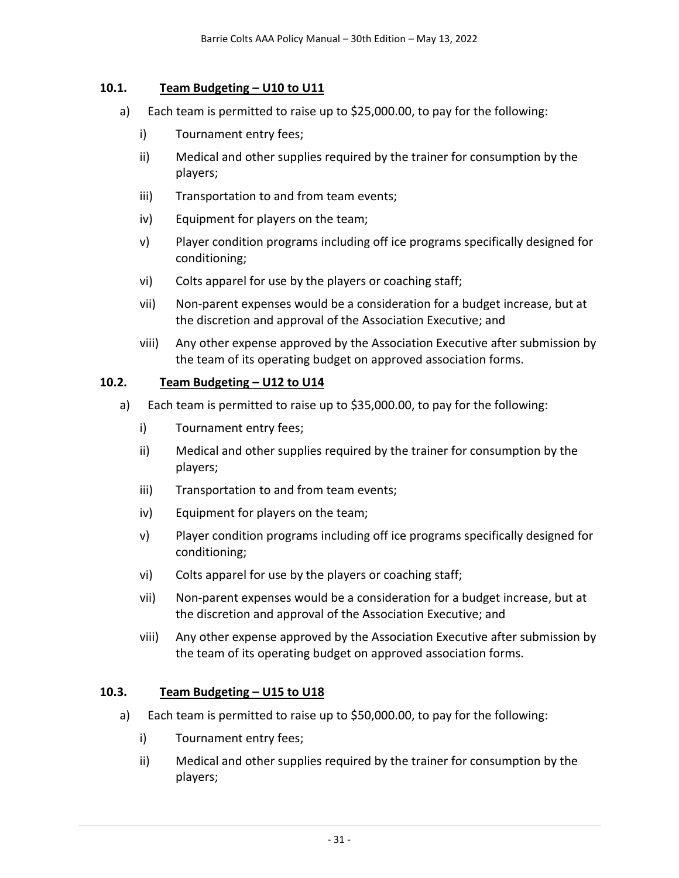### 10.1. Team Budgeting – U10 to U11

a) Each team is permitted to raise up to $25,000.00, to pay for the following:

   i) Tournament entry fees;

   ii) Medical and other supplies required by the trainer for consumption by the players;

   iii) Transportation to and from team events;

   iv) Equipment for players on the team;

   v) Player condition programs including off ice programs specifically designed for conditioning;

   vi) Colts apparel for use by the players or coaching staff;

   vii) Non-parent expenses would be a consideration for a budget increase, but at the discretion and approval of the Association Executive; and

   viii) Any other expense approved by the Association Executive after submission by the team of its operating budget on approved association forms.

### 10.2. Team Budgeting – U12 to U14

a) Each team is permitted to raise up to $35,000.00, to pay for the following:

   i) Tournament entry fees;

   ii) Medical and other supplies required by the trainer for consumption by the players;

   iii) Transportation to and from team events;

   iv) Equipment for players on the team;

   v) Player condition programs including off ice programs specifically designed for conditioning;

   vi) Colts apparel for use by the players or coaching staff;

   vii) Non-parent expenses would be a consideration for a budget increase, but at the discretion and approval of the Association Executive; and

   viii) Any other expense approved by the Association Executive after submission by the team of its operating budget on approved association forms.

### 10.3. Team Budgeting – U15 to U18

a) Each team is permitted to raise up to $50,000.00, to pay for the following:

   i) Tournament entry fees;

   ii) Medical and other supplies required by the trainer for consumption by the players;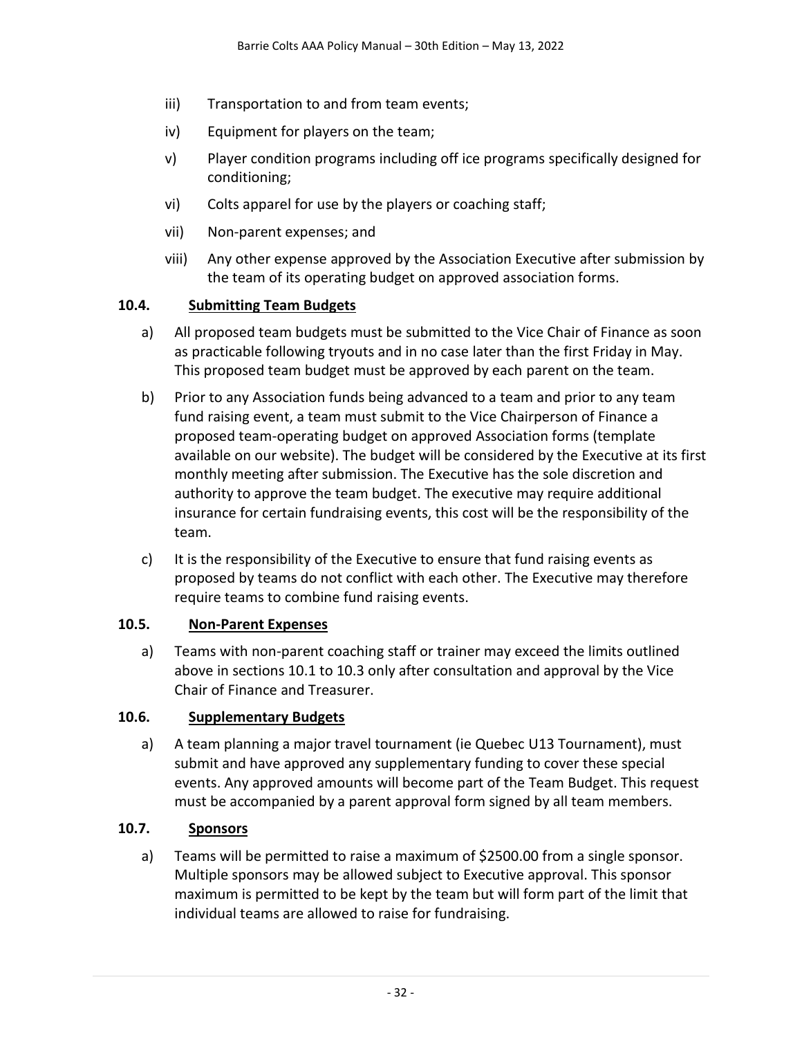iii) Transportation to and from team events;

iv) Equipment for players on the team;

v) Player condition programs including off ice programs specifically designed for conditioning;

vi) Colts apparel for use by the players or coaching staff;

vii) Non-parent expenses; and

viii) Any other expense approved by the Association Executive after submission by the team of its operating budget on approved association forms.

### 10.4. Submitting Team Budgets

a) All proposed team budgets must be submitted to the Vice Chair of Finance as soon as practicable following tryouts and in no case later than the first Friday in May. This proposed team budget must be approved by each parent on the team.

b) Prior to any Association funds being advanced to a team and prior to any team fund raising event, a team must submit to the Vice Chairperson of Finance a proposed team-operating budget on approved Association forms (template available on our website). The budget will be considered by the Executive at its first monthly meeting after submission. The Executive has the sole discretion and authority to approve the team budget. The executive may require additional insurance for certain fundraising events, this cost will be the responsibility of the team.

c) It is the responsibility of the Executive to ensure that fund raising events as proposed by teams do not conflict with each other. The Executive may therefore require teams to combine fund raising events.

### 10.5. Non-Parent Expenses

a) Teams with non-parent coaching staff or trainer may exceed the limits outlined above in sections 10.1 to 10.3 only after consultation and approval by the Vice Chair of Finance and Treasurer.

### 10.6. Supplementary Budgets

a) A team planning a major travel tournament (ie Quebec U13 Tournament), must submit and have approved any supplementary funding to cover these special events. Any approved amounts will become part of the Team Budget. This request must be accompanied by a parent approval form signed by all team members.

### 10.7. Sponsors

a) Teams will be permitted to raise a maximum of $2500.00 from a single sponsor. Multiple sponsors may be allowed subject to Executive approval. This sponsor maximum is permitted to be kept by the team but will form part of the limit that individual teams are allowed to raise for fundraising.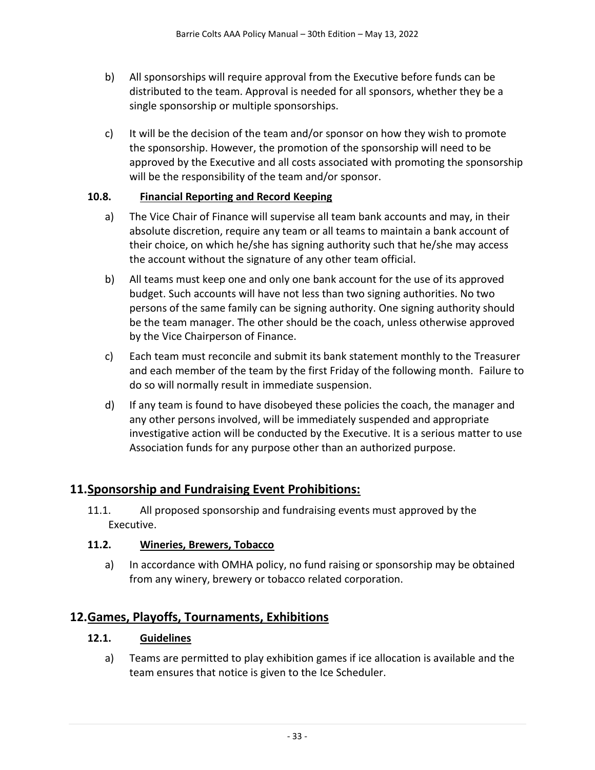b) All sponsorships will require approval from the Executive before funds can be distributed to the team. Approval is needed for all sponsors, whether they be a single sponsorship or multiple sponsorships.

c) It will be the decision of the team and/or sponsor on how they wish to promote the sponsorship. However, the promotion of the sponsorship will need to be approved by the Executive and all costs associated with promoting the sponsorship will be the responsibility of the team and/or sponsor.

### 10.8. Financial Reporting and Record Keeping

a) The Vice Chair of Finance will supervise all team bank accounts and may, in their absolute discretion, require any team or all teams to maintain a bank account of their choice, on which he/she has signing authority such that he/she may access the account without the signature of any other team official.

b) All teams must keep one and only one bank account for the use of its approved budget. Such accounts will have not less than two signing authorities. No two persons of the same family can be signing authority. One signing authority should be the team manager. The other should be the coach, unless otherwise approved by the Vice Chairperson of Finance.

c) Each team must reconcile and submit its bank statement monthly to the Treasurer and each member of the team by the first Friday of the following month. Failure to do so will normally result in immediate suspension.

d) If any team is found to have disobeyed these policies the coach, the manager and any other persons involved, will be immediately suspended and appropriate investigative action will be conducted by the Executive. It is a serious matter to use Association funds for any purpose other than an authorized purpose.

## 11. Sponsorship and Fundraising Event Prohibitions:

11.1. All proposed sponsorship and fundraising events must approved by the Executive.

### 11.2. Wineries, Brewers, Tobacco

a) In accordance with OMHA policy, no fund raising or sponsorship may be obtained from any winery, brewery or tobacco related corporation.

## 12. Games, Playoffs, Tournaments, Exhibitions

### 12.1. Guidelines

a) Teams are permitted to play exhibition games if ice allocation is available and the team ensures that notice is given to the Ice Scheduler.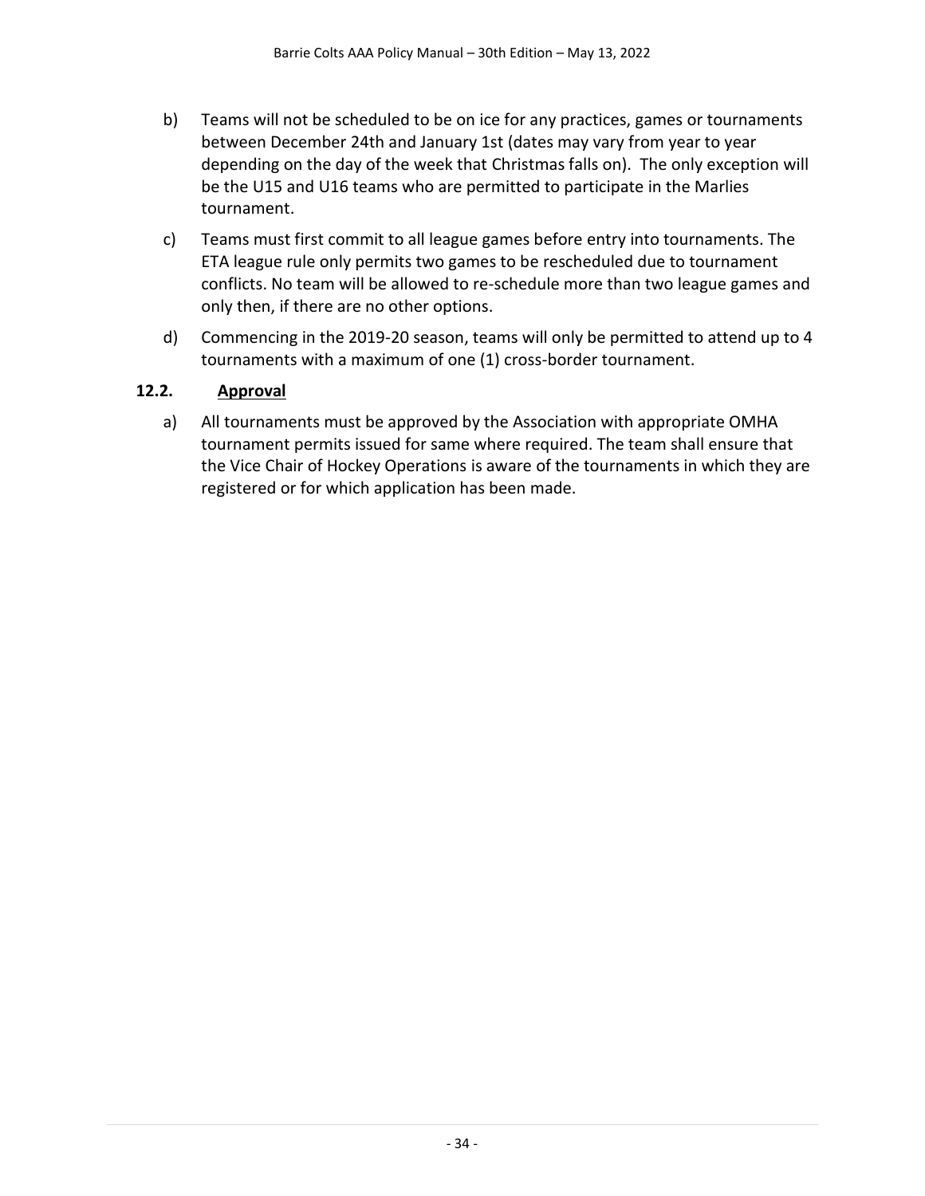b) Teams will not be scheduled to be on ice for any practices, games or tournaments between December 24th and January 1st (dates may vary from year to year depending on the day of the week that Christmas falls on). The only exception will be the U15 and U16 teams who are permitted to participate in the Marlies tournament.

c) Teams must first commit to all league games before entry into tournaments. The ETA league rule only permits two games to be rescheduled due to tournament conflicts. No team will be allowed to re-schedule more than two league games and only then, if there are no other options.

d) Commencing in the 2019-20 season, teams will only be permitted to attend up to 4 tournaments with a maximum of one (1) cross-border tournament.

### 12.2. Approval

a) All tournaments must be approved by the Association with appropriate OMHA tournament permits issued for same where required. The team shall ensure that the Vice Chair of Hockey Operations is aware of the tournaments in which they are registered or for which application has been made.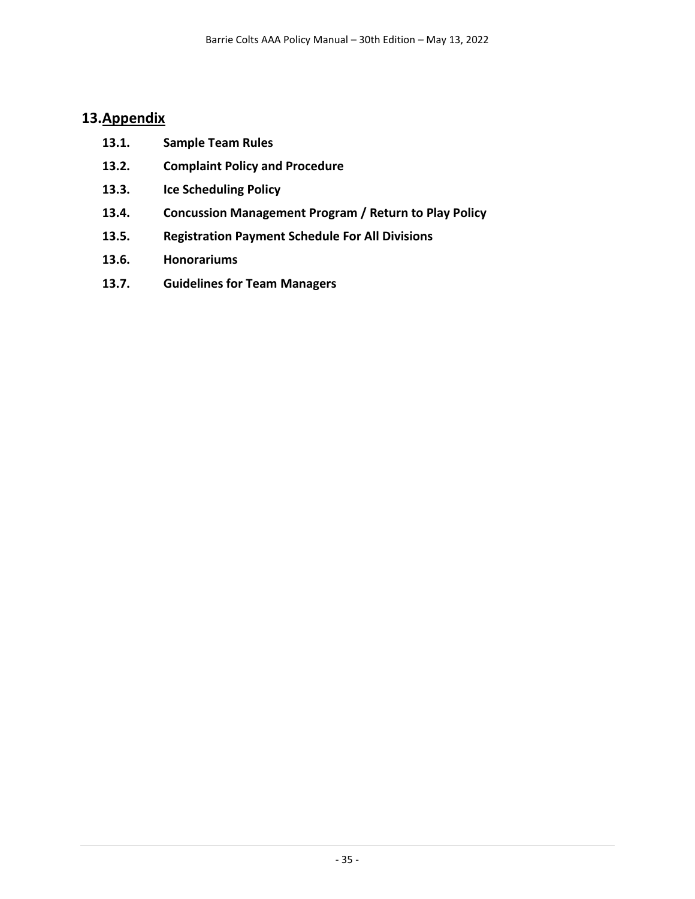# 13. Appendix

**13.1. Sample Team Rules**

**13.2. Complaint Policy and Procedure**

**13.3. Ice Scheduling Policy**

**13.4. Concussion Management Program / Return to Play Policy**

**13.5. Registration Payment Schedule For All Divisions**

**13.6. Honorariums**

**13.7. Guidelines for Team Managers**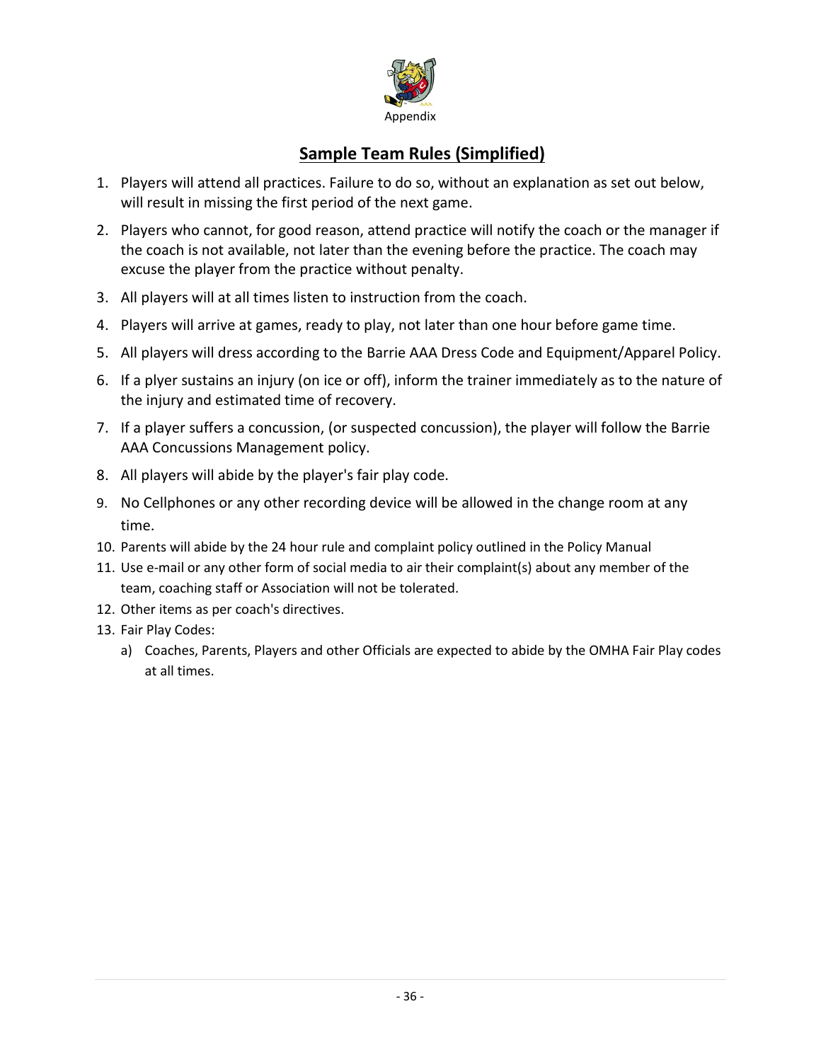Appendix

## Sample Team Rules (Simplified)

1. Players will attend all practices. Failure to do so, without an explanation as set out below, will result in missing the first period of the next game.
2. Players who cannot, for good reason, attend practice will notify the coach or the manager if the coach is not available, not later than the evening before the practice. The coach may excuse the player from the practice without penalty.
3. All players will at all times listen to instruction from the coach.
4. Players will arrive at games, ready to play, not later than one hour before game time.
5. All players will dress according to the Barrie AAA Dress Code and Equipment/Apparel Policy.
6. If a plyer sustains an injury (on ice or off), inform the trainer immediately as to the nature of the injury and estimated time of recovery.
7. If a player suffers a concussion, (or suspected concussion), the player will follow the Barrie AAA Concussions Management policy.
8. All players will abide by the player's fair play code.
9. No Cellphones or any other recording device will be allowed in the change room at any time.
10. Parents will abide by the 24 hour rule and complaint policy outlined in the Policy Manual
11. Use e-mail or any other form of social media to air their complaint(s) about any member of the team, coaching staff or Association will not be tolerated.
12. Other items as per coach's directives.
13. Fair Play Codes:
    a) Coaches, Parents, Players and other Officials are expected to abide by the OMHA Fair Play codes at all times.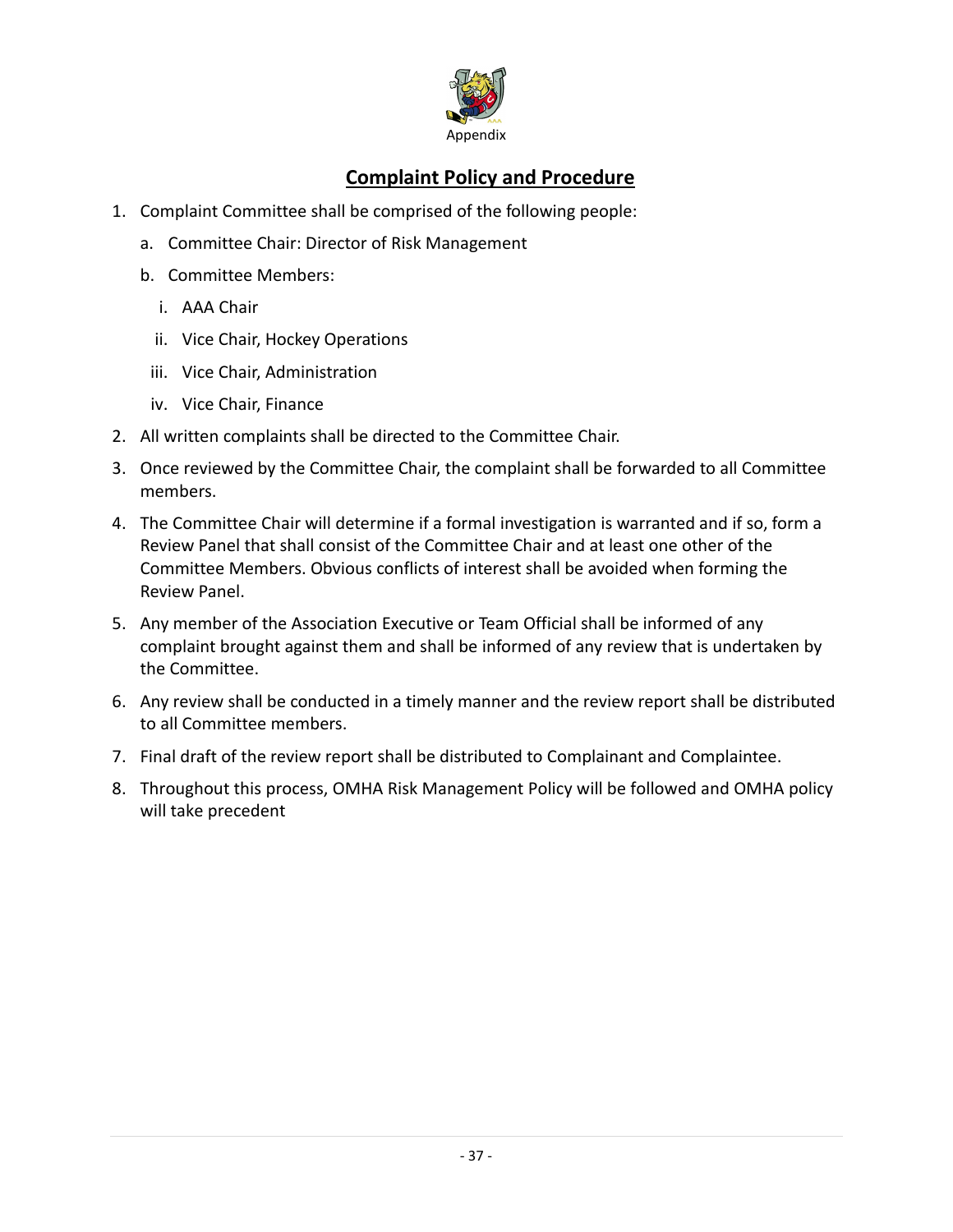Appendix

## **Complaint Policy and Procedure**

1. Complaint Committee shall be comprised of the following people:
   a. Committee Chair: Director of Risk Management
   b. Committee Members:
      i. AAA Chair
      ii. Vice Chair, Hockey Operations
      iii. Vice Chair, Administration
      iv. Vice Chair, Finance
2. All written complaints shall be directed to the Committee Chair.
3. Once reviewed by the Committee Chair, the complaint shall be forwarded to all Committee members.
4. The Committee Chair will determine if a formal investigation is warranted and if so, form a Review Panel that shall consist of the Committee Chair and at least one other of the Committee Members. Obvious conflicts of interest shall be avoided when forming the Review Panel.
5. Any member of the Association Executive or Team Official shall be informed of any complaint brought against them and shall be informed of any review that is undertaken by the Committee.
6. Any review shall be conducted in a timely manner and the review report shall be distributed to all Committee members.
7. Final draft of the review report shall be distributed to Complainant and Complaintee.
8. Throughout this process, OMHA Risk Management Policy will be followed and OMHA policy will take precedent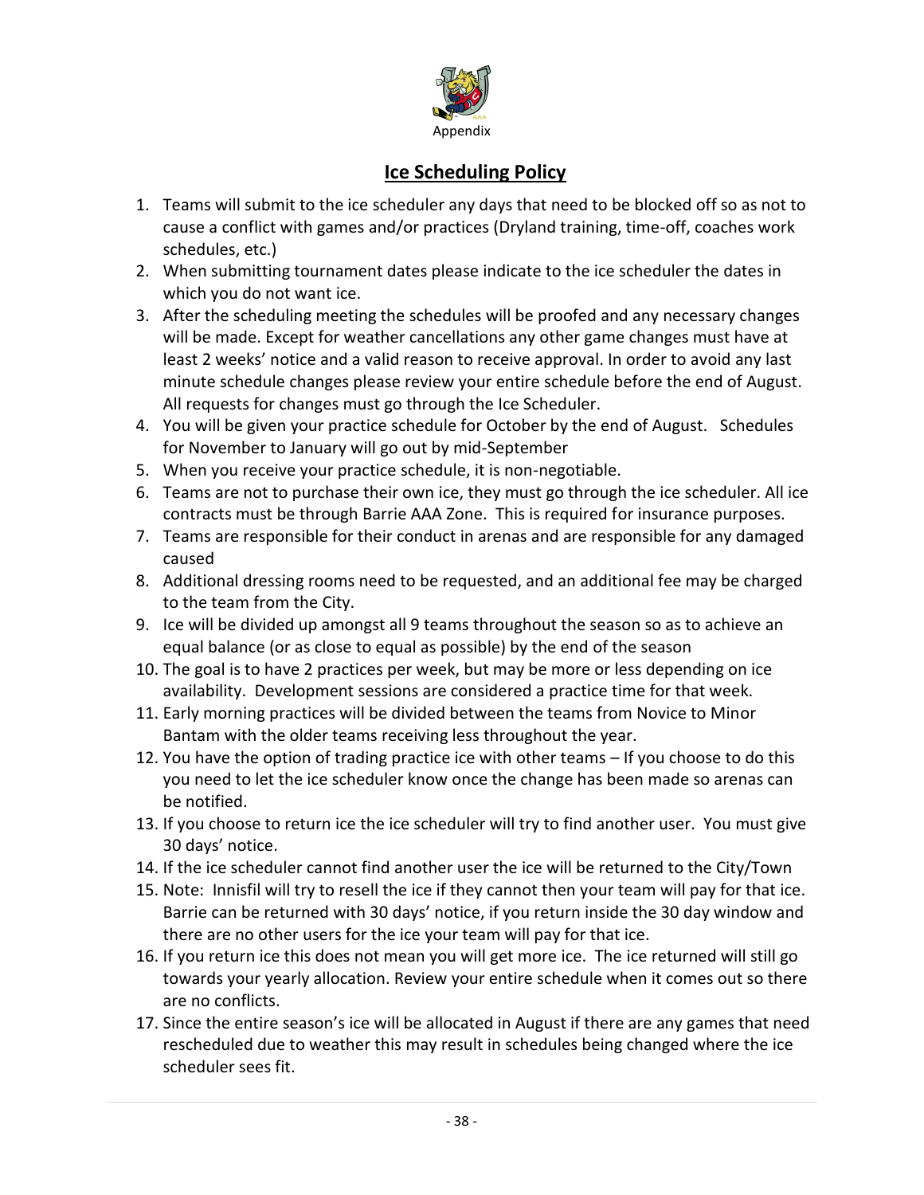Appendix

## Ice Scheduling Policy

1. Teams will submit to the ice scheduler any days that need to be blocked off so as not to cause a conflict with games and/or practices (Dryland training, time-off, coaches work schedules, etc.)
2. When submitting tournament dates please indicate to the ice scheduler the dates in which you do not want ice.
3. After the scheduling meeting the schedules will be proofed and any necessary changes will be made. Except for weather cancellations any other game changes must have at least 2 weeks' notice and a valid reason to receive approval. In order to avoid any last minute schedule changes please review your entire schedule before the end of August. All requests for changes must go through the Ice Scheduler.
4. You will be given your practice schedule for October by the end of August. Schedules for November to January will go out by mid-September
5. When you receive your practice schedule, it is non-negotiable.
6. Teams are not to purchase their own ice, they must go through the ice scheduler. All ice contracts must be through Barrie AAA Zone. This is required for insurance purposes.
7. Teams are responsible for their conduct in arenas and are responsible for any damaged caused
8. Additional dressing rooms need to be requested, and an additional fee may be charged to the team from the City.
9. Ice will be divided up amongst all 9 teams throughout the season so as to achieve an equal balance (or as close to equal as possible) by the end of the season
10. The goal is to have 2 practices per week, but may be more or less depending on ice availability. Development sessions are considered a practice time for that week.
11. Early morning practices will be divided between the teams from Novice to Minor Bantam with the older teams receiving less throughout the year.
12. You have the option of trading practice ice with other teams – If you choose to do this you need to let the ice scheduler know once the change has been made so arenas can be notified.
13. If you choose to return ice the ice scheduler will try to find another user. You must give 30 days' notice.
14. If the ice scheduler cannot find another user the ice will be returned to the City/Town
15. Note: Innisfil will try to resell the ice if they cannot then your team will pay for that ice. Barrie can be returned with 30 days' notice, if you return inside the 30 day window and there are no other users for the ice your team will pay for that ice.
16. If you return ice this does not mean you will get more ice. The ice returned will still go towards your yearly allocation. Review your entire schedule when it comes out so there are no conflicts.
17. Since the entire season's ice will be allocated in August if there are any games that need rescheduled due to weather this may result in schedules being changed where the ice scheduler sees fit.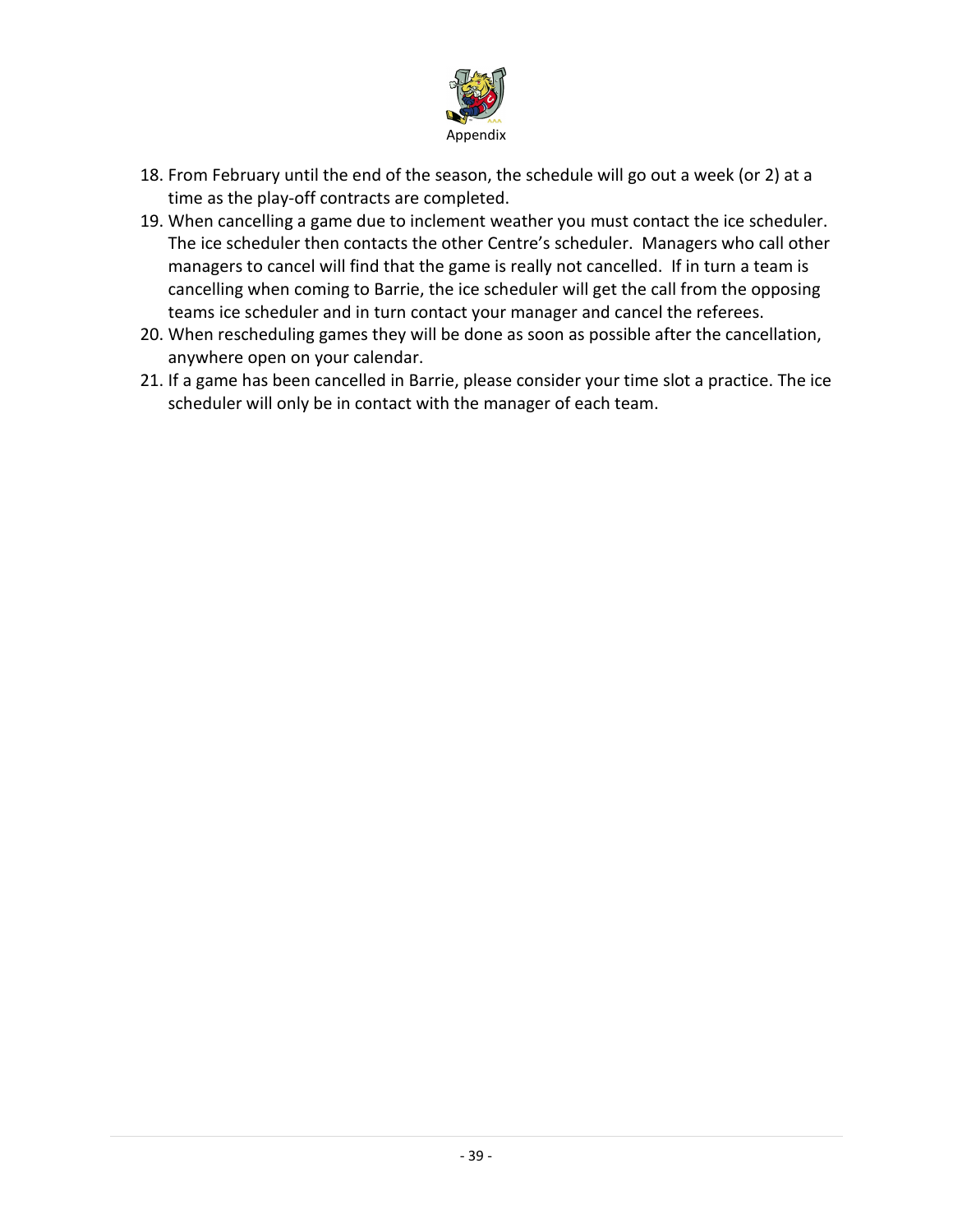Appendix

18. From February until the end of the season, the schedule will go out a week (or 2) at a time as the play-off contracts are completed.
19. When cancelling a game due to inclement weather you must contact the ice scheduler. The ice scheduler then contacts the other Centre's scheduler. Managers who call other managers to cancel will find that the game is really not cancelled. If in turn a team is cancelling when coming to Barrie, the ice scheduler will get the call from the opposing teams ice scheduler and in turn contact your manager and cancel the referees.
20. When rescheduling games they will be done as soon as possible after the cancellation, anywhere open on your calendar.
21. If a game has been cancelled in Barrie, please consider your time slot a practice. The ice scheduler will only be in contact with the manager of each team.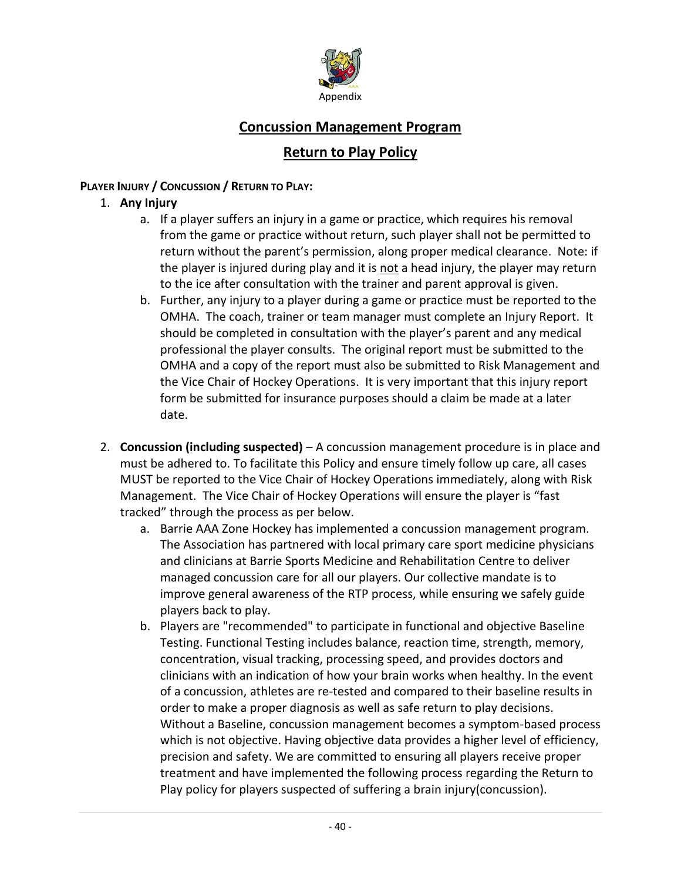Appendix

## Concession Management Program

Appendix

## Concussion Management Program

## Return to Play Policy

**PLAYER INJURY / CONCUSSION / RETURN TO PLAY:**

1. **Any Injury**
   a. If a player suffers an injury in a game or practice, which requires his removal from the game or practice without return, such player shall not be permitted to return without the parent's permission, along proper medical clearance. Note: if the player is injured during play and it is not a head injury, the player may return to the ice after consultation with the trainer and parent approval is given.
   b. Further, any injury to a player during a game or practice must be reported to the OMHA. The coach, trainer or team manager must complete an Injury Report. It should be completed in consultation with the player's parent and any medical professional the player consults. The original report must be submitted to the OMHA and a copy of the report must also be submitted to Risk Management and the Vice Chair of Hockey Operations. It is very important that this injury report form be submitted for insurance purposes should a claim be made at a later date.

2. **Concussion (including suspected)** – A concussion management procedure is in place and must be adhered to. To facilitate this Policy and ensure timely follow up care, all cases MUST be reported to the Vice Chair of Hockey Operations immediately, along with Risk Management. The Vice Chair of Hockey Operations will ensure the player is "fast tracked" through the process as per below.
   a. Barrie AAA Zone Hockey has implemented a concussion management program. The Association has partnered with local primary care sport medicine physicians and clinicians at Barrie Sports Medicine and Rehabilitation Centre to deliver managed concussion care for all our players. Our collective mandate is to improve general awareness of the RTP process, while ensuring we safely guide players back to play.
   b. Players are "recommended" to participate in functional and objective Baseline Testing. Functional Testing includes balance, reaction time, strength, memory, concentration, visual tracking, processing speed, and provides doctors and clinicians with an indication of how your brain works when healthy. In the event of a concussion, athletes are re-tested and compared to their baseline results in order to make a proper diagnosis as well as safe return to play decisions. Without a Baseline, concussion management becomes a symptom-based process which is not objective. Having objective data provides a higher level of efficiency, precision and safety. We are committed to ensuring all players receive proper treatment and have implemented the following process regarding the Return to Play policy for players suspected of suffering a brain injury(concussion).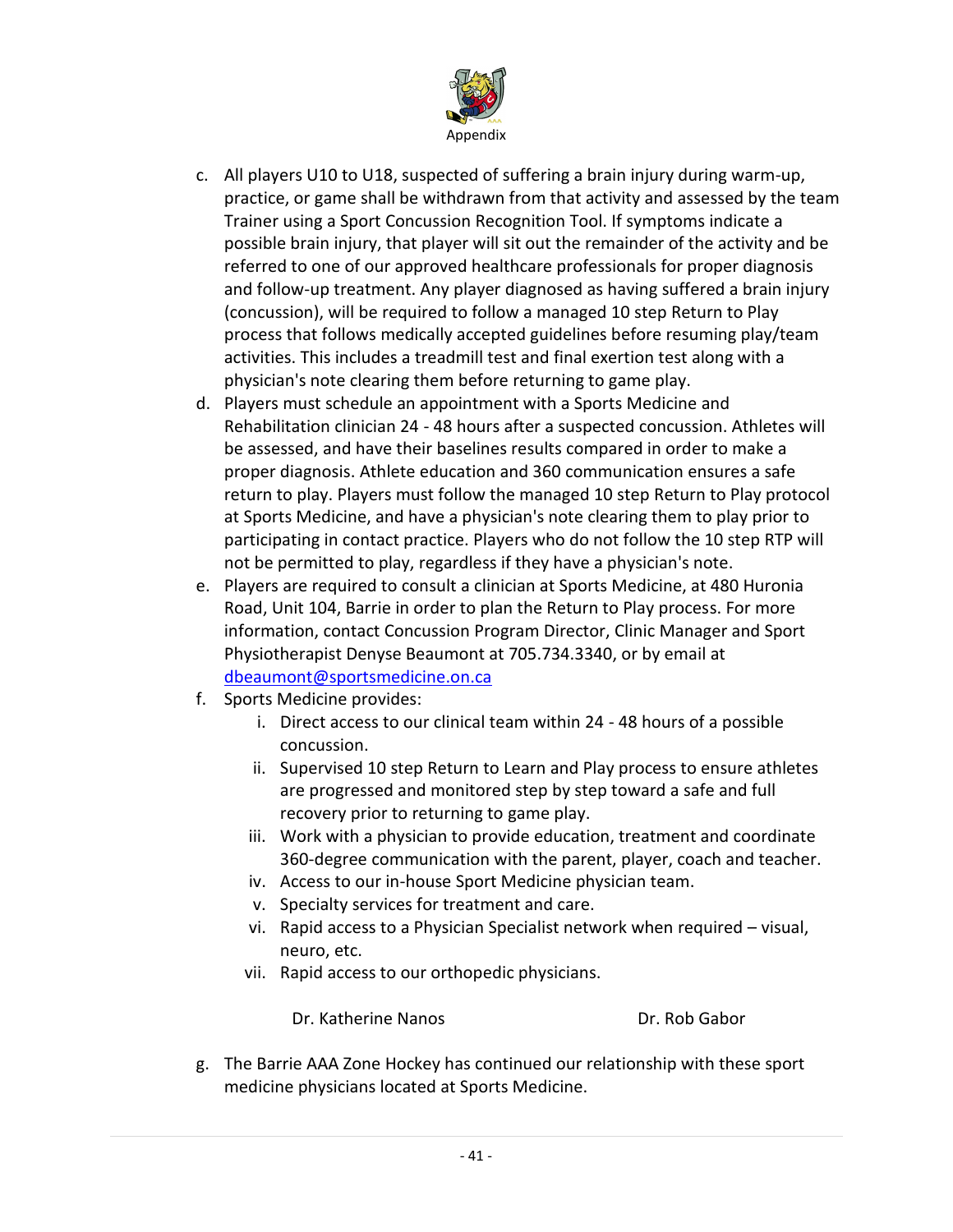Appendix

c. All players U10 to U18, suspected of suffering a brain injury during warm-up, practice, or game shall be withdrawn from that activity and assessed by the team Trainer using a Sport Concussion Recognition Tool. If symptoms indicate a possible brain injury, that player will sit out the remainder of the activity and be referred to one of our approved healthcare professionals for proper diagnosis and follow-up treatment. Any player diagnosed as having suffered a brain injury (concussion), will be required to follow a managed 10 step Return to Play process that follows medically accepted guidelines before resuming play/team activities. This includes a treadmill test and final exertion test along with a physician's note clearing them before returning to game play.
d. Players must schedule an appointment with a Sports Medicine and Rehabilitation clinician 24 - 48 hours after a suspected concussion. Athletes will be assessed, and have their baselines results compared in order to make a proper diagnosis. Athlete education and 360 communication ensures a safe return to play. Players must follow the managed 10 step Return to Play protocol at Sports Medicine, and have a physician's note clearing them to play prior to participating in contact practice. Players who do not follow the 10 step RTP will not be permitted to play, regardless if they have a physician's note.
e. Players are required to consult a clinician at Sports Medicine, at 480 Huronia Road, Unit 104, Barrie in order to plan the Return to Play process. For more information, contact Concussion Program Director, Clinic Manager and Sport Physiotherapist Denyse Beaumont at 705.734.3340, or by email at dbeaumont@sportsmedicine.on.ca
f. Sports Medicine provides:
    i. Direct access to our clinical team within 24 - 48 hours of a possible concussion.
    ii. Supervised 10 step Return to Learn and Play process to ensure athletes are progressed and monitored step by step toward a safe and full recovery prior to returning to game play.
    iii. Work with a physician to provide education, treatment and coordinate 360-degree communication with the parent, player, coach and teacher.
    iv. Access to our in-house Sport Medicine physician team.
    v. Specialty services for treatment and care.
    vi. Rapid access to a Physician Specialist network when required – visual, neuro, etc.
    vii. Rapid access to our orthopedic physicians.

    Dr. Katherine Nanos                    Dr. Rob Gabor

g. The Barrie AAA Zone Hockey has continued our relationship with these sport medicine physicians located at Sports Medicine.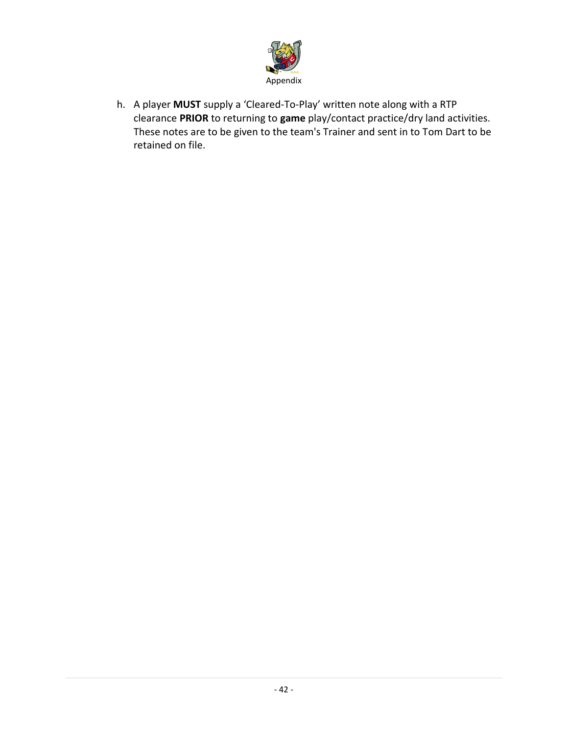h. A player **MUST** supply a 'Cleared-To-Play' written note along with a RTP clearance **PRIOR** to returning to **game** play/contact practice/dry land activities. These notes are to be given to the team's Trainer and sent in to Tom Dart to be retained on file.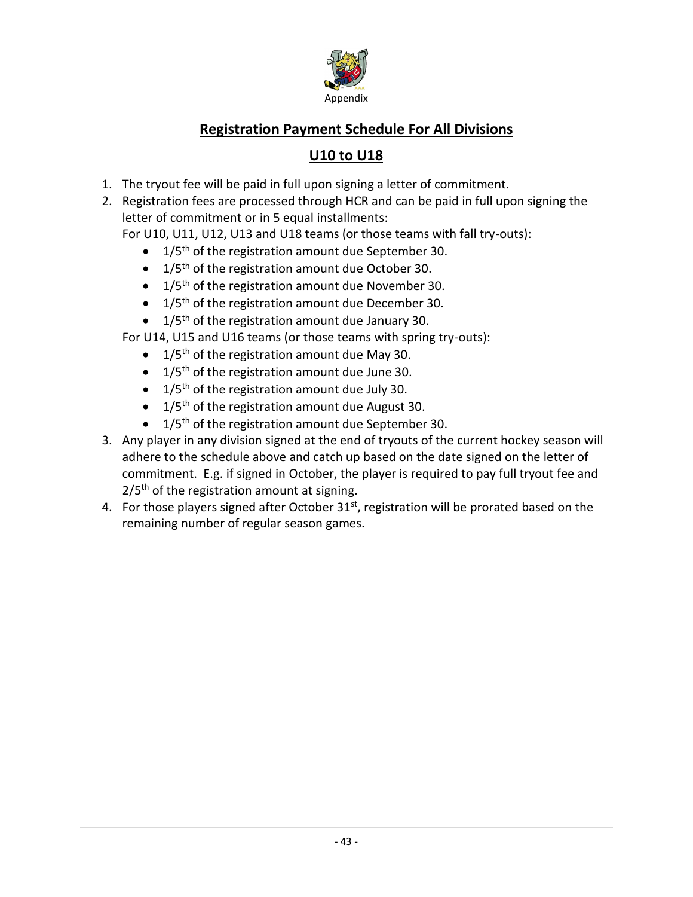Appendix

## Registration Payment Schedule For All Divisions

## U10 to U18

1. The tryout fee will be paid in full upon signing a letter of commitment.
2. Registration fees are processed through HCR and can be paid in full upon signing the letter of commitment or in 5 equal installments:

   For U10, U11, U12, U13 and U18 teams (or those teams with fall try-outs):
   - 1/5th of the registration amount due September 30.
   - 1/5th of the registration amount due October 30.
   - 1/5th of the registration amount due November 30.
   - 1/5th of the registration amount due December 30.
   - 1/5th of the registration amount due January 30.

   For U14, U15 and U16 teams (or those teams with spring try-outs):
   - 1/5th of the registration amount due May 30.
   - 1/5th of the registration amount due June 30.
   - 1/5th of the registration amount due July 30.
   - 1/5th of the registration amount due August 30.
   - 1/5th of the registration amount due September 30.
3. Any player in any division signed at the end of tryouts of the current hockey season will adhere to the schedule above and catch up based on the date signed on the letter of commitment. E.g. if signed in October, the player is required to pay full tryout fee and 2/5th of the registration amount at signing.
4. For those players signed after October 31st, registration will be prorated based on the remaining number of regular season games.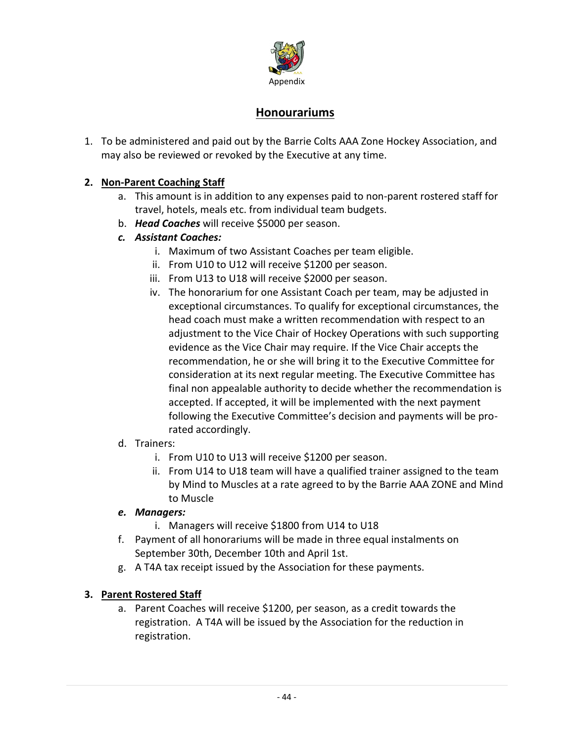Appendix

## Honourariums

1. To be administered and paid out by the Barrie Colts AAA Zone Hockey Association, and may also be reviewed or revoked by the Executive at any time.

2. **Non-Parent Coaching Staff**
   a. This amount is in addition to any expenses paid to non-parent rostered staff for travel, hotels, meals etc. from individual team budgets.
   b. ***Head Coaches*** will receive $5000 per season.
   c. ***Assistant Coaches:***
      i. Maximum of two Assistant Coaches per team eligible.
      ii. From U10 to U12 will receive $1200 per season.
      iii. From U13 to U18 will receive $2000 per season.
      iv. The honorarium for one Assistant Coach per team, may be adjusted in exceptional circumstances. To qualify for exceptional circumstances, the head coach must make a written recommendation with respect to an adjustment to the Vice Chair of Hockey Operations with such supporting evidence as the Vice Chair may require. If the Vice Chair accepts the recommendation, he or she will bring it to the Executive Committee for consideration at its next regular meeting. The Executive Committee has final non appealable authority to decide whether the recommendation is accepted. If accepted, it will be implemented with the next payment following the Executive Committee's decision and payments will be pro-rated accordingly.
   d. Trainers:
      i. From U10 to U13 will receive $1200 per season.
      ii. From U14 to U18 team will have a qualified trainer assigned to the team by Mind to Muscles at a rate agreed to by the Barrie AAA ZONE and Mind to Muscle
   e. ***Managers:***
      i. Managers will receive $1800 from U14 to U18
   f. Payment of all honorariums will be made in three equal instalments on September 30th, December 10th and April 1st.
   g. A T4A tax receipt issued by the Association for these payments.

3. **Parent Rostered Staff**
   a. Parent Coaches will receive $1200, per season, as a credit towards the registration. A T4A will be issued by the Association for the reduction in registration.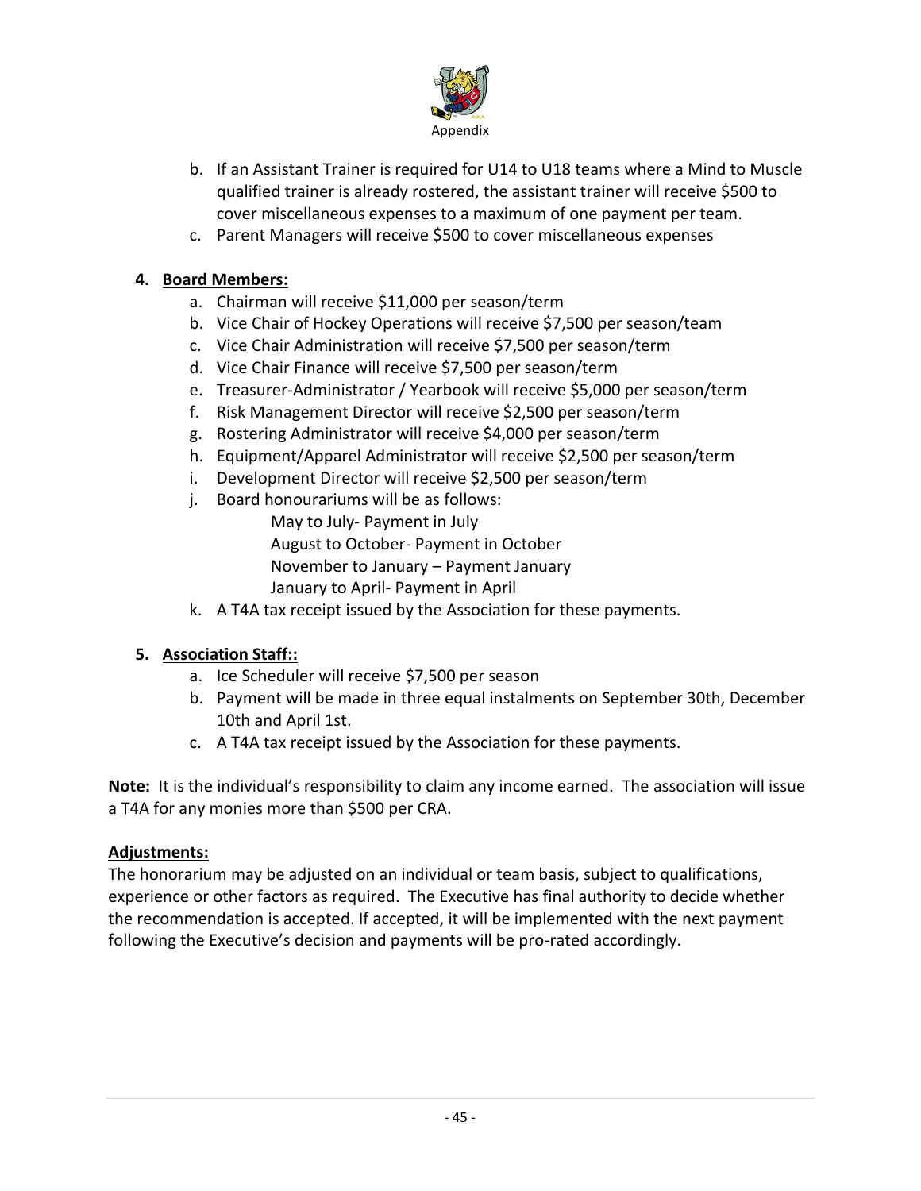b. If an Assistant Trainer is required for U14 to U18 teams where a Mind to Muscle qualified trainer is already rostered, the assistant trainer will receive $500 to cover miscellaneous expenses to a maximum of one payment per team.
c. Parent Managers will receive $500 to cover miscellaneous expenses

4. **<u>Board Members:</u>**
   a. Chairman will receive $11,000 per season/term
   b. Vice Chair of Hockey Operations will receive $7,500 per season/team
   c. Vice Chair Administration will receive $7,500 per season/term
   d. Vice Chair Finance will receive $7,500 per season/term
   e. Treasurer-Administrator / Yearbook will receive $5,000 per season/term
   f. Risk Management Director will receive $2,500 per season/term
   g. Rostering Administrator will receive $4,000 per season/term
   h. Equipment/Apparel Administrator will receive $2,500 per season/term
   i. Development Director will receive $2,500 per season/term
   j. Board honourariums will be as follows:
      - May to July- Payment in July
      - August to October- Payment in October
      - November to January – Payment January
      - January to April- Payment in April
   k. A T4A tax receipt issued by the Association for these payments.

5. **<u>Association Staff::</u>**
   a. Ice Scheduler will receive $7,500 per season
   b. Payment will be made in three equal instalments on September 30th, December 10th and April 1st.
   c. A T4A tax receipt issued by the Association for these payments.

**Note:** It is the individual's responsibility to claim any income earned. The association will issue a T4A for any monies more than $500 per CRA.

**<u>Adjustments:</u>**

The honorarium may be adjusted on an individual or team basis, subject to qualifications, experience or other factors as required. The Executive has final authority to decide whether the recommendation is accepted. If accepted, it will be implemented with the next payment following the Executive's decision and payments will be pro-rated accordingly.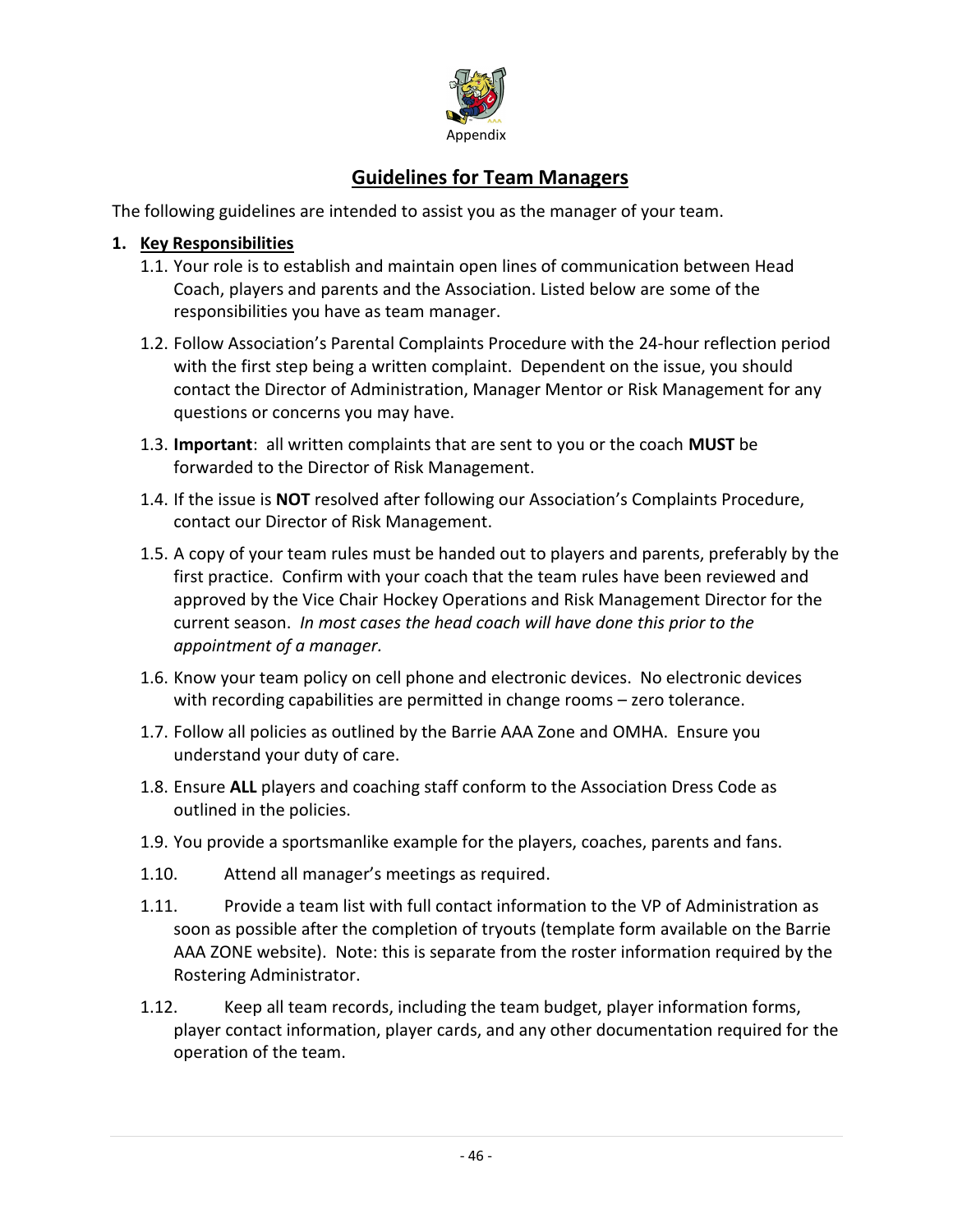Appendix

## Guidelines for Team Managers

The following guidelines are intended to assist you as the manager of your team.

1. **Key Responsibilities**
   1.1. Your role is to establish and maintain open lines of communication between Head Coach, players and parents and the Association. Listed below are some of the responsibilities you have as team manager.

   1.2. Follow Association's Parental Complaints Procedure with the 24-hour reflection period with the first step being a written complaint. Dependent on the issue, you should contact the Director of Administration, Manager Mentor or Risk Management for any questions or concerns you may have.

   1.3. **Important**: all written complaints that are sent to you or the coach **MUST** be forwarded to the Director of Risk Management.

   1.4. If the issue is **NOT** resolved after following our Association's Complaints Procedure, contact our Director of Risk Management.

   1.5. A copy of your team rules must be handed out to players and parents, preferably by the first practice. Confirm with your coach that the team rules have been reviewed and approved by the Vice Chair Hockey Operations and Risk Management Director for the current season. *In most cases the head coach will have done this prior to the appointment of a manager.*

   1.6. Know your team policy on cell phone and electronic devices. No electronic devices with recording capabilities are permitted in change rooms – zero tolerance.

   1.7. Follow all policies as outlined by the Barrie AAA Zone and OMHA. Ensure you understand your duty of care.

   1.8. Ensure **ALL** players and coaching staff conform to the Association Dress Code as outlined in the policies.

   1.9. You provide a sportsmanlike example for the players, coaches, parents and fans.

   1.10. Attend all manager's meetings as required.

   1.11. Provide a team list with full contact information to the VP of Administration as soon as possible after the completion of tryouts (template form available on the Barrie AAA ZONE website). Note: this is separate from the roster information required by the Rostering Administrator.

   1.12. Keep all team records, including the team budget, player information forms, player contact information, player cards, and any other documentation required for the operation of the team.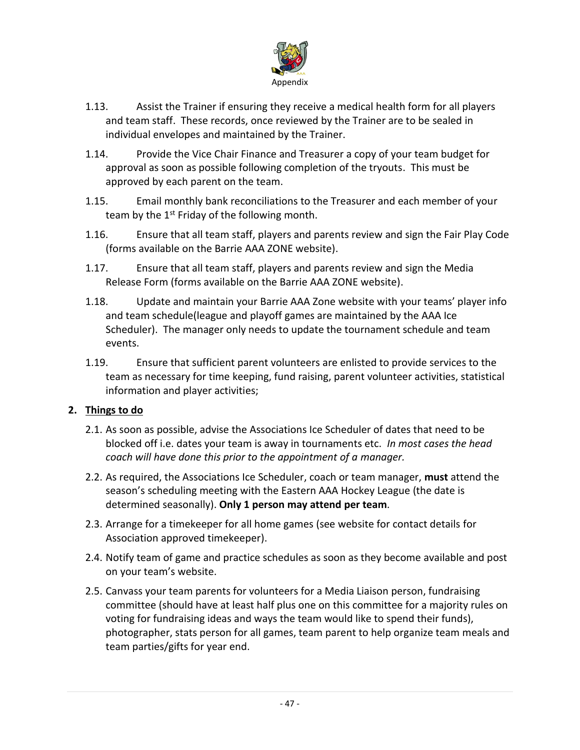Appendix

1.13. Assist the Trainer if ensuring they receive a medical health form for all players and team staff. These records, once reviewed by the Trainer are to be sealed in individual envelopes and maintained by the Trainer.

1.14. Provide the Vice Chair Finance and Treasurer a copy of your team budget for approval as soon as possible following completion of the tryouts. This must be approved by each parent on the team.

1.15. Email monthly bank reconciliations to the Treasurer and each member of your team by the 1st Friday of the following month.

1.16. Ensure that all team staff, players and parents review and sign the Fair Play Code (forms available on the Barrie AAA ZONE website).

1.17. Ensure that all team staff, players and parents review and sign the Media Release Form (forms available on the Barrie AAA ZONE website).

1.18. Update and maintain your Barrie AAA Zone website with your teams' player info and team schedule(league and playoff games are maintained by the AAA Ice Scheduler). The manager only needs to update the tournament schedule and team events.

1.19. Ensure that sufficient parent volunteers are enlisted to provide services to the team as necessary for time keeping, fund raising, parent volunteer activities, statistical information and player activities;

**2. Things to do**

2.1. As soon as possible, advise the Associations Ice Scheduler of dates that need to be blocked off i.e. dates your team is away in tournaments etc. *In most cases the head coach will have done this prior to the appointment of a manager.*

2.2. As required, the Associations Ice Scheduler, coach or team manager, **must** attend the season's scheduling meeting with the Eastern AAA Hockey League (the date is determined seasonally). **Only 1 person may attend per team**.

2.3. Arrange for a timekeeper for all home games (see website for contact details for Association approved timekeeper).

2.4. Notify team of game and practice schedules as soon as they become available and post on your team's website.

2.5. Canvass your team parents for volunteers for a Media Liaison person, fundraising committee (should have at least half plus one on this committee for a majority rules on voting for fundraising ideas and ways the team would like to spend their funds), photographer, stats person for all games, team parent to help organize team meals and team parties/gifts for year end.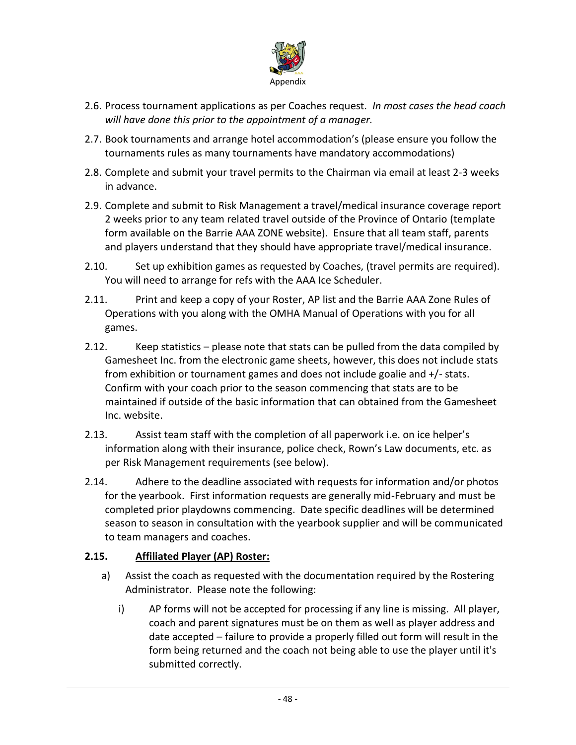2.6. Process tournament applications as per Coaches request. *In most cases the head coach will have done this prior to the appointment of a manager.*

2.7. Book tournaments and arrange hotel accommodation's (please ensure you follow the tournaments rules as many tournaments have mandatory accommodations)

2.8. Complete and submit your travel permits to the Chairman via email at least 2-3 weeks in advance.

2.9. Complete and submit to Risk Management a travel/medical insurance coverage report 2 weeks prior to any team related travel outside of the Province of Ontario (template form available on the Barrie AAA ZONE website). Ensure that all team staff, parents and players understand that they should have appropriate travel/medical insurance.

2.10. Set up exhibition games as requested by Coaches, (travel permits are required). You will need to arrange for refs with the AAA Ice Scheduler.

2.11. Print and keep a copy of your Roster, AP list and the Barrie AAA Zone Rules of Operations with you along with the OMHA Manual of Operations with you for all games.

2.12. Keep statistics – please note that stats can be pulled from the data compiled by Gamesheet Inc. from the electronic game sheets, however, this does not include stats from exhibition or tournament games and does not include goalie and +/- stats. Confirm with your coach prior to the season commencing that stats are to be maintained if outside of the basic information that can obtained from the Gamesheet Inc. website.

2.13. Assist team staff with the completion of all paperwork i.e. on ice helper's information along with their insurance, police check, Rown's Law documents, etc. as per Risk Management requirements (see below).

2.14. Adhere to the deadline associated with requests for information and/or photos for the yearbook. First information requests are generally mid-February and must be completed prior playdowns commencing. Date specific deadlines will be determined season to season in consultation with the yearbook supplier and will be communicated to team managers and coaches.

**2.15. <u>Affiliated Player (AP) Roster:</u>**

a) Assist the coach as requested with the documentation required by the Rostering Administrator. Please note the following:

   i) AP forms will not be accepted for processing if any line is missing. All player, coach and parent signatures must be on them as well as player address and date accepted – failure to provide a properly filled out form will result in the form being returned and the coach not being able to use the player until it's submitted correctly.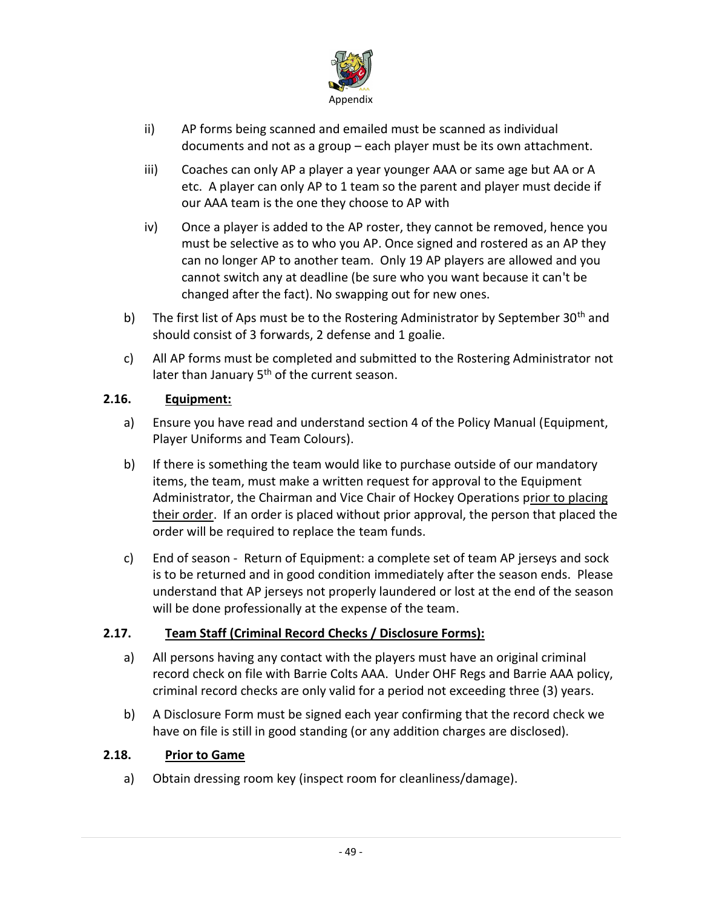ii) AP forms being scanned and emailed must be scanned as individual documents and not as a group – each player must be its own attachment.

iii) Coaches can only AP a player a year younger AAA or same age but AA or A etc. A player can only AP to 1 team so the parent and player must decide if our AAA team is the one they choose to AP with

iv) Once a player is added to the AP roster, they cannot be removed, hence you must be selective as to who you AP. Once signed and rostered as an AP they can no longer AP to another team. Only 19 AP players are allowed and you cannot switch any at deadline (be sure who you want because it can't be changed after the fact). No swapping out for new ones.

b) The first list of Aps must be to the Rostering Administrator by September 30th and should consist of 3 forwards, 2 defense and 1 goalie.

c) All AP forms must be completed and submitted to the Rostering Administrator not later than January 5th of the current season.

### 2.16. Equipment:

a) Ensure you have read and understand section 4 of the Policy Manual (Equipment, Player Uniforms and Team Colours).

b) If there is something the team would like to purchase outside of our mandatory items, the team, must make a written request for approval to the Equipment Administrator, the Chairman and Vice Chair of Hockey Operations prior to placing their order. If an order is placed without prior approval, the person that placed the order will be required to replace the team funds.

c) End of season - Return of Equipment: a complete set of team AP jerseys and sock is to be returned and in good condition immediately after the season ends. Please understand that AP jerseys not properly laundered or lost at the end of the season will be done professionally at the expense of the team.

### 2.17. Team Staff (Criminal Record Checks / Disclosure Forms):

a) All persons having any contact with the players must have an original criminal record check on file with Barrie Colts AAA. Under OHF Regs and Barrie AAA policy, criminal record checks are only valid for a period not exceeding three (3) years.

b) A Disclosure Form must be signed each year confirming that the record check we have on file is still in good standing (or any addition charges are disclosed).

### 2.18. Prior to Game

a) Obtain dressing room key (inspect room for cleanliness/damage).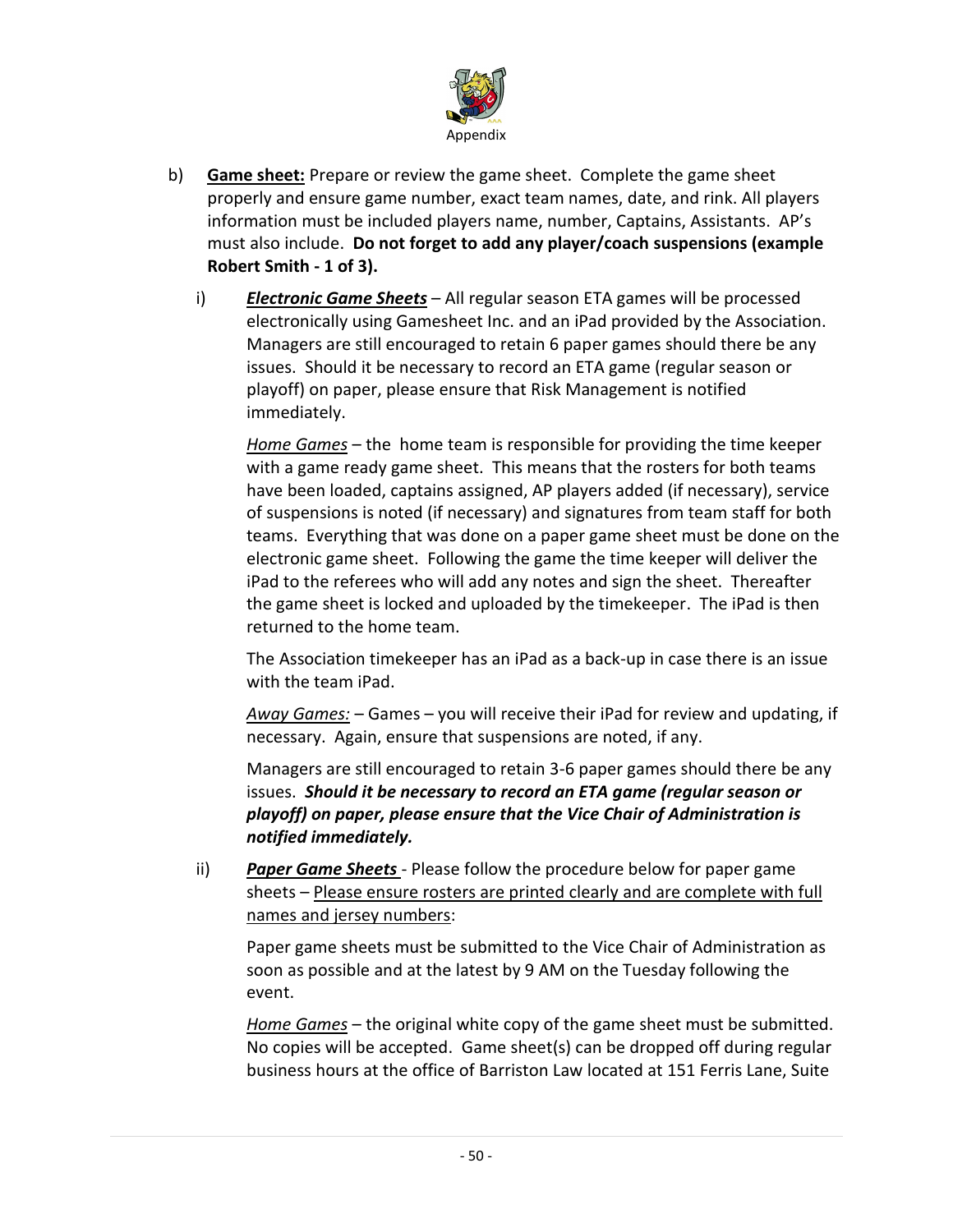b) **<u>Game sheet:</u>** Prepare or review the game sheet. Complete the game sheet properly and ensure game number, exact team names, date, and rink. All players information must be included players name, number, Captains, Assistants. AP's must also include. **Do not forget to add any player/coach suspensions (example Robert Smith - 1 of 3).**

   i) ***<u>Electronic Game Sheets</u>*** – All regular season ETA games will be processed electronically using Gamesheet Inc. and an iPad provided by the Association. Managers are still encouraged to retain 6 paper games should there be any issues. Should it be necessary to record an ETA game (regular season or playoff) on paper, please ensure that Risk Management is notified immediately.

   *<u>Home Games</u>* – the home team is responsible for providing the time keeper with a game ready game sheet. This means that the rosters for both teams have been loaded, captains assigned, AP players added (if necessary), service of suspensions is noted (if necessary) and signatures from team staff for both teams. Everything that was done on a paper game sheet must be done on the electronic game sheet. Following the game the time keeper will deliver the iPad to the referees who will add any notes and sign the sheet. Thereafter the game sheet is locked and uploaded by the timekeeper. The iPad is then returned to the home team.

   The Association timekeeper has an iPad as a back-up in case there is an issue with the team iPad.

   *<u>Away Games:</u>* – Games – you will receive their iPad for review and updating, if necessary. Again, ensure that suspensions are noted, if any.

   Managers are still encouraged to retain 3-6 paper games should there be any issues. ***Should it be necessary to record an ETA game (regular season or playoff) on paper, please ensure that the Vice Chair of Administration is notified immediately.***

   ii) ***<u>Paper Game Sheets</u>*** - Please follow the procedure below for paper game sheets – <u>Please ensure rosters are printed clearly and are complete with full names and jersey numbers</u>:

   Paper game sheets must be submitted to the Vice Chair of Administration as soon as possible and at the latest by 9 AM on the Tuesday following the event.

   *<u>Home Games</u>* – the original white copy of the game sheet must be submitted. No copies will be accepted. Game sheet(s) can be dropped off during regular business hours at the office of Barriston Law located at 151 Ferris Lane, Suite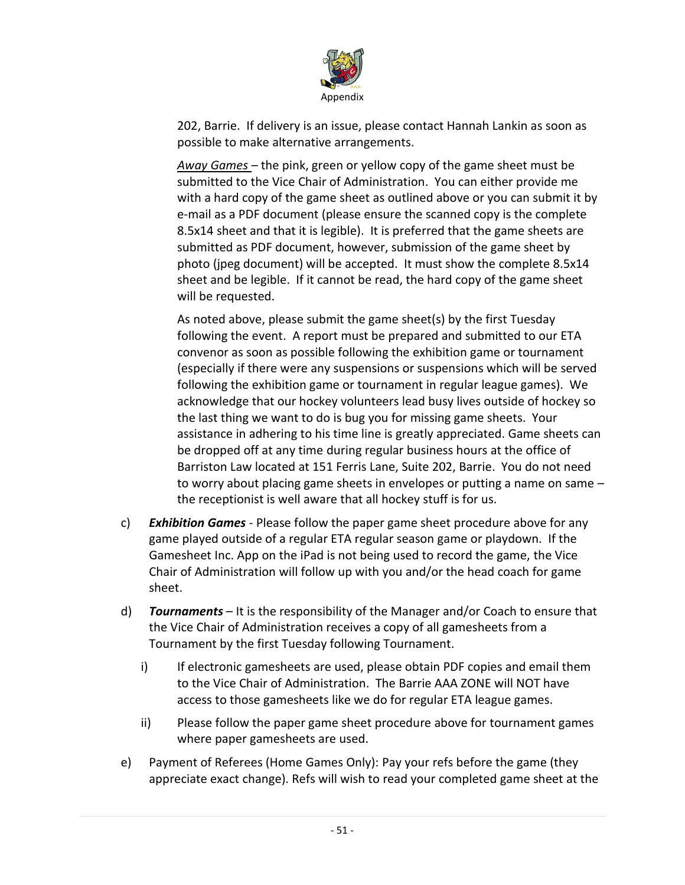202, Barrie. If delivery is an issue, please contact Hannah Lankin as soon as possible to make alternative arrangements.

*Away Games* – the pink, green or yellow copy of the game sheet must be submitted to the Vice Chair of Administration. You can either provide me with a hard copy of the game sheet as outlined above or you can submit it by e-mail as a PDF document (please ensure the scanned copy is the complete 8.5x14 sheet and that it is legible). It is preferred that the game sheets are submitted as PDF document, however, submission of the game sheet by photo (jpeg document) will be accepted. It must show the complete 8.5x14 sheet and be legible. If it cannot be read, the hard copy of the game sheet will be requested.

As noted above, please submit the game sheet(s) by the first Tuesday following the event. A report must be prepared and submitted to our ETA convenor as soon as possible following the exhibition game or tournament (especially if there were any suspensions or suspensions which will be served following the exhibition game or tournament in regular league games). We acknowledge that our hockey volunteers lead busy lives outside of hockey so the last thing we want to do is bug you for missing game sheets. Your assistance in adhering to his time line is greatly appreciated. Game sheets can be dropped off at any time during regular business hours at the office of Barriston Law located at 151 Ferris Lane, Suite 202, Barrie. You do not need to worry about placing game sheets in envelopes or putting a name on same – the receptionist is well aware that all hockey stuff is for us.

c) ***Exhibition Games*** - Please follow the paper game sheet procedure above for any game played outside of a regular ETA regular season game or playdown. If the Gamesheet Inc. App on the iPad is not being used to record the game, the Vice Chair of Administration will follow up with you and/or the head coach for game sheet.

d) ***Tournaments*** – It is the responsibility of the Manager and/or Coach to ensure that the Vice Chair of Administration receives a copy of all gamesheets from a Tournament by the first Tuesday following Tournament.

   i) If electronic gamesheets are used, please obtain PDF copies and email them to the Vice Chair of Administration. The Barrie AAA ZONE will NOT have access to those gamesheets like we do for regular ETA league games.

   ii) Please follow the paper game sheet procedure above for tournament games where paper gamesheets are used.

e) Payment of Referees (Home Games Only): Pay your refs before the game (they appreciate exact change). Refs will wish to read your completed game sheet at the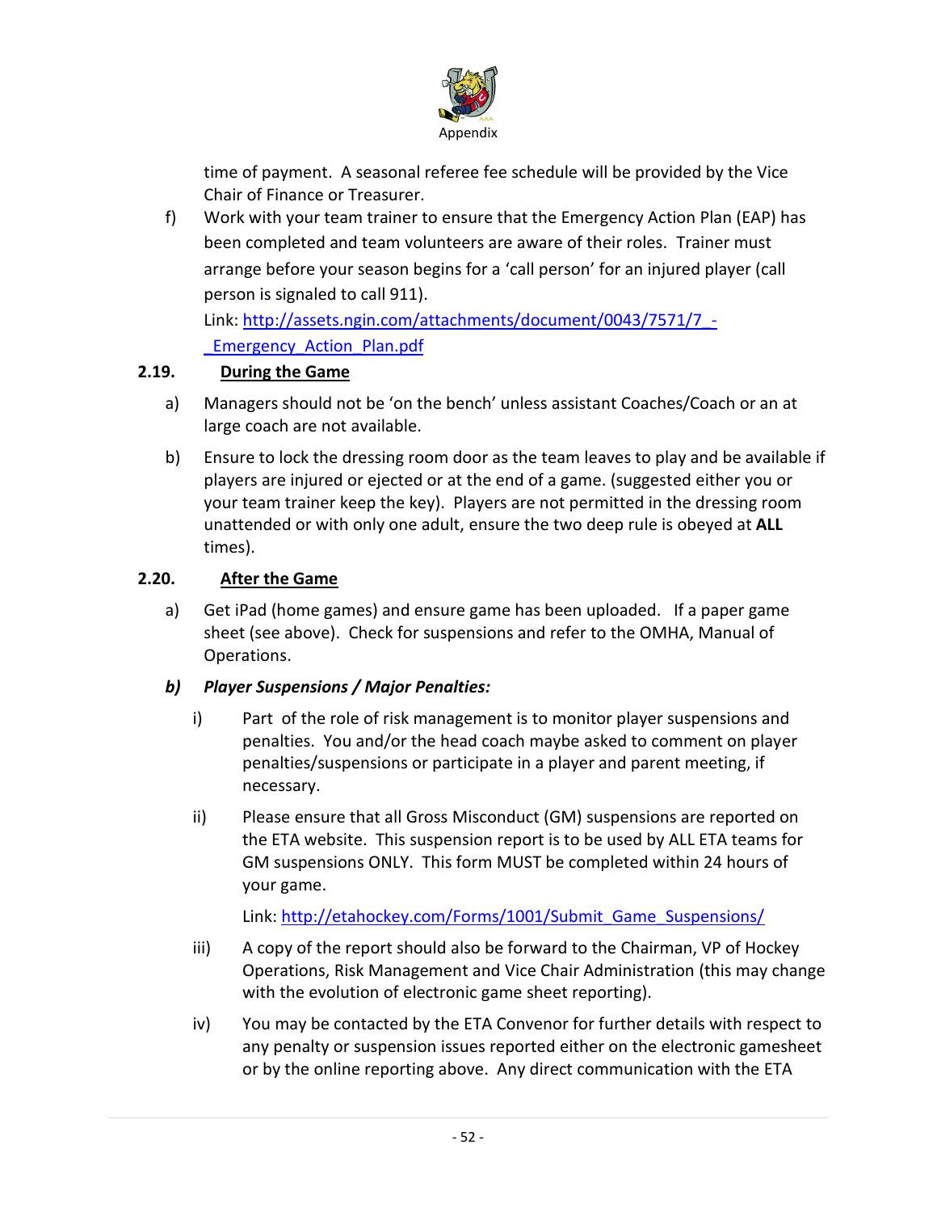time of payment. A seasonal referee fee schedule will be provided by the Vice Chair of Finance or Treasurer.

f) Work with your team trainer to ensure that the Emergency Action Plan (EAP) has been completed and team volunteers are aware of their roles. Trainer must arrange before your season begins for a 'call person' for an injured player (call person is signaled to call 911).

   Link: http://assets.ngin.com/attachments/document/0043/7571/7_-_Emergency_Action_Plan.pdf

## 2.19. During the Game

a) Managers should not be 'on the bench' unless assistant Coaches/Coach or an at large coach are not available.

b) Ensure to lock the dressing room door as the team leaves to play and be available if players are injured or ejected or at the end of a game. (suggested either you or your team trainer keep the key). Players are not permitted in the dressing room unattended or with only one adult, ensure the two deep rule is obeyed at **ALL** times).

## 2.20. After the Game

a) Get iPad (home games) and ensure game has been uploaded. If a paper game sheet (see above). Check for suspensions and refer to the OMHA, Manual of Operations.

***b) Player Suspensions / Major Penalties:***

   i) Part of the role of risk management is to monitor player suspensions and penalties. You and/or the head coach maybe asked to comment on player penalties/suspensions or participate in a player and parent meeting, if necessary.

   ii) Please ensure that all Gross Misconduct (GM) suspensions are reported on the ETA website. This suspension report is to be used by ALL ETA teams for GM suspensions ONLY. This form MUST be completed within 24 hours of your game.

   Link: http://etahockey.com/Forms/1001/Submit_Game_Suspensions/

   iii) A copy of the report should also be forward to the Chairman, VP of Hockey Operations, Risk Management and Vice Chair Administration (this may change with the evolution of electronic game sheet reporting).

   iv) You may be contacted by the ETA Convenor for further details with respect to any penalty or suspension issues reported either on the electronic gamesheet or by the online reporting above. Any direct communication with the ETA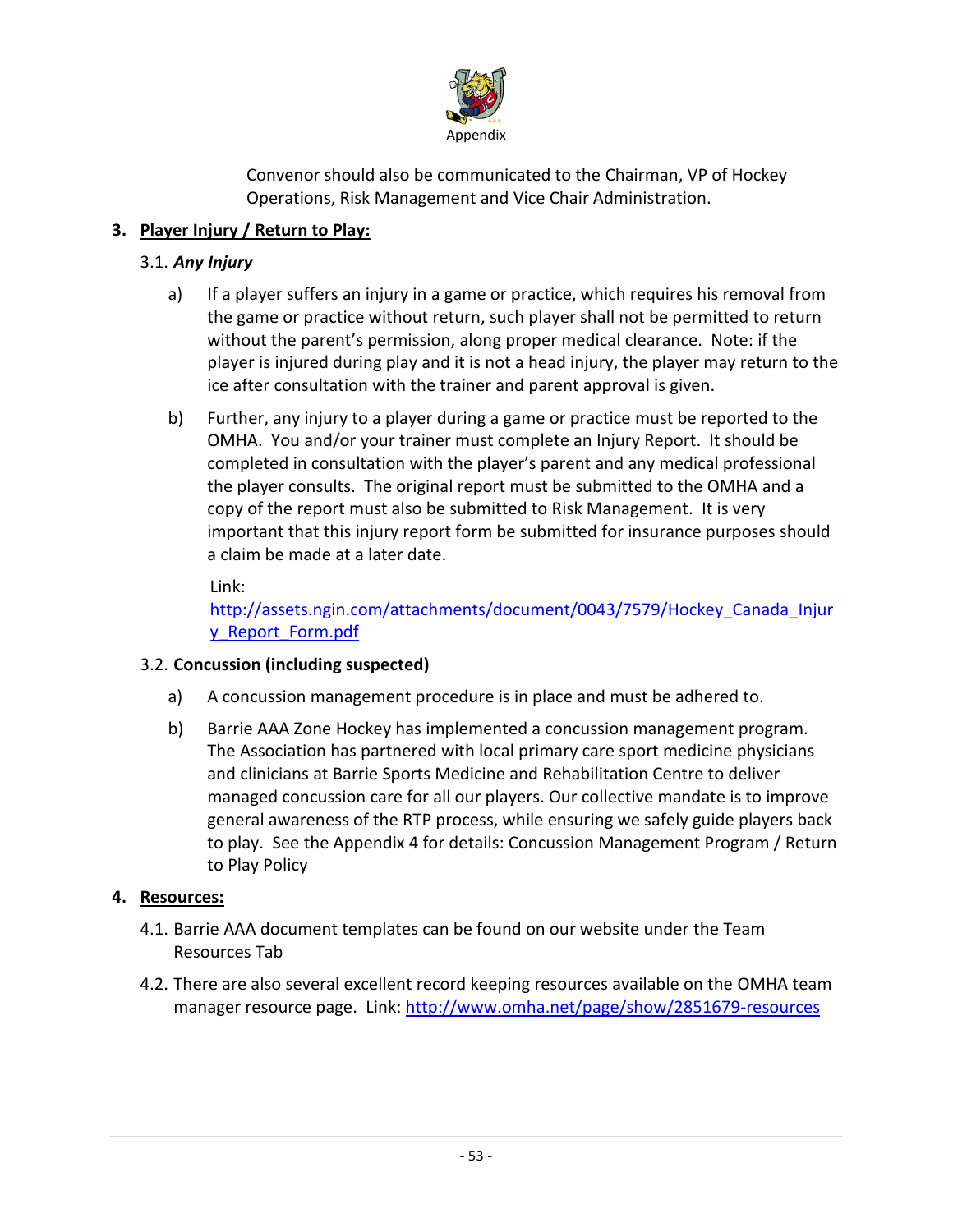Appendix

Convenor should also be communicated to the Chairman, VP of Hockey Operations, Risk Management and Vice Chair Administration.

3. **Player Injury / Return to Play:**

3.1. ***Any Injury***

a) If a player suffers an injury in a game or practice, which requires his removal from the game or practice without return, such player shall not be permitted to return without the parent's permission, along proper medical clearance. Note: if the player is injured during play and it is not a head injury, the player may return to the ice after consultation with the trainer and parent approval is given.

b) Further, any injury to a player during a game or practice must be reported to the OMHA. You and/or your trainer must complete an Injury Report. It should be completed in consultation with the player's parent and any medical professional the player consults. The original report must be submitted to the OMHA and a copy of the report must also be submitted to Risk Management. It is very important that this injury report form be submitted for insurance purposes should a claim be made at a later date.

Link: http://assets.ngin.com/attachments/document/0043/7579/Hockey_Canada_Injury_Report_Form.pdf

3.2. **Concussion (including suspected)**

a) A concussion management procedure is in place and must be adhered to.

b) Barrie AAA Zone Hockey has implemented a concussion management program. The Association has partnered with local primary care sport medicine physicians and clinicians at Barrie Sports Medicine and Rehabilitation Centre to deliver managed concussion care for all our players. Our collective mandate is to improve general awareness of the RTP process, while ensuring we safely guide players back to play. See the Appendix 4 for details: Concussion Management Program / Return to Play Policy

4. **Resources:**

4.1. Barrie AAA document templates can be found on our website under the Team Resources Tab

4.2. There are also several excellent record keeping resources available on the OMHA team manager resource page. Link: http://www.omha.net/page/show/2851679-resources